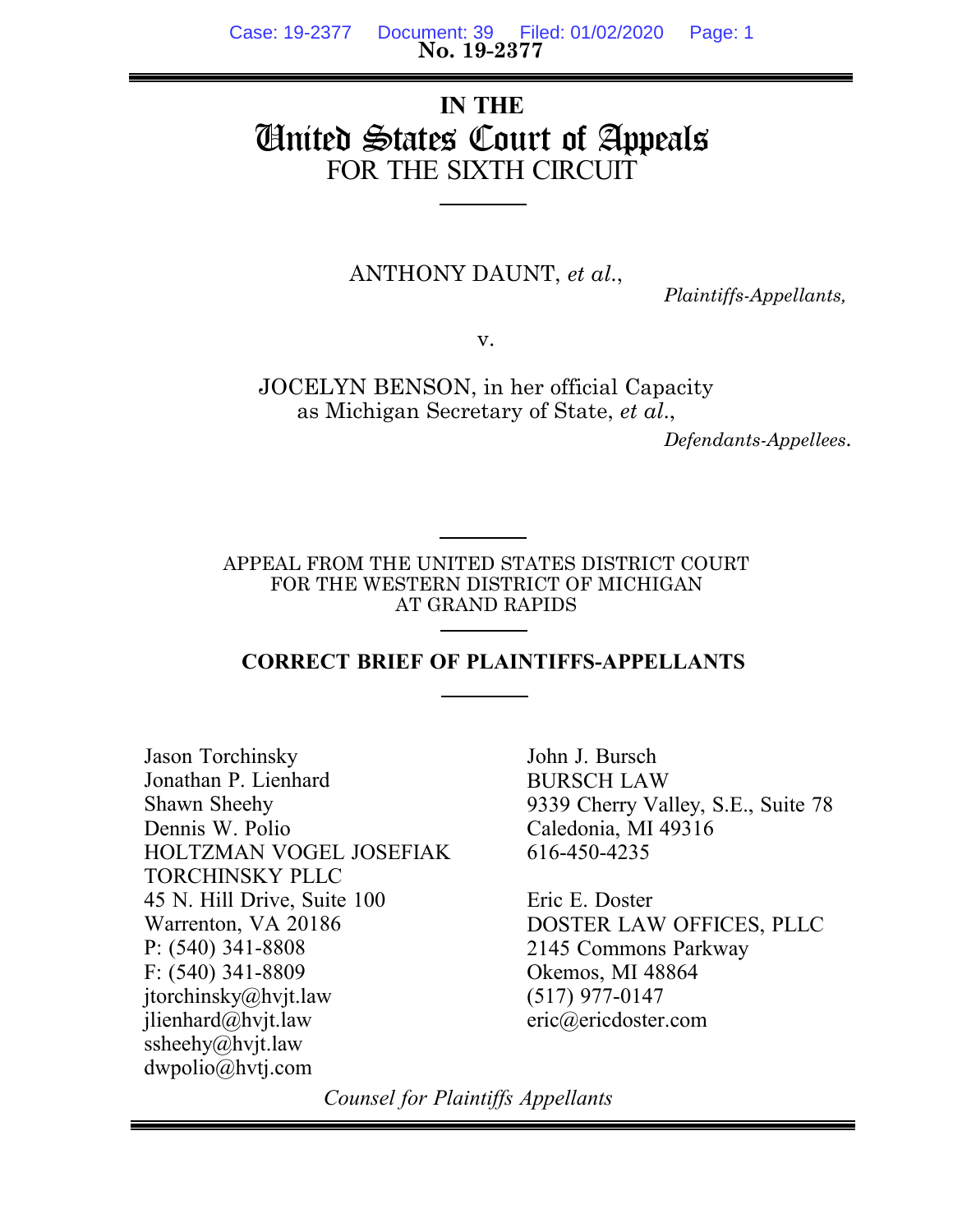No. 19-2377

# IN THE
# United States Court of Appeals
## FOR THE SIXTH CIRCUIT

ANTHONY DAUNT, *et al.*,

*Plaintiffs-Appellants,*

v.

JOCELYN BENSON, in her official Capacity as Michigan Secretary of State, *et al.*,

*Defendants-Appellees.*

APPEAL FROM THE UNITED STATES DISTRICT COURT
FOR THE WESTERN DISTRICT OF MICHIGAN
AT GRAND RAPIDS

**CORRECT BRIEF OF PLAINTIFFS-APPELLANTS**

Jason Torchinsky
Jonathan P. Lienhard
Shawn Sheehy
Dennis W. Polio
HOLTZMAN VOGEL JOSEFIAK TORCHINSKY PLLC
45 N. Hill Drive, Suite 100
Warrenton, VA 20186
P: (540) 341-8808
F: (540) 341-8809
jtorchinsky@hvjt.law
jlienhard@hvjt.law
ssheehy@hvjt.law
dwpolio@hvtj.com

John J. Bursch
BURSCH LAW
9339 Cherry Valley, S.E., Suite 78
Caledonia, MI 49316
616-450-4235

Eric E. Doster
DOSTER LAW OFFICES, PLLC
2145 Commons Parkway
Okemos, MI 48864
(517) 977-0147
eric@ericdoster.com

*Counsel for Plaintiffs Appellants*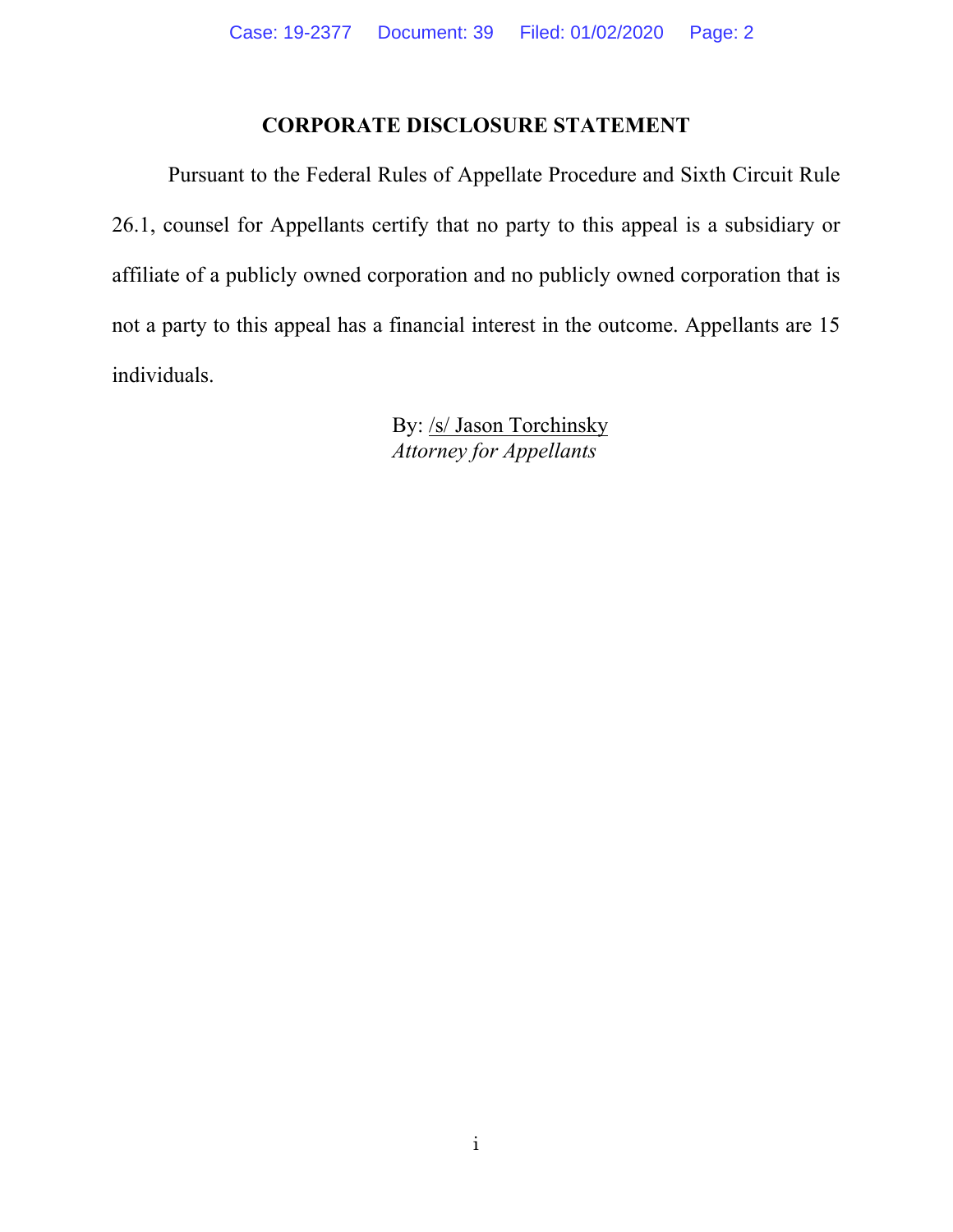## CORPORATE DISCLOSURE STATEMENT

Pursuant to the Federal Rules of Appellate Procedure and Sixth Circuit Rule 26.1, counsel for Appellants certify that no party to this appeal is a subsidiary or affiliate of a publicly owned corporation and no publicly owned corporation that is not a party to this appeal has a financial interest in the outcome. Appellants are 15 individuals.

By: /s/ Jason Torchinsky
*Attorney for Appellants*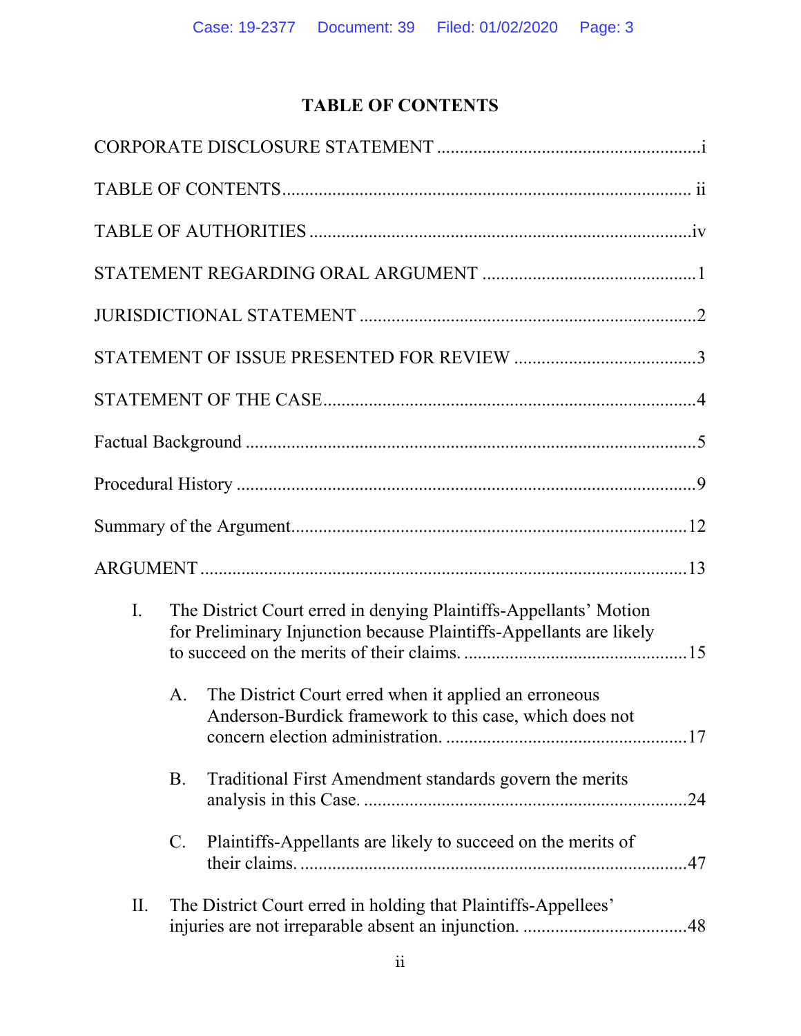# TABLE OF CONTENTS

CORPORATE DISCLOSURE STATEMENT ........................................................i

TABLE OF CONTENTS........................................................................................ ii

TABLE OF AUTHORITIES ..................................................................................iv

STATEMENT REGARDING ORAL ARGUMENT ..............................................1

JURISDICTIONAL STATEMENT ........................................................................2

STATEMENT OF ISSUE PRESENTED FOR REVIEW .......................................3

STATEMENT OF THE CASE................................................................................4

Factual Background ..................................................................................................5

Procedural History ....................................................................................................9

Summary of the Argument......................................................................................12

ARGUMENT ..........................................................................................................13

I. The District Court erred in denying Plaintiffs-Appellants' Motion for Preliminary Injunction because Plaintiffs-Appellants are likely to succeed on the merits of their claims. ................................................15

   A. The District Court erred when it applied an erroneous Anderson-Burdick framework to this case, which does not concern election administration. ....................................................17

   B. Traditional First Amendment standards govern the merits analysis in this Case. ......................................................................24

   C. Plaintiffs-Appellants are likely to succeed on the merits of their claims. ....................................................................................47

II. The District Court erred in holding that Plaintiffs-Appellees' injuries are not irreparable absent an injunction. ...................................48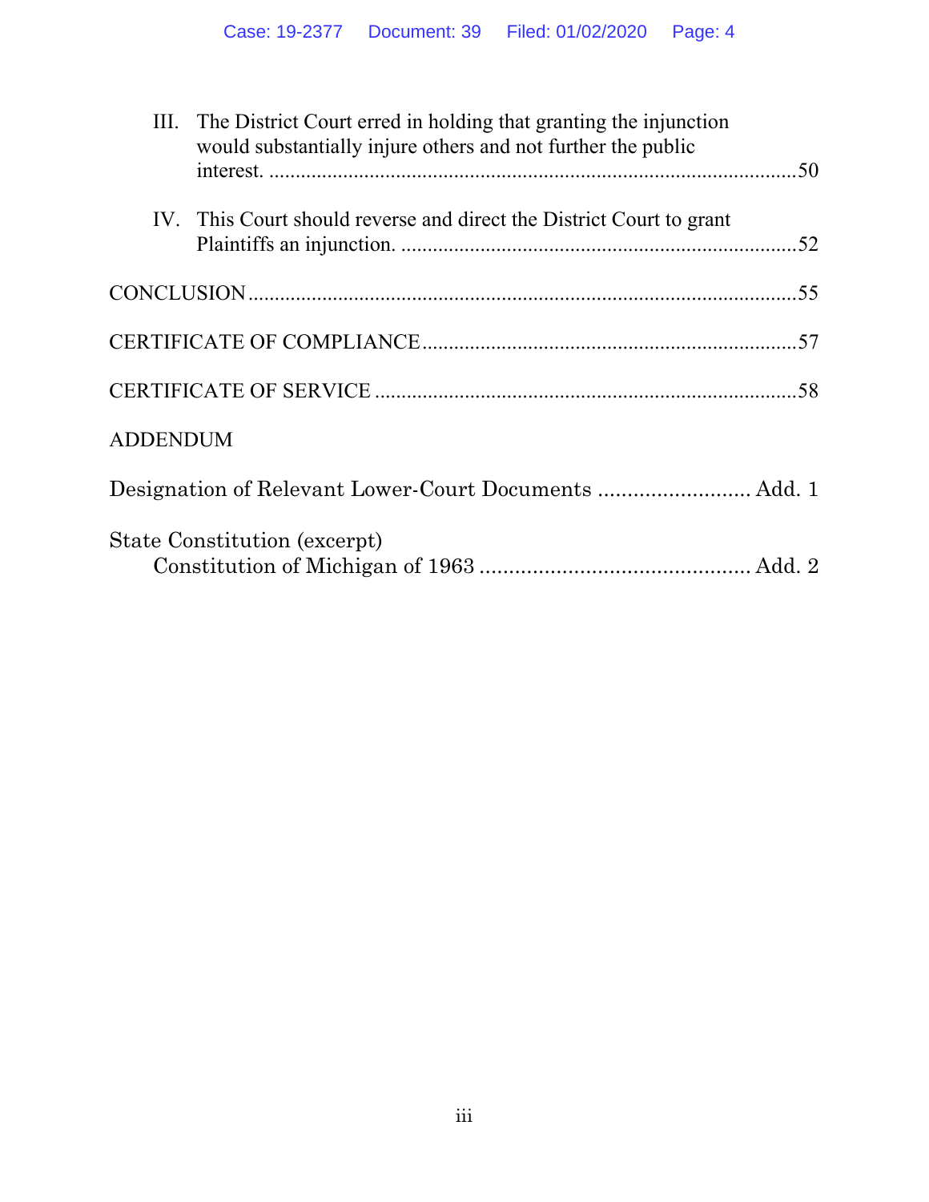III. The District Court erred in holding that granting the injunction would substantially injure others and not further the public interest. ....................................................................................................50

IV. This Court should reverse and direct the District Court to grant Plaintiffs an injunction. ..........................................................................52

CONCLUSION .......................................................................................................55

CERTIFICATE OF COMPLIANCE .......................................................................57

CERTIFICATE OF SERVICE ................................................................................58

ADDENDUM

Designation of Relevant Lower-Court Documents .......................... Add. 1

State Constitution (excerpt)
Constitution of Michigan of 1963 .............................................. Add. 2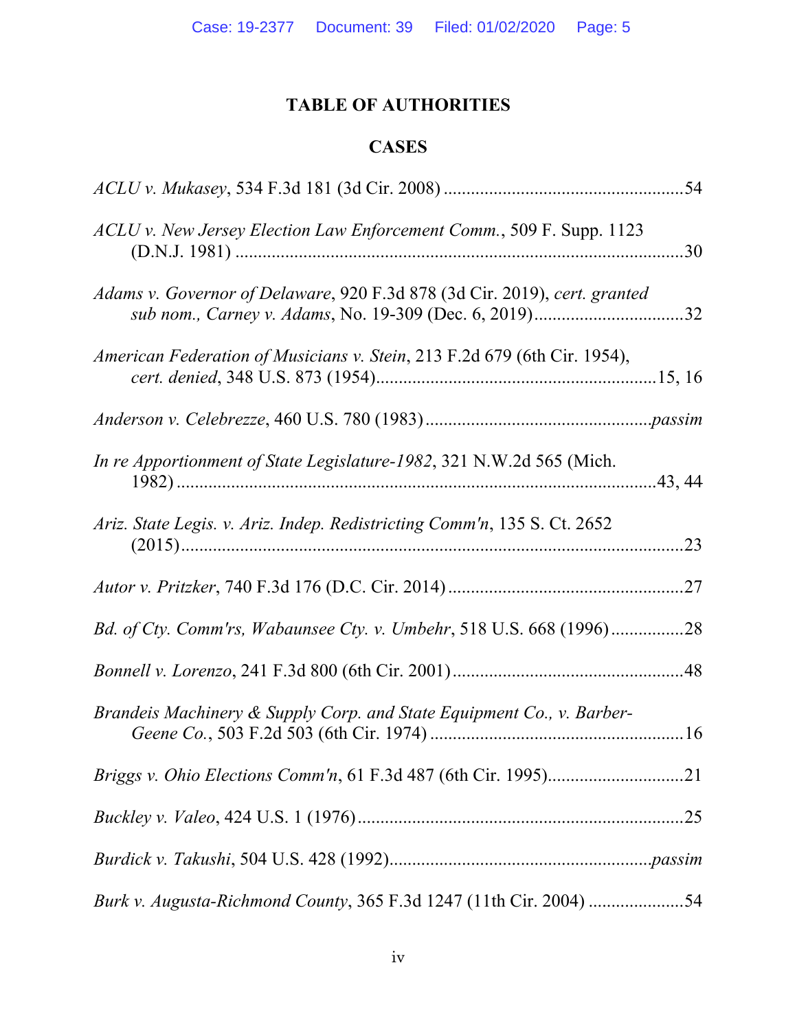# TABLE OF AUTHORITIES

## CASES

*ACLU v. Mukasey*, 534 F.3d 181 (3d Cir. 2008) ....................................................54

*ACLU v. New Jersey Election Law Enforcement Comm.*, 509 F. Supp. 1123 (D.N.J. 1981) ....................................................30

*Adams v. Governor of Delaware*, 920 F.3d 878 (3d Cir. 2019), *cert. granted sub nom., Carney v. Adams*, No. 19-309 (Dec. 6, 2019)....................................................32

*American Federation of Musicians v. Stein*, 213 F.2d 679 (6th Cir. 1954), *cert. denied*, 348 U.S. 873 (1954)....................................................15, 16

*Anderson v. Celebrezze*, 460 U.S. 780 (1983) ....................................................*passim*

*In re Apportionment of State Legislature-1982*, 321 N.W.2d 565 (Mich. 1982) ....................................................43, 44

*Ariz. State Legis. v. Ariz. Indep. Redistricting Comm'n*, 135 S. Ct. 2652 (2015)....................................................23

*Autor v. Pritzker*, 740 F.3d 176 (D.C. Cir. 2014) ....................................................27

*Bd. of Cty. Comm'rs, Wabaunsee Cty. v. Umbehr*, 518 U.S. 668 (1996) ....................................................28

*Bonnell v. Lorenzo*, 241 F.3d 800 (6th Cir. 2001) ....................................................48

*Brandeis Machinery & Supply Corp. and State Equipment Co., v. Barber-Geene Co.*, 503 F.2d 503 (6th Cir. 1974) ....................................................16

*Briggs v. Ohio Elections Comm'n*, 61 F.3d 487 (6th Cir. 1995)....................................................21

*Buckley v. Valeo*, 424 U.S. 1 (1976) ....................................................25

*Burdick v. Takushi*, 504 U.S. 428 (1992)....................................................*passim*

*Burk v. Augusta-Richmond County*, 365 F.3d 1247 (11th Cir. 2004) ....................................................54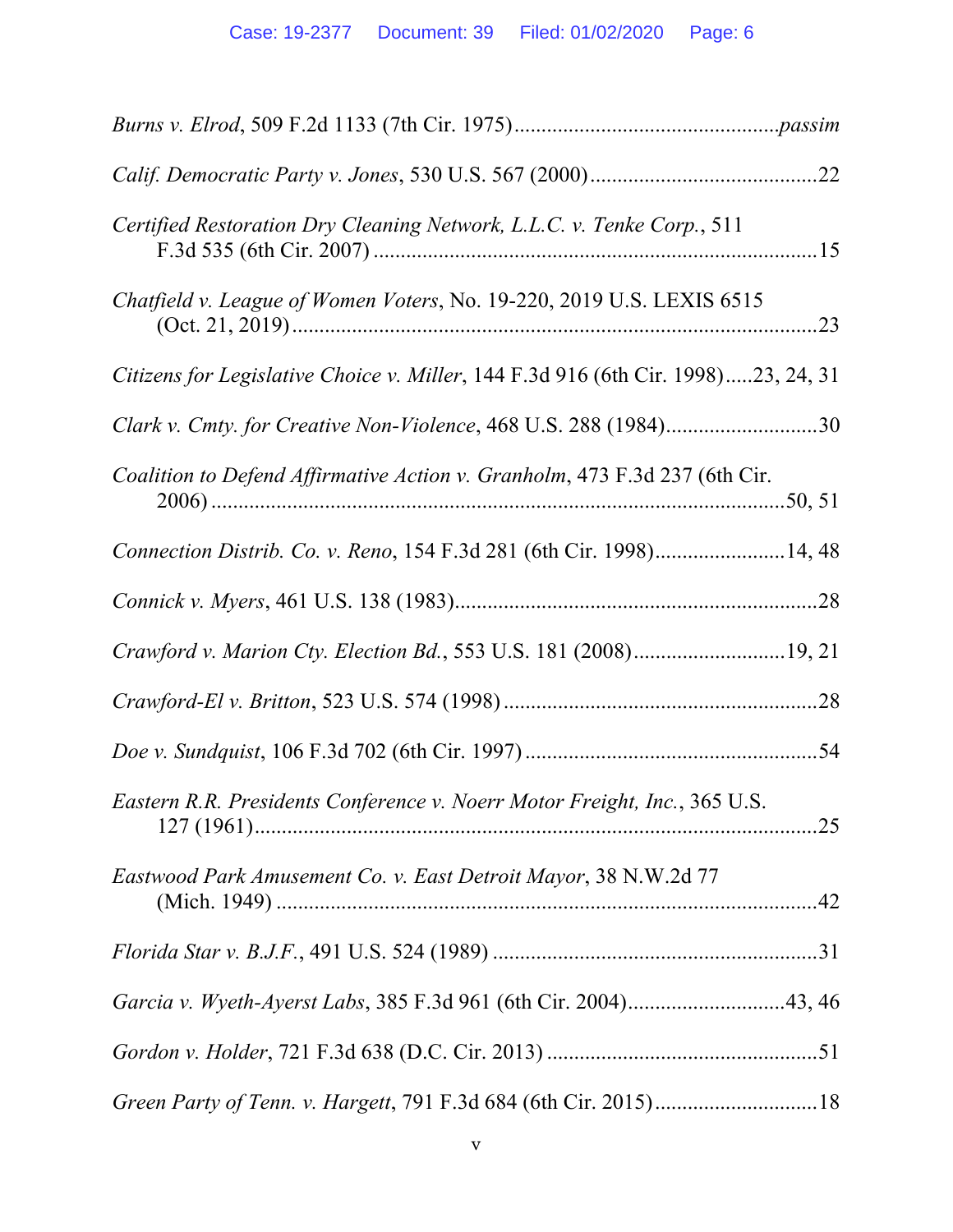*Burns v. Elrod*, 509 F.2d 1133 (7th Cir. 1975)................................................*passim*

*Calif. Democratic Party v. Jones*, 530 U.S. 567 (2000)..........................................22

*Certified Restoration Dry Cleaning Network, L.L.C. v. Tenke Corp.*, 511 F.3d 535 (6th Cir. 2007) ..................................................................................15

*Chatfield v. League of Women Voters*, No. 19-220, 2019 U.S. LEXIS 6515 (Oct. 21, 2019)..................................................................................................23

*Citizens for Legislative Choice v. Miller*, 144 F.3d 916 (6th Cir. 1998).....23, 24, 31

*Clark v. Cmty. for Creative Non-Violence*, 468 U.S. 288 (1984)............................30

*Coalition to Defend Affirmative Action v. Granholm*, 473 F.3d 237 (6th Cir. 2006) ..........................................................................................................50, 51

*Connection Distrib. Co. v. Reno*, 154 F.3d 281 (6th Cir. 1998)........................14, 48

*Connick v. Myers*, 461 U.S. 138 (1983)..................................................................28

*Crawford v. Marion Cty. Election Bd.*, 553 U.S. 181 (2008)............................19, 21

*Crawford-El v. Britton*, 523 U.S. 574 (1998) .........................................................28

*Doe v. Sundquist*, 106 F.3d 702 (6th Cir. 1997) .....................................................54

*Eastern R.R. Presidents Conference v. Noerr Motor Freight, Inc.*, 365 U.S. 127 (1961)........................................................................................................25

*Eastwood Park Amusement Co. v. East Detroit Mayor*, 38 N.W.2d 77 (Mich. 1949) ....................................................................................................42

*Florida Star v. B.J.F.*, 491 U.S. 524 (1989) ...........................................................31

*Garcia v. Wyeth-Ayerst Labs*, 385 F.3d 961 (6th Cir. 2004)............................43, 46

*Gordon v. Holder*, 721 F.3d 638 (D.C. Cir. 2013) .................................................51

*Green Party of Tenn. v. Hargett*, 791 F.3d 684 (6th Cir. 2015)..............................18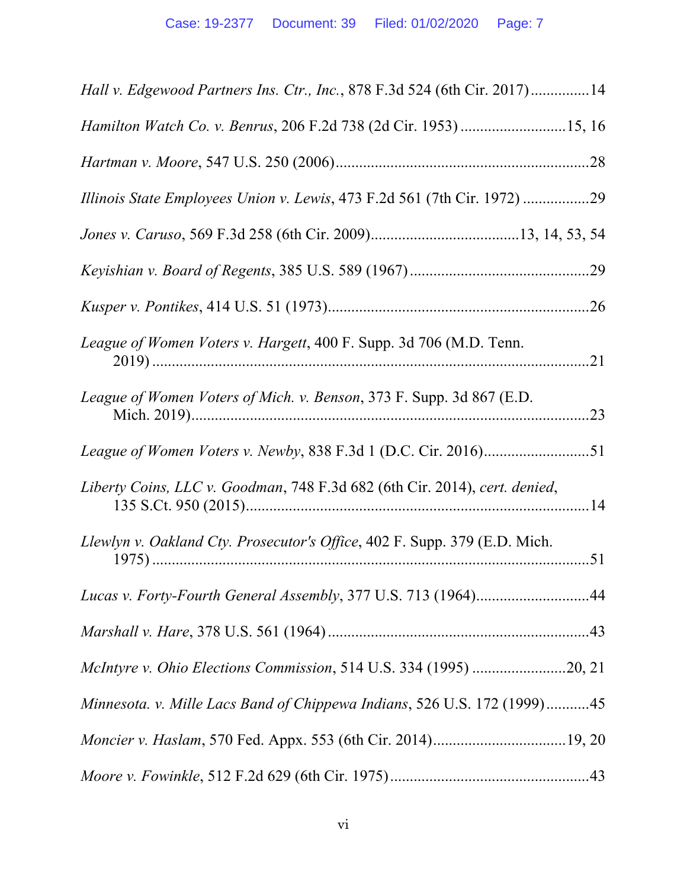*Hall v. Edgewood Partners Ins. Ctr., Inc.*, 878 F.3d 524 (6th Cir. 2017)...............14

*Hamilton Watch Co. v. Benrus*, 206 F.2d 738 (2d Cir. 1953)...........................15, 16

*Hartman v. Moore*, 547 U.S. 250 (2006)...................................................................28

*Illinois State Employees Union v. Lewis*, 473 F.2d 561 (7th Cir. 1972).................29

*Jones v. Caruso*, 569 F.3d 258 (6th Cir. 2009)......................................13, 14, 53, 54

*Keyishian v. Board of Regents*, 385 U.S. 589 (1967)..............................................29

*Kusper v. Pontikes*, 414 U.S. 51 (1973)...................................................................26

*League of Women Voters v. Hargett*, 400 F. Supp. 3d 706 (M.D. Tenn. 2019)...................................................................................................................21

*League of Women Voters of Mich. v. Benson*, 373 F. Supp. 3d 867 (E.D. Mich. 2019)........................................................................................................23

*League of Women Voters v. Newby*, 838 F.3d 1 (D.C. Cir. 2016)...........................51

*Liberty Coins, LLC v. Goodman*, 748 F.3d 682 (6th Cir. 2014), *cert. denied*, 135 S.Ct. 950 (2015).........................................................................................14

*Llewlyn v. Oakland Cty. Prosecutor's Office*, 402 F. Supp. 379 (E.D. Mich. 1975)...................................................................................................................51

*Lucas v. Forty-Fourth General Assembly*, 377 U.S. 713 (1964).............................44

*Marshall v. Hare*, 378 U.S. 561 (1964)....................................................................43

*McIntyre v. Ohio Elections Commission*, 514 U.S. 334 (1995)........................20, 21

*Minnesota. v. Mille Lacs Band of Chippewa Indians*, 526 U.S. 172 (1999)...........45

*Moncier v. Haslam*, 570 Fed. Appx. 553 (6th Cir. 2014).................................19, 20

*Moore v. Fowinkle*, 512 F.2d 629 (6th Cir. 1975)...................................................43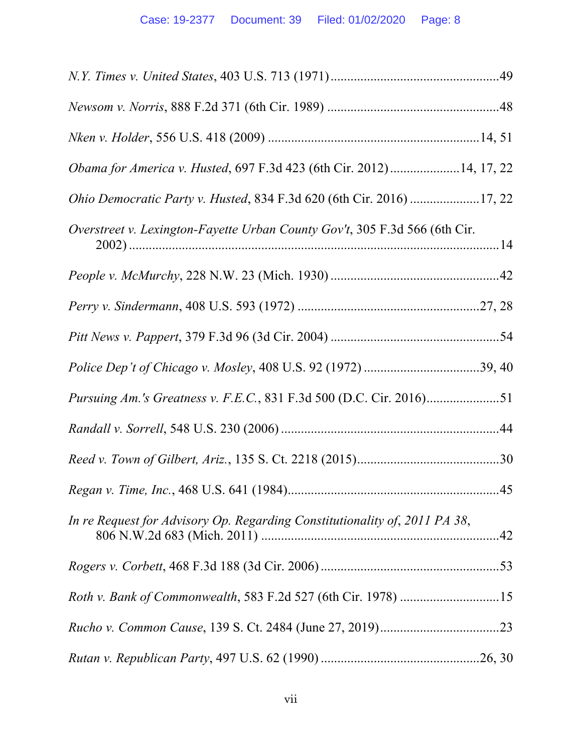*N.Y. Times v. United States*, 403 U.S. 713 (1971) ....................................................49

*Newsom v. Norris*, 888 F.2d 371 (6th Cir. 1989) ....................................................48

*Nken v. Holder*, 556 U.S. 418 (2009) ................................................................14, 51

*Obama for America v. Husted*, 697 F.3d 423 (6th Cir. 2012) .....................14, 17, 22

*Ohio Democratic Party v. Husted*, 834 F.3d 620 (6th Cir. 2016) .....................17, 22

*Overstreet v. Lexington-Fayette Urban County Gov't*, 305 F.3d 566 (6th Cir. 2002) ....................................................................................................14

*People v. McMurchy*, 228 N.W. 23 (Mich. 1930) ....................................................42

*Perry v. Sindermann*, 408 U.S. 593 (1972) .......................................................27, 28

*Pitt News v. Pappert*, 379 F.3d 96 (3d Cir. 2004) ....................................................54

*Police Dep't of Chicago v. Mosley*, 408 U.S. 92 (1972) ...................................39, 40

*Pursuing Am.'s Greatness v. F.E.C.*, 831 F.3d 500 (D.C. Cir. 2016)......................51

*Randall v. Sorrell*, 548 U.S. 230 (2006) ..................................................................44

*Reed v. Town of Gilbert, Ariz.*, 135 S. Ct. 2218 (2015)...........................................30

*Regan v. Time, Inc.*, 468 U.S. 641 (1984)................................................................45

*In re Request for Advisory Op. Regarding Constitutionality of*, *2011 PA 38*, 806 N.W.2d 683 (Mich. 2011) ........................................................................42

*Rogers v. Corbett*, 468 F.3d 188 (3d Cir. 2006) ......................................................53

*Roth v. Bank of Commonwealth*, 583 F.2d 527 (6th Cir. 1978) ..............................15

*Rucho v. Common Cause*, 139 S. Ct. 2484 (June 27, 2019)....................................23

*Rutan v. Republican Party*, 497 U.S. 62 (1990) ................................................26, 30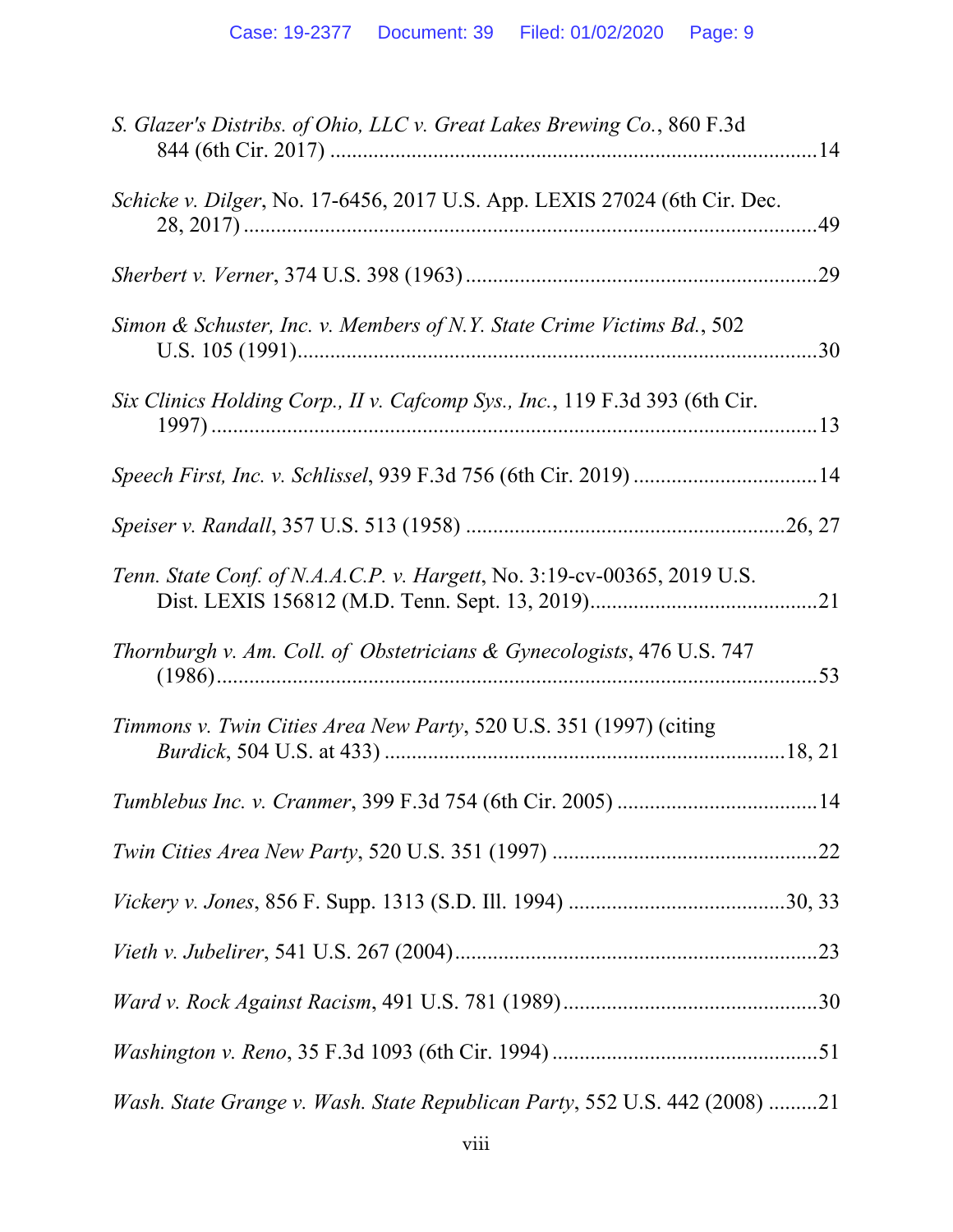*S. Glazer's Distribs. of Ohio, LLC v. Great Lakes Brewing Co.*, 860 F.3d 844 (6th Cir. 2017) ....................................................................................14

*Schicke v. Dilger*, No. 17-6456, 2017 U.S. App. LEXIS 27024 (6th Cir. Dec. 28, 2017) ....................................................................................................49

*Sherbert v. Verner*, 374 U.S. 398 (1963) ..............................................................29

*Simon & Schuster, Inc. v. Members of N.Y. State Crime Victims Bd.*, 502 U.S. 105 (1991).......................................................................................30

*Six Clinics Holding Corp., II v. Cafcomp Sys., Inc.*, 119 F.3d 393 (6th Cir. 1997) ..........................................................................................................13

*Speech First, Inc. v. Schlissel*, 939 F.3d 756 (6th Cir. 2019) ...............................14

*Speiser v. Randall*, 357 U.S. 513 (1958) ........................................................26, 27

*Tenn. State Conf. of N.A.A.C.P. v. Hargett*, No. 3:19-cv-00365, 2019 U.S. Dist. LEXIS 156812 (M.D. Tenn. Sept. 13, 2019)........................................21

*Thornburgh v. Am. Coll. of Obstetricians & Gynecologists*, 476 U.S. 747 (1986)........................................................................................................53

*Timmons v. Twin Cities Area New Party*, 520 U.S. 351 (1997) (citing *Burdick*, 504 U.S. at 433) .........................................................................18, 21

*Tumblebus Inc. v. Cranmer*, 399 F.3d 754 (6th Cir. 2005) ..................................14

*Twin Cities Area New Party*, 520 U.S. 351 (1997) ..............................................22

*Vickery v. Jones*, 856 F. Supp. 1313 (S.D. Ill. 1994) .....................................30, 33

*Vieth v. Jubelirer*, 541 U.S. 267 (2004)................................................................23

*Ward v. Rock Against Racism*, 491 U.S. 781 (1989).............................................30

*Washington v. Reno*, 35 F.3d 1093 (6th Cir. 1994)...............................................51

*Wash. State Grange v. Wash. State Republican Party*, 552 U.S. 442 (2008) .........21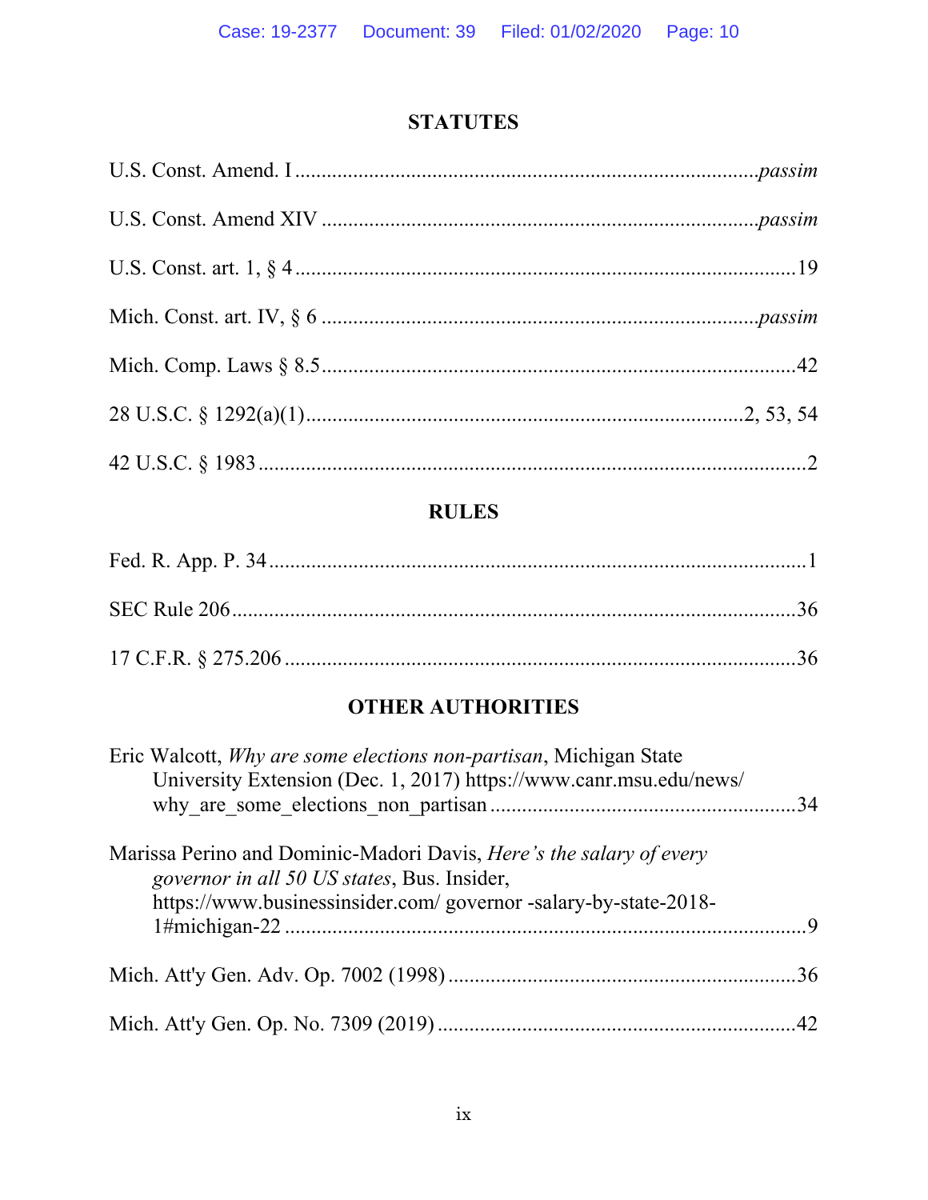## STATUTES

U.S. Const. Amend. I ........................................................................................*passim*

U.S. Const. Amend XIV ...................................................................................*passim*

U.S. Const. art. 1, § 4 ..........................................................................................19

Mich. Const. art. IV, § 6 ...................................................................................*passim*

Mich. Comp. Laws § 8.5.........................................................................................42

28 U.S.C. § 1292(a)(1)...............................................................................2, 53, 54

42 U.S.C. § 1983 .......................................................................................................2

## RULES

Fed. R. App. P. 34 .....................................................................................................1

SEC Rule 206..........................................................................................................36

17 C.F.R. § 275.206 ................................................................................................36

## OTHER AUTHORITIES

Eric Walcott, *Why are some elections non-partisan*, Michigan State University Extension (Dec. 1, 2017) https://www.canr.msu.edu/news/why_are_some_elections_non_partisan ..........................................................34

Marissa Perino and Dominic-Madori Davis, *Here's the salary of every governor in all 50 US states*, Bus. Insider, https://www.businessinsider.com/ governor -salary-by-state-2018-1#michigan-22 .....................................................................................................9

Mich. Att'y Gen. Adv. Op. 7002 (1998) .................................................................36

Mich. Att'y Gen. Op. No. 7309 (2019) ...................................................................42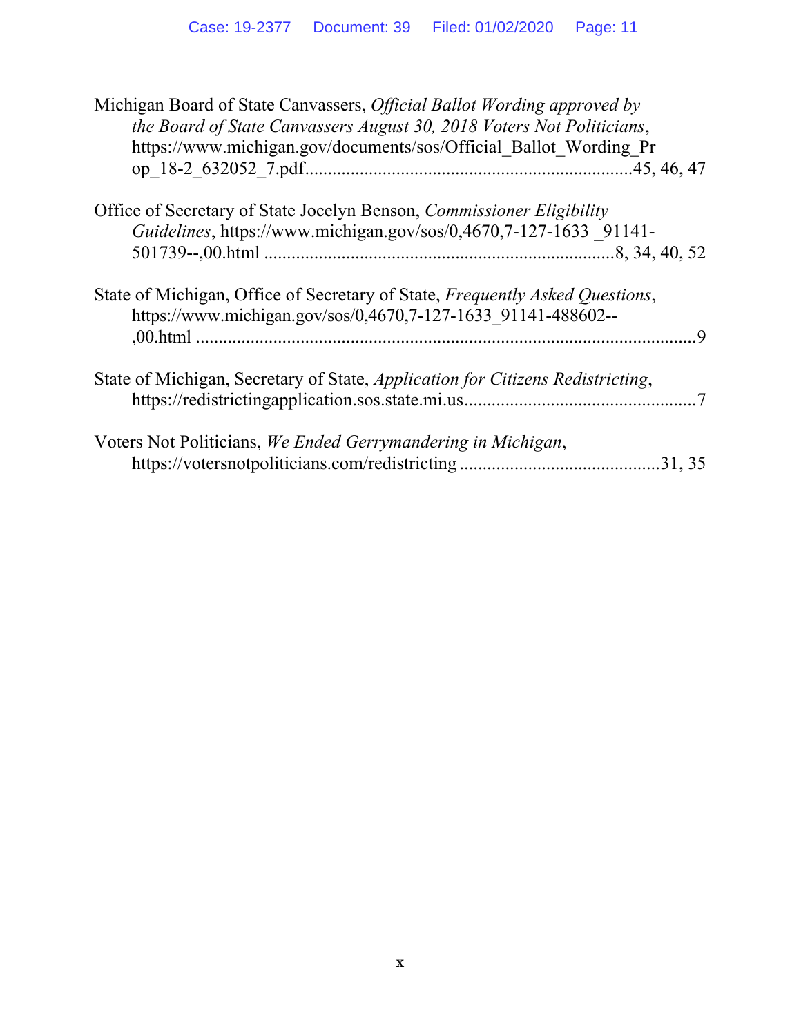Michigan Board of State Canvassers, *Official Ballot Wording approved by the Board of State Canvassers August 30, 2018 Voters Not Politicians*, https://www.michigan.gov/documents/sos/Official_Ballot_Wording_Prop_18-2_632052_7.pdf......................................................................45, 46, 47

Office of Secretary of State Jocelyn Benson, *Commissioner Eligibility Guidelines*, https://www.michigan.gov/sos/0,4670,7-127-1633 _91141-501739--,00.html ............................................................................8, 34, 40, 52

State of Michigan, Office of Secretary of State, *Frequently Asked Questions*, https://www.michigan.gov/sos/0,4670,7-127-1633_91141-488602--,00.html ..............................................................................................................9

State of Michigan, Secretary of State, *Application for Citizens Redistricting*, https://redistrictingapplication.sos.state.mi.us..................................................7

Voters Not Politicians, *We Ended Gerrymandering in Michigan*, https://votersnotpoliticians.com/redistricting ...........................................31, 35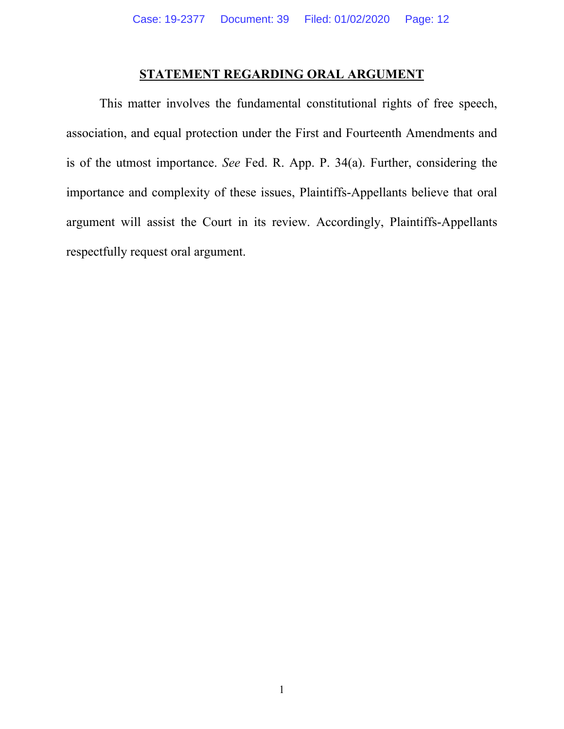## STATEMENT REGARDING ORAL ARGUMENT

This matter involves the fundamental constitutional rights of free speech, association, and equal protection under the First and Fourteenth Amendments and is of the utmost importance. *See* Fed. R. App. P. 34(a). Further, considering the importance and complexity of these issues, Plaintiffs-Appellants believe that oral argument will assist the Court in its review. Accordingly, Plaintiffs-Appellants respectfully request oral argument.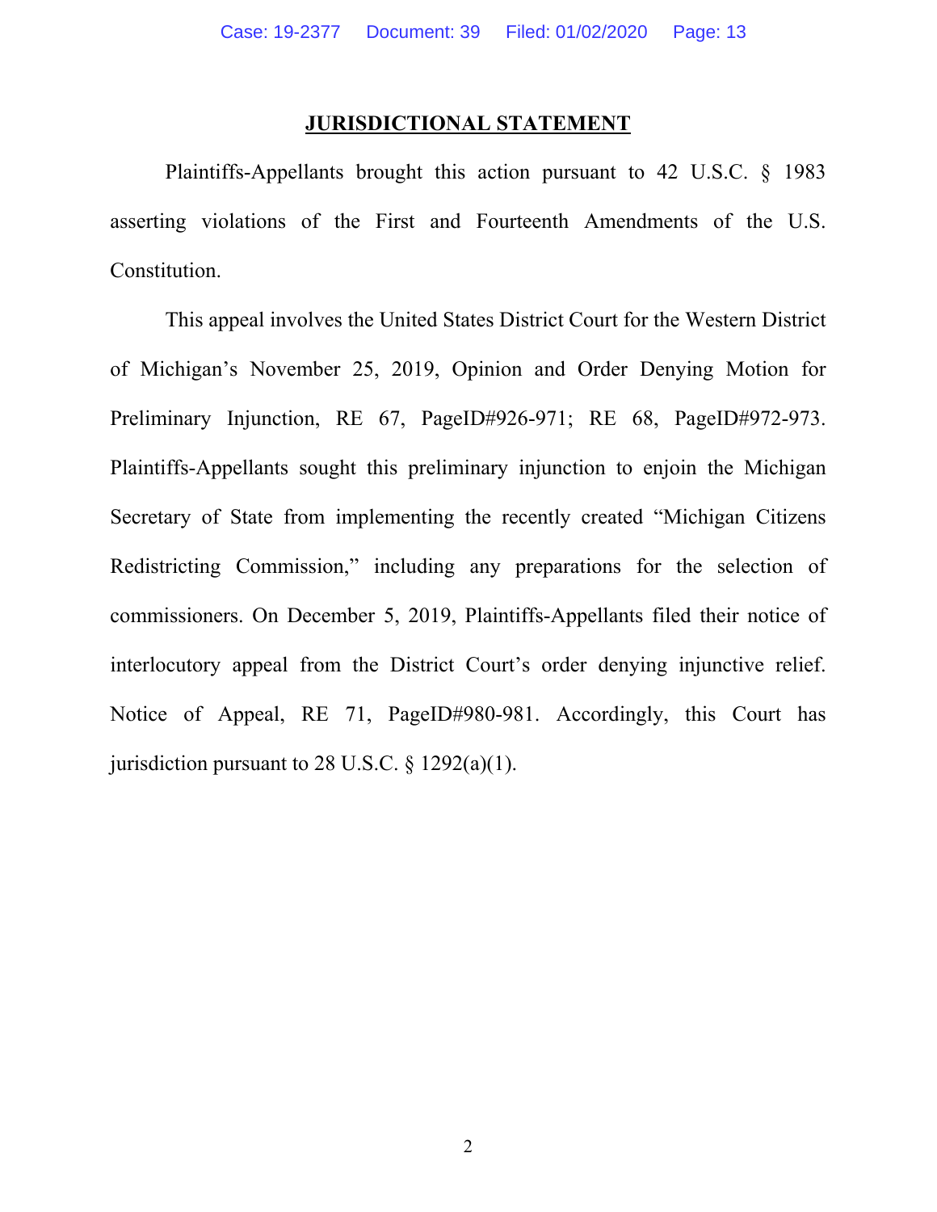# JURISDICTIONAL STATEMENT

Plaintiffs-Appellants brought this action pursuant to 42 U.S.C. § 1983 asserting violations of the First and Fourteenth Amendments of the U.S. Constitution.

This appeal involves the United States District Court for the Western District of Michigan's November 25, 2019, Opinion and Order Denying Motion for Preliminary Injunction, RE 67, PageID#926-971; RE 68, PageID#972-973. Plaintiffs-Appellants sought this preliminary injunction to enjoin the Michigan Secretary of State from implementing the recently created "Michigan Citizens Redistricting Commission," including any preparations for the selection of commissioners. On December 5, 2019, Plaintiffs-Appellants filed their notice of interlocutory appeal from the District Court's order denying injunctive relief. Notice of Appeal, RE 71, PageID#980-981. Accordingly, this Court has jurisdiction pursuant to 28 U.S.C. § 1292(a)(1).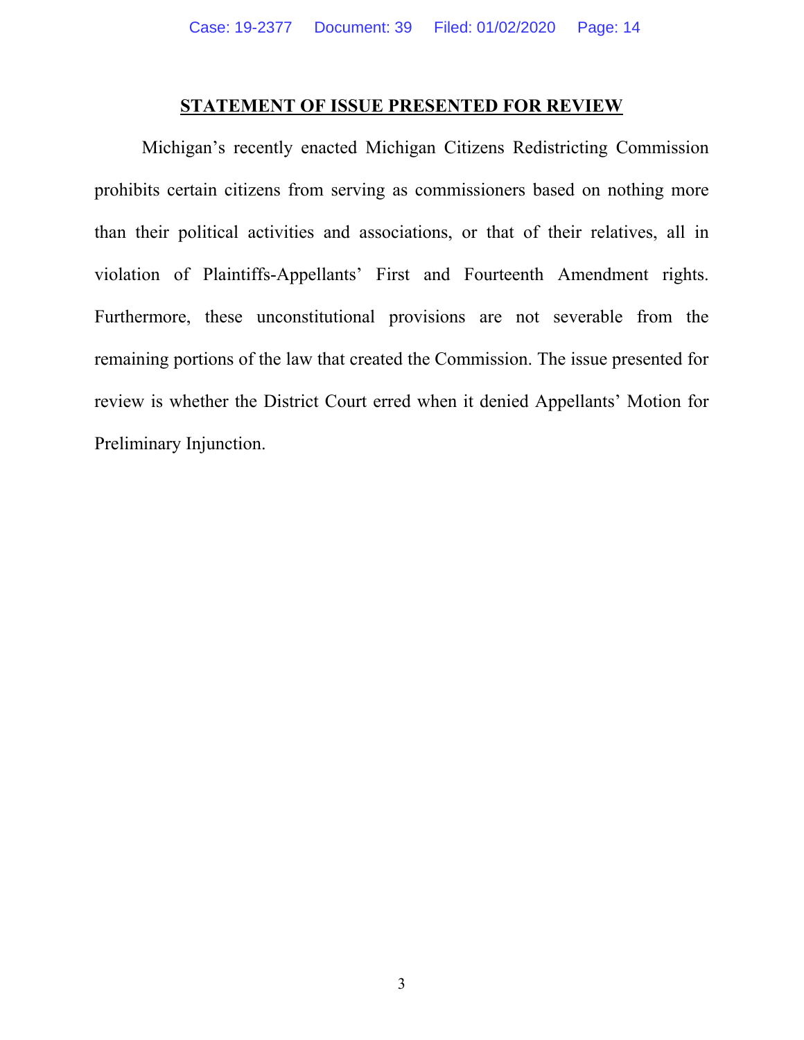## STATEMENT OF ISSUE PRESENTED FOR REVIEW

Michigan's recently enacted Michigan Citizens Redistricting Commission prohibits certain citizens from serving as commissioners based on nothing more than their political activities and associations, or that of their relatives, all in violation of Plaintiffs-Appellants' First and Fourteenth Amendment rights. Furthermore, these unconstitutional provisions are not severable from the remaining portions of the law that created the Commission. The issue presented for review is whether the District Court erred when it denied Appellants' Motion for Preliminary Injunction.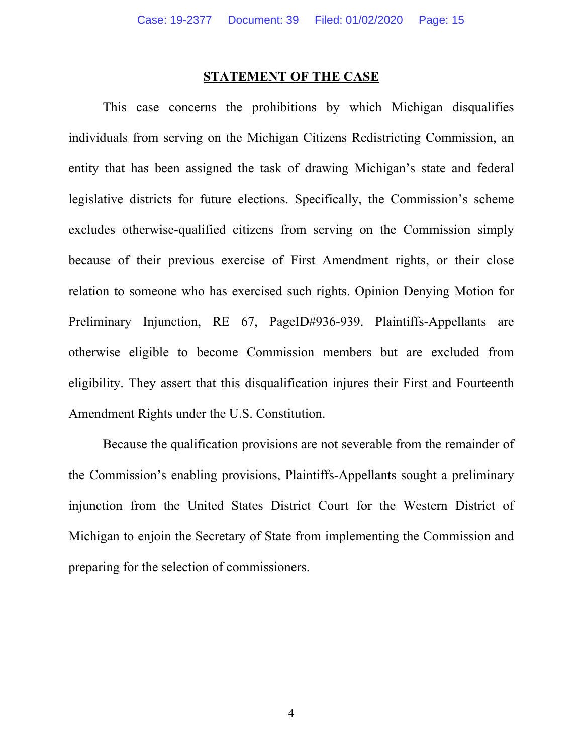## STATEMENT OF THE CASE

This case concerns the prohibitions by which Michigan disqualifies individuals from serving on the Michigan Citizens Redistricting Commission, an entity that has been assigned the task of drawing Michigan's state and federal legislative districts for future elections. Specifically, the Commission's scheme excludes otherwise-qualified citizens from serving on the Commission simply because of their previous exercise of First Amendment rights, or their close relation to someone who has exercised such rights. Opinion Denying Motion for Preliminary Injunction, RE 67, PageID#936-939. Plaintiffs-Appellants are otherwise eligible to become Commission members but are excluded from eligibility. They assert that this disqualification injures their First and Fourteenth Amendment Rights under the U.S. Constitution.

Because the qualification provisions are not severable from the remainder of the Commission's enabling provisions, Plaintiffs-Appellants sought a preliminary injunction from the United States District Court for the Western District of Michigan to enjoin the Secretary of State from implementing the Commission and preparing for the selection of commissioners.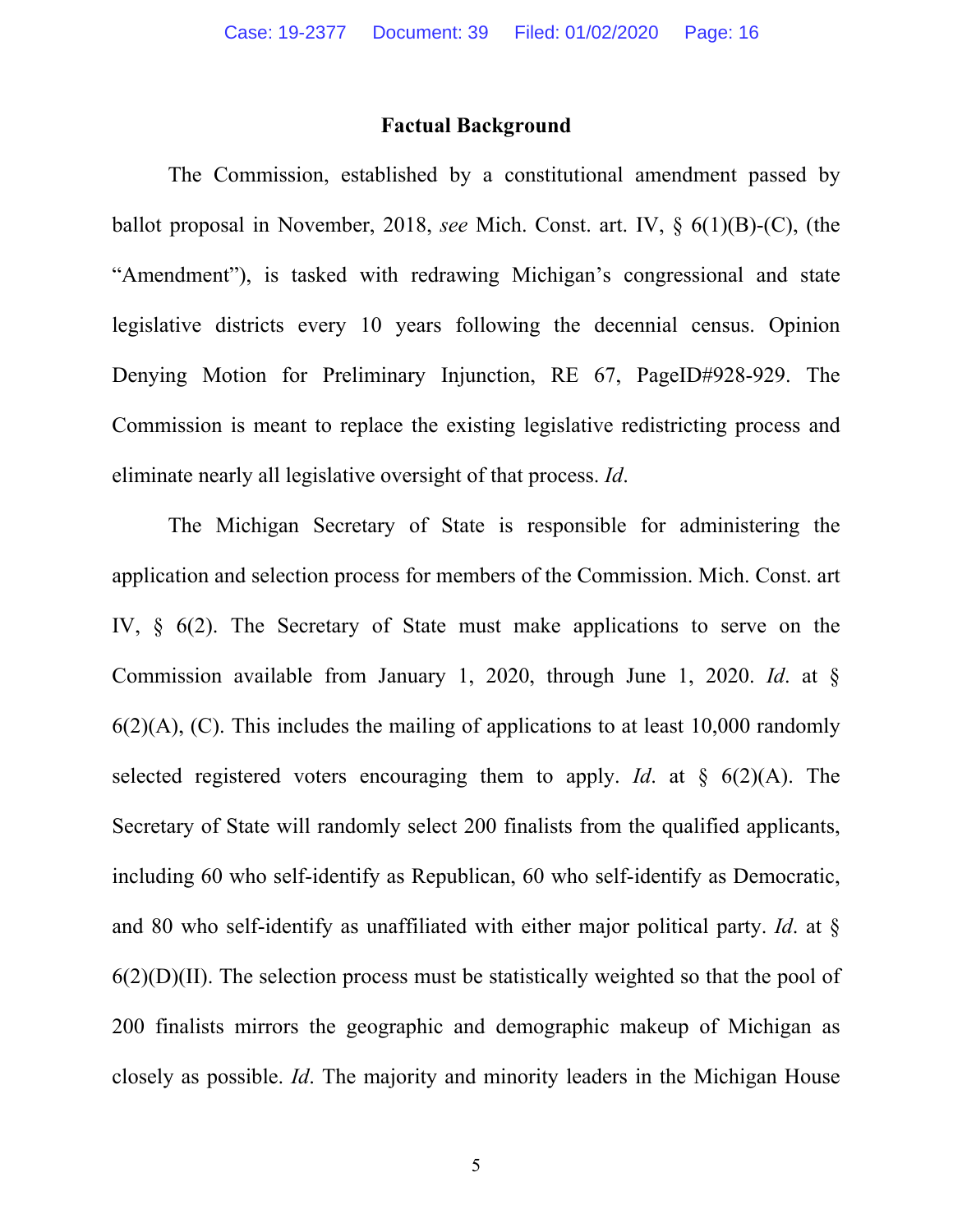## Factual Background

The Commission, established by a constitutional amendment passed by ballot proposal in November, 2018, *see* Mich. Const. art. IV, § 6(1)(B)-(C), (the "Amendment"), is tasked with redrawing Michigan's congressional and state legislative districts every 10 years following the decennial census. Opinion Denying Motion for Preliminary Injunction, RE 67, PageID#928-929. The Commission is meant to replace the existing legislative redistricting process and eliminate nearly all legislative oversight of that process. *Id*.

The Michigan Secretary of State is responsible for administering the application and selection process for members of the Commission. Mich. Const. art IV, § 6(2). The Secretary of State must make applications to serve on the Commission available from January 1, 2020, through June 1, 2020. *Id*. at § 6(2)(A), (C). This includes the mailing of applications to at least 10,000 randomly selected registered voters encouraging them to apply. *Id*. at § 6(2)(A). The Secretary of State will randomly select 200 finalists from the qualified applicants, including 60 who self-identify as Republican, 60 who self-identify as Democratic, and 80 who self-identify as unaffiliated with either major political party. *Id*. at § 6(2)(D)(II). The selection process must be statistically weighted so that the pool of 200 finalists mirrors the geographic and demographic makeup of Michigan as closely as possible. *Id*. The majority and minority leaders in the Michigan House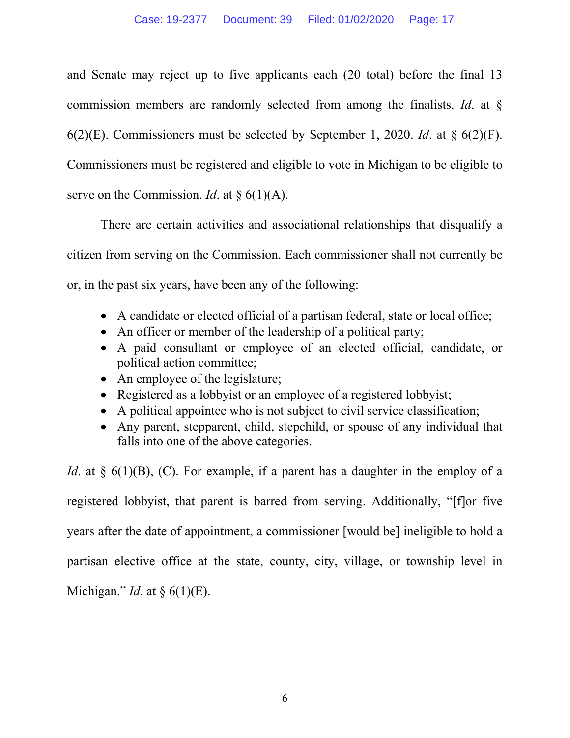and Senate may reject up to five applicants each (20 total) before the final 13 commission members are randomly selected from among the finalists. *Id*. at § 6(2)(E). Commissioners must be selected by September 1, 2020. *Id*. at § 6(2)(F). Commissioners must be registered and eligible to vote in Michigan to be eligible to serve on the Commission. *Id*. at § 6(1)(A).

There are certain activities and associational relationships that disqualify a citizen from serving on the Commission. Each commissioner shall not currently be or, in the past six years, have been any of the following:

- A candidate or elected official of a partisan federal, state or local office;
- An officer or member of the leadership of a political party;
- A paid consultant or employee of an elected official, candidate, or political action committee;
- An employee of the legislature;
- Registered as a lobbyist or an employee of a registered lobbyist;
- A political appointee who is not subject to civil service classification;
- Any parent, stepparent, child, stepchild, or spouse of any individual that falls into one of the above categories.

*Id*. at § 6(1)(B), (C). For example, if a parent has a daughter in the employ of a registered lobbyist, that parent is barred from serving. Additionally, "[f]or five years after the date of appointment, a commissioner [would be] ineligible to hold a partisan elective office at the state, county, city, village, or township level in Michigan." *Id*. at § 6(1)(E).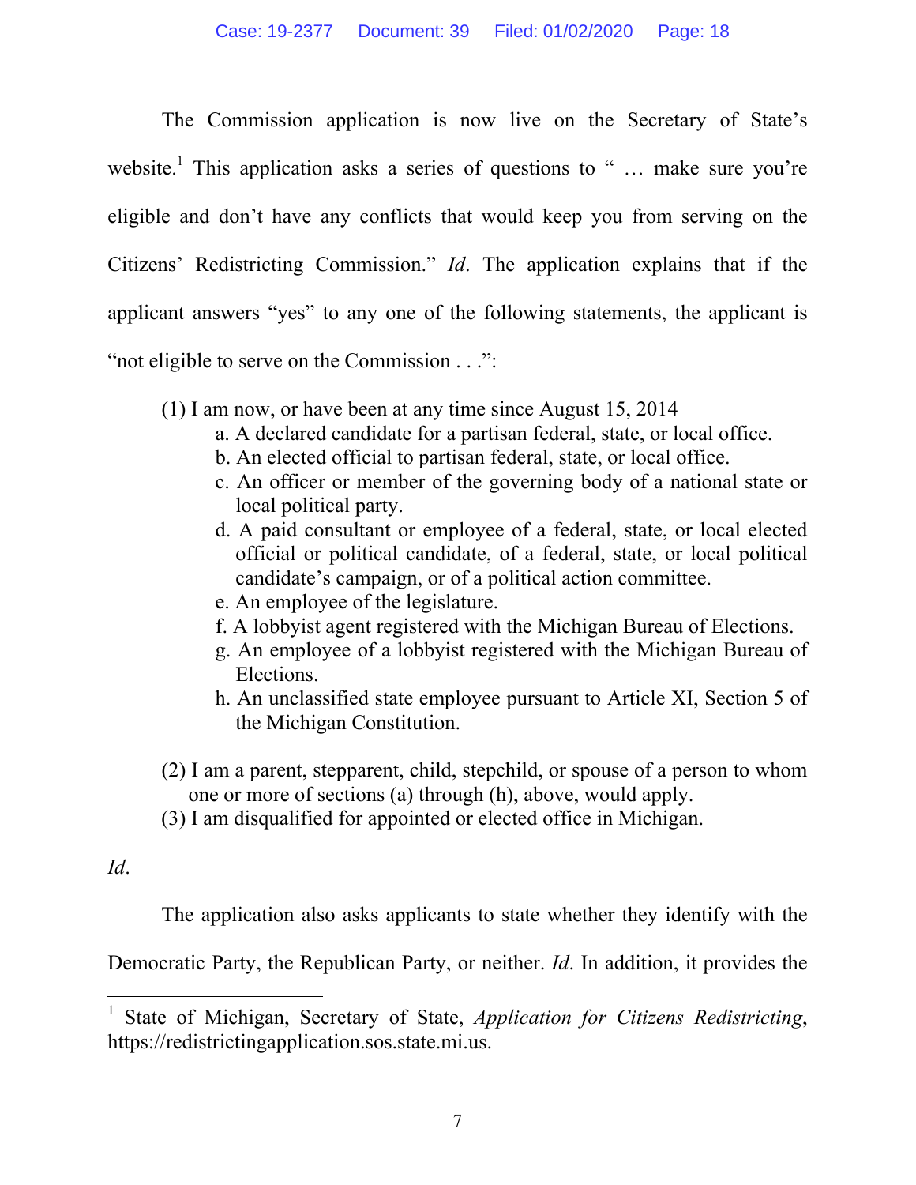The Commission application is now live on the Secretary of State's website.[1] This application asks a series of questions to " … make sure you're eligible and don't have any conflicts that would keep you from serving on the Citizens' Redistricting Commission." *Id*. The application explains that if the applicant answers "yes" to any one of the following statements, the applicant is "not eligible to serve on the Commission . . .":

(1) I am now, or have been at any time since August 15, 2014

   a. A declared candidate for a partisan federal, state, or local office.
   b. An elected official to partisan federal, state, or local office.
   c. An officer or member of the governing body of a national state or local political party.
   d. A paid consultant or employee of a federal, state, or local elected official or political candidate, of a federal, state, or local political candidate's campaign, or of a political action committee.
   e. An employee of the legislature.
   f. A lobbyist agent registered with the Michigan Bureau of Elections.
   g. An employee of a lobbyist registered with the Michigan Bureau of Elections.
   h. An unclassified state employee pursuant to Article XI, Section 5 of the Michigan Constitution.

(2) I am a parent, stepparent, child, stepchild, or spouse of a person to whom one or more of sections (a) through (h), above, would apply.

(3) I am disqualified for appointed or elected office in Michigan.

*Id*.

The application also asks applicants to state whether they identify with the Democratic Party, the Republican Party, or neither. *Id*. In addition, it provides the

[1] State of Michigan, Secretary of State, *Application for Citizens Redistricting*, https://redistrictingapplication.sos.state.mi.us.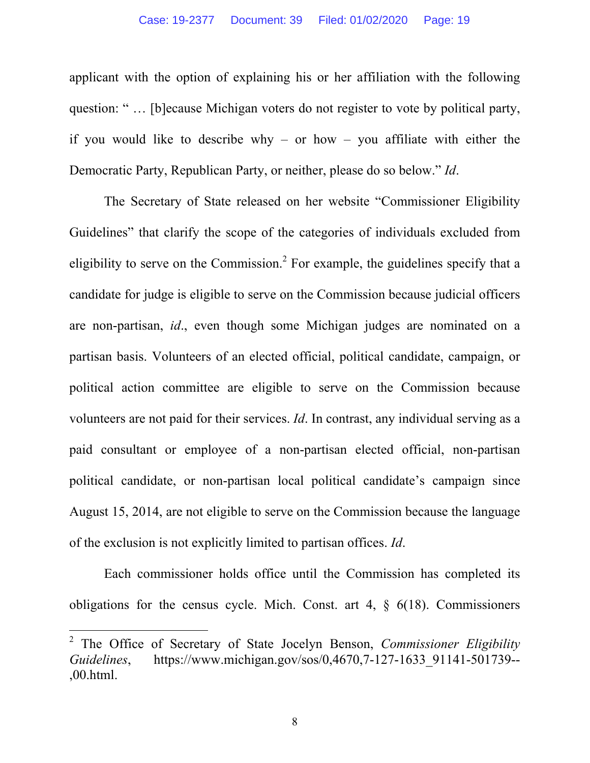applicant with the option of explaining his or her affiliation with the following question: " … [b]ecause Michigan voters do not register to vote by political party, if you would like to describe why – or how – you affiliate with either the Democratic Party, Republican Party, or neither, please do so below." *Id*.

The Secretary of State released on her website "Commissioner Eligibility Guidelines" that clarify the scope of the categories of individuals excluded from eligibility to serve on the Commission.[2] For example, the guidelines specify that a candidate for judge is eligible to serve on the Commission because judicial officers are non-partisan, *id*., even though some Michigan judges are nominated on a partisan basis. Volunteers of an elected official, political candidate, campaign, or political action committee are eligible to serve on the Commission because volunteers are not paid for their services. *Id*. In contrast, any individual serving as a paid consultant or employee of a non-partisan elected official, non-partisan political candidate, or non-partisan local political candidate's campaign since August 15, 2014, are not eligible to serve on the Commission because the language of the exclusion is not explicitly limited to partisan offices. *Id*.

Each commissioner holds office until the Commission has completed its obligations for the census cycle. Mich. Const. art 4, § 6(18). Commissioners

[2] The Office of Secretary of State Jocelyn Benson, *Commissioner Eligibility Guidelines*, https://www.michigan.gov/sos/0,4670,7-127-1633_91141-501739--,00.html.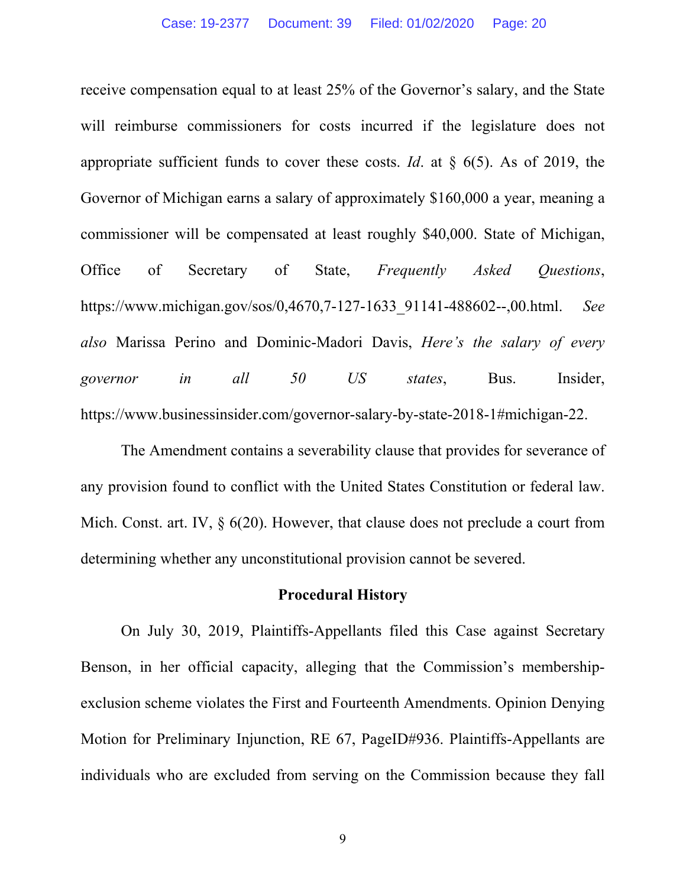receive compensation equal to at least 25% of the Governor's salary, and the State will reimburse commissioners for costs incurred if the legislature does not appropriate sufficient funds to cover these costs. *Id*. at § 6(5). As of 2019, the Governor of Michigan earns a salary of approximately $160,000 a year, meaning a commissioner will be compensated at least roughly $40,000. State of Michigan, Office of Secretary of State, *Frequently Asked Questions*, https://www.michigan.gov/sos/0,4670,7-127-1633_91141-488602--,00.html. *See also* Marissa Perino and Dominic-Madori Davis, *Here's the salary of every governor in all 50 US states*, Bus. Insider, https://www.businessinsider.com/governor-salary-by-state-2018-1#michigan-22.

The Amendment contains a severability clause that provides for severance of any provision found to conflict with the United States Constitution or federal law. Mich. Const. art. IV, § 6(20). However, that clause does not preclude a court from determining whether any unconstitutional provision cannot be severed.

**Procedural History**

On July 30, 2019, Plaintiffs-Appellants filed this Case against Secretary Benson, in her official capacity, alleging that the Commission's membership-exclusion scheme violates the First and Fourteenth Amendments. Opinion Denying Motion for Preliminary Injunction, RE 67, PageID#936. Plaintiffs-Appellants are individuals who are excluded from serving on the Commission because they fall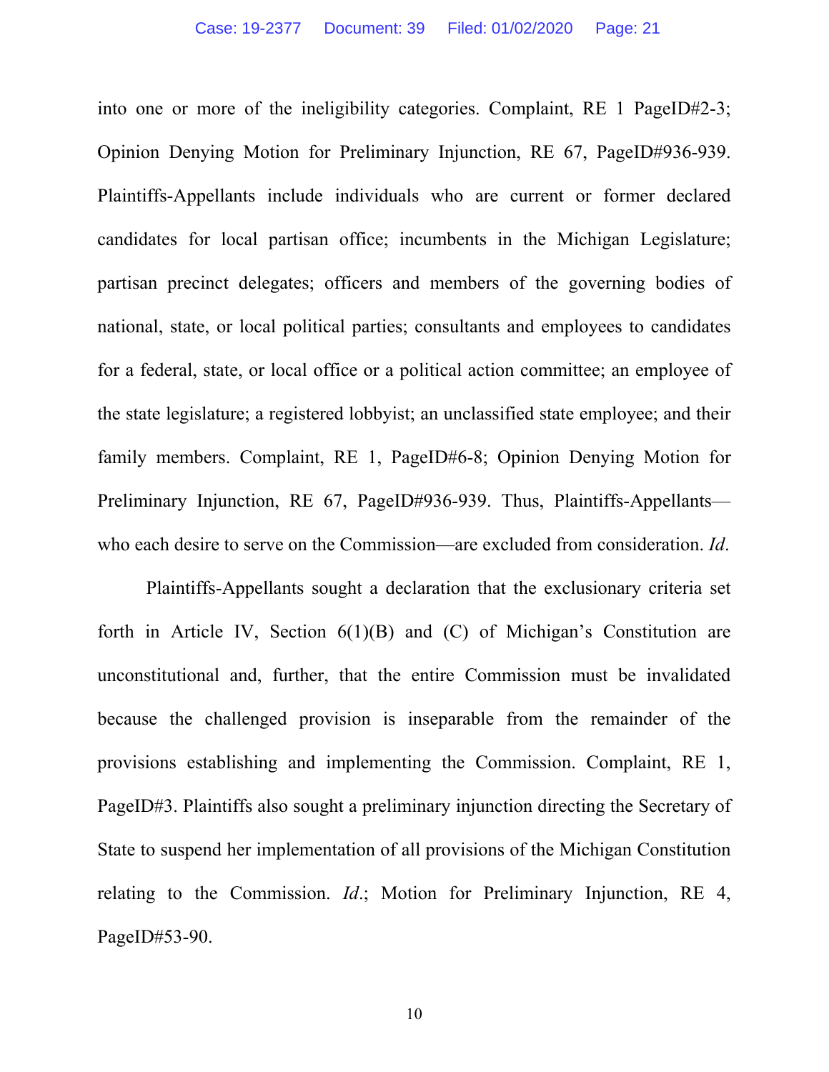into one or more of the ineligibility categories. Complaint, RE 1 PageID#2-3; Opinion Denying Motion for Preliminary Injunction, RE 67, PageID#936-939. Plaintiffs-Appellants include individuals who are current or former declared candidates for local partisan office; incumbents in the Michigan Legislature; partisan precinct delegates; officers and members of the governing bodies of national, state, or local political parties; consultants and employees to candidates for a federal, state, or local office or a political action committee; an employee of the state legislature; a registered lobbyist; an unclassified state employee; and their family members. Complaint, RE 1, PageID#6-8; Opinion Denying Motion for Preliminary Injunction, RE 67, PageID#936-939. Thus, Plaintiffs-Appellants—who each desire to serve on the Commission—are excluded from consideration. *Id*.

Plaintiffs-Appellants sought a declaration that the exclusionary criteria set forth in Article IV, Section 6(1)(B) and (C) of Michigan's Constitution are unconstitutional and, further, that the entire Commission must be invalidated because the challenged provision is inseparable from the remainder of the provisions establishing and implementing the Commission. Complaint, RE 1, PageID#3. Plaintiffs also sought a preliminary injunction directing the Secretary of State to suspend her implementation of all provisions of the Michigan Constitution relating to the Commission. *Id*.; Motion for Preliminary Injunction, RE 4, PageID#53-90.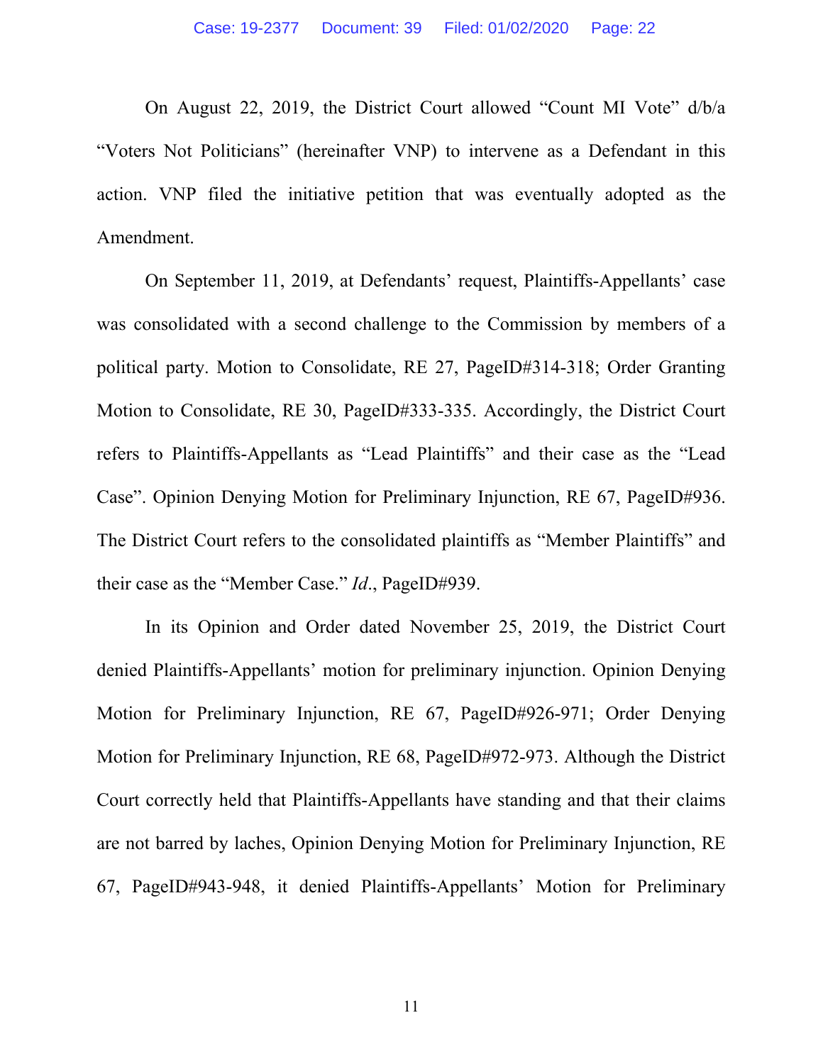On August 22, 2019, the District Court allowed "Count MI Vote" d/b/a "Voters Not Politicians" (hereinafter VNP) to intervene as a Defendant in this action. VNP filed the initiative petition that was eventually adopted as the Amendment.

On September 11, 2019, at Defendants' request, Plaintiffs-Appellants' case was consolidated with a second challenge to the Commission by members of a political party. Motion to Consolidate, RE 27, PageID#314-318; Order Granting Motion to Consolidate, RE 30, PageID#333-335. Accordingly, the District Court refers to Plaintiffs-Appellants as "Lead Plaintiffs" and their case as the "Lead Case". Opinion Denying Motion for Preliminary Injunction, RE 67, PageID#936. The District Court refers to the consolidated plaintiffs as "Member Plaintiffs" and their case as the "Member Case." *Id*., PageID#939.

In its Opinion and Order dated November 25, 2019, the District Court denied Plaintiffs-Appellants' motion for preliminary injunction. Opinion Denying Motion for Preliminary Injunction, RE 67, PageID#926-971; Order Denying Motion for Preliminary Injunction, RE 68, PageID#972-973. Although the District Court correctly held that Plaintiffs-Appellants have standing and that their claims are not barred by laches, Opinion Denying Motion for Preliminary Injunction, RE 67, PageID#943-948, it denied Plaintiffs-Appellants' Motion for Preliminary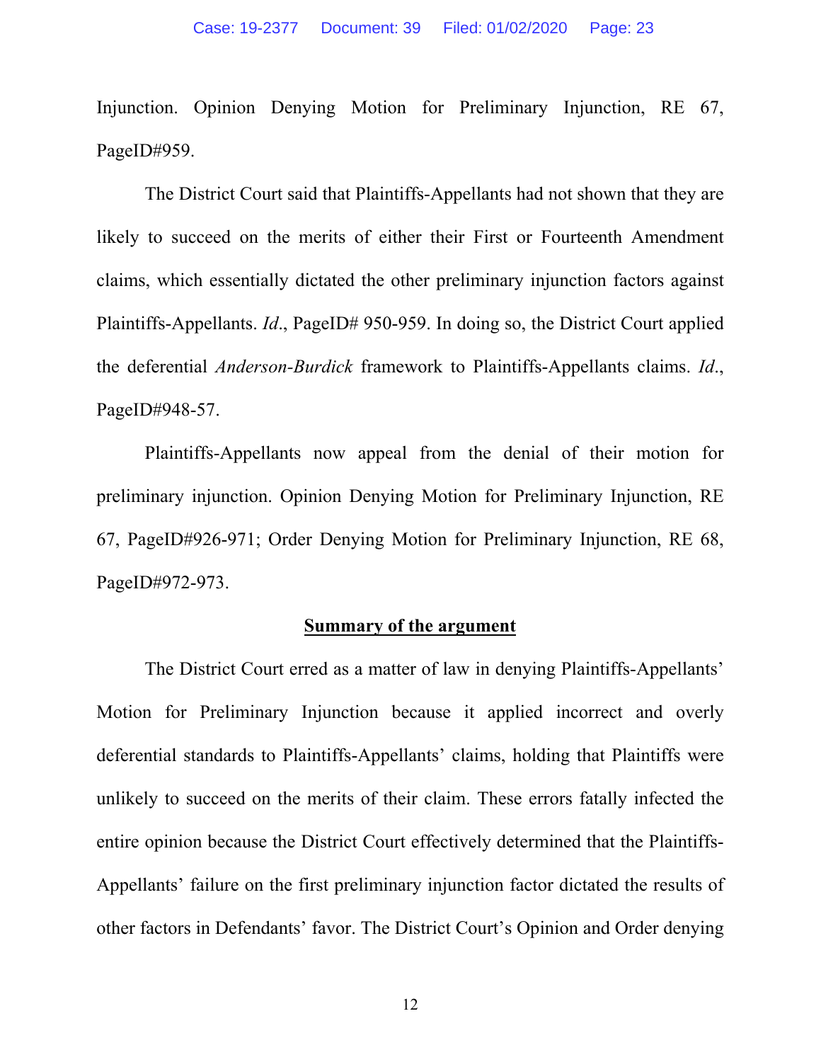Injunction. Opinion Denying Motion for Preliminary Injunction, RE 67, PageID#959.

The District Court said that Plaintiffs-Appellants had not shown that they are likely to succeed on the merits of either their First or Fourteenth Amendment claims, which essentially dictated the other preliminary injunction factors against Plaintiffs-Appellants. *Id*., PageID# 950-959. In doing so, the District Court applied the deferential *Anderson-Burdick* framework to Plaintiffs-Appellants claims. *Id*., PageID#948-57.

Plaintiffs-Appellants now appeal from the denial of their motion for preliminary injunction. Opinion Denying Motion for Preliminary Injunction, RE 67, PageID#926-971; Order Denying Motion for Preliminary Injunction, RE 68, PageID#972-973.

## Summary of the argument

The District Court erred as a matter of law in denying Plaintiffs-Appellants' Motion for Preliminary Injunction because it applied incorrect and overly deferential standards to Plaintiffs-Appellants' claims, holding that Plaintiffs were unlikely to succeed on the merits of their claim. These errors fatally infected the entire opinion because the District Court effectively determined that the Plaintiffs-Appellants' failure on the first preliminary injunction factor dictated the results of other factors in Defendants' favor. The District Court's Opinion and Order denying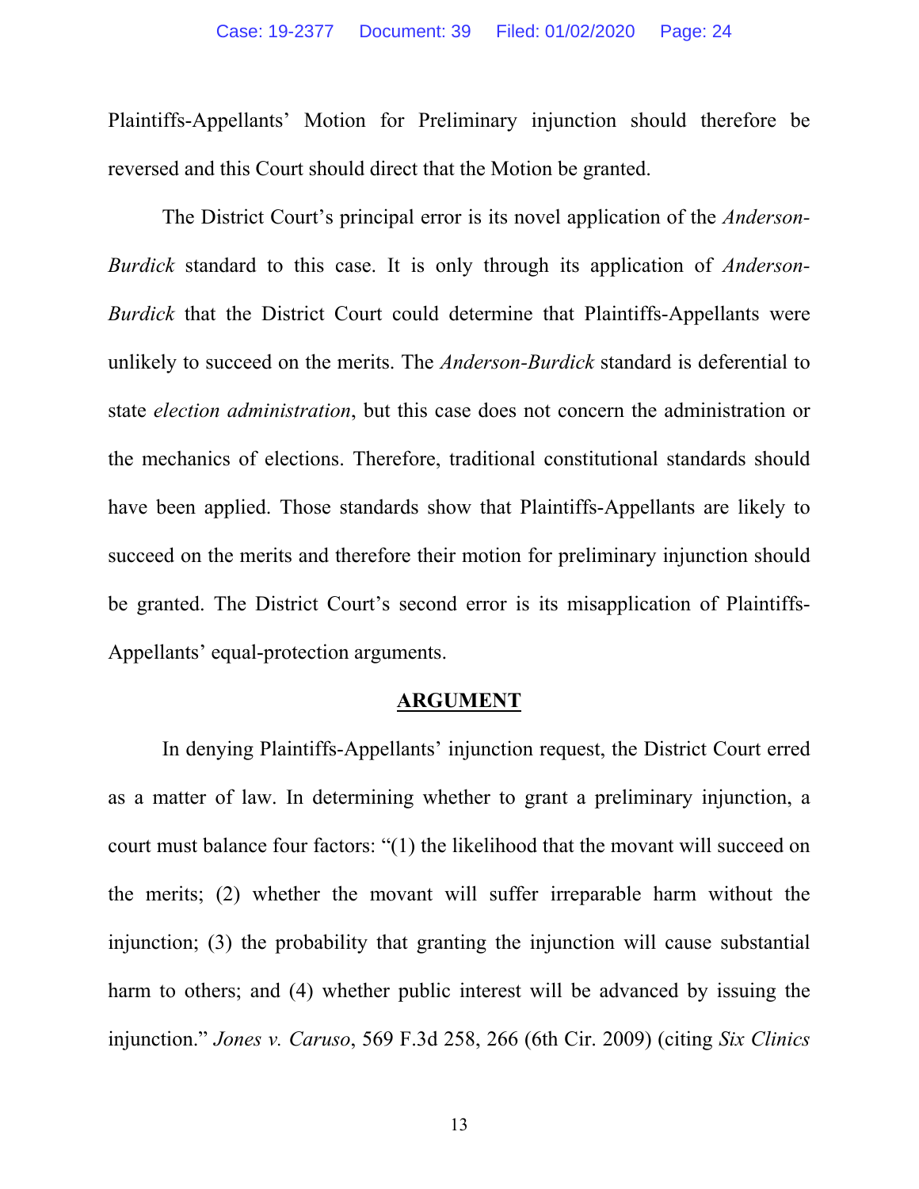Plaintiffs-Appellants' Motion for Preliminary injunction should therefore be reversed and this Court should direct that the Motion be granted.

The District Court's principal error is its novel application of the *Anderson-Burdick* standard to this case. It is only through its application of *Anderson-Burdick* that the District Court could determine that Plaintiffs-Appellants were unlikely to succeed on the merits. The *Anderson-Burdick* standard is deferential to state *election administration*, but this case does not concern the administration or the mechanics of elections. Therefore, traditional constitutional standards should have been applied. Those standards show that Plaintiffs-Appellants are likely to succeed on the merits and therefore their motion for preliminary injunction should be granted. The District Court's second error is its misapplication of Plaintiffs-Appellants' equal-protection arguments.

## ARGUMENT

In denying Plaintiffs-Appellants' injunction request, the District Court erred as a matter of law. In determining whether to grant a preliminary injunction, a court must balance four factors: "(1) the likelihood that the movant will succeed on the merits; (2) whether the movant will suffer irreparable harm without the injunction; (3) the probability that granting the injunction will cause substantial harm to others; and (4) whether public interest will be advanced by issuing the injunction." *Jones v. Caruso*, 569 F.3d 258, 266 (6th Cir. 2009) (citing *Six Clinics*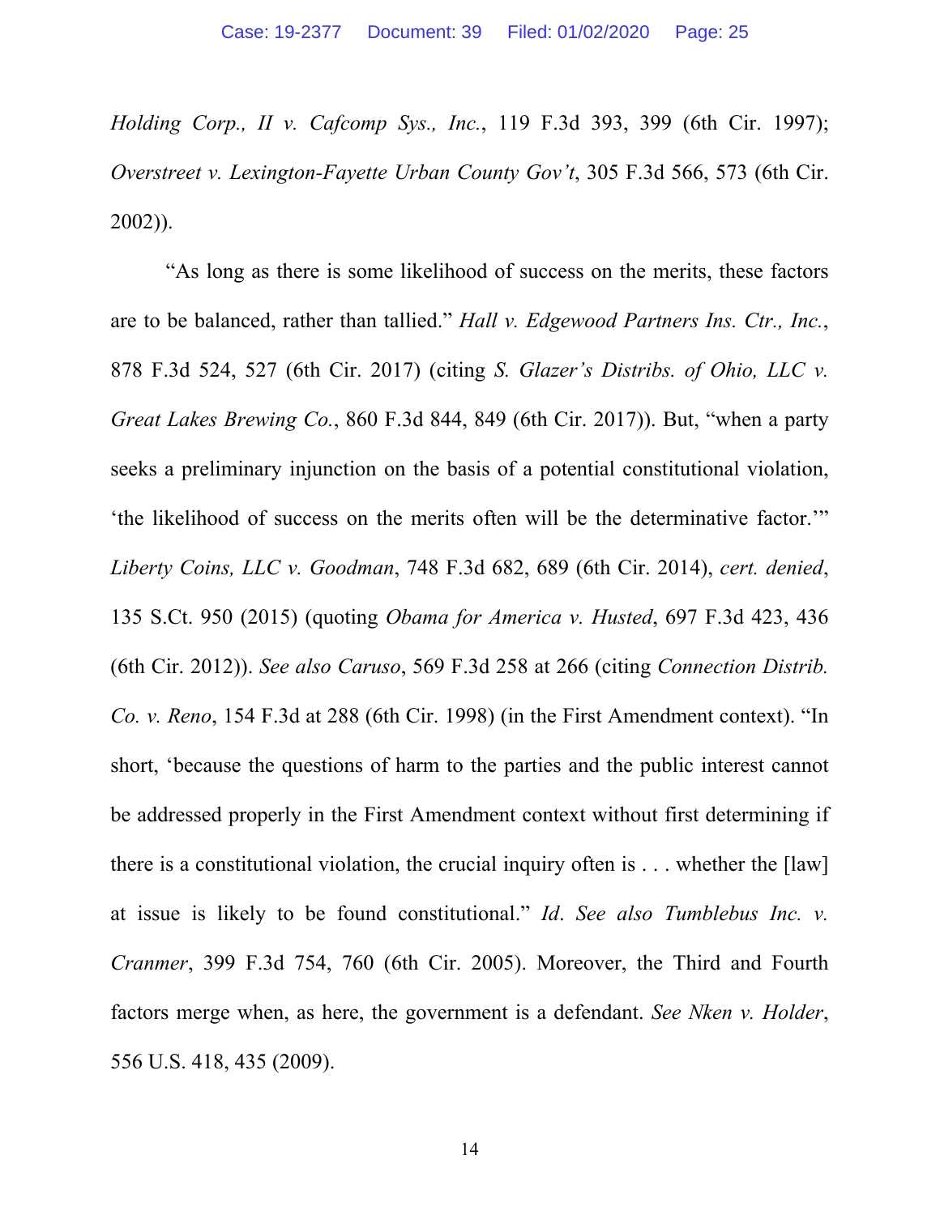*Holding Corp., II v. Cafcomp Sys., Inc.*, 119 F.3d 393, 399 (6th Cir. 1997); *Overstreet v. Lexington-Fayette Urban County Gov't*, 305 F.3d 566, 573 (6th Cir. 2002)).

"As long as there is some likelihood of success on the merits, these factors are to be balanced, rather than tallied." *Hall v. Edgewood Partners Ins. Ctr., Inc.*, 878 F.3d 524, 527 (6th Cir. 2017) (citing *S. Glazer's Distribs. of Ohio, LLC v. Great Lakes Brewing Co.*, 860 F.3d 844, 849 (6th Cir. 2017)). But, "when a party seeks a preliminary injunction on the basis of a potential constitutional violation, 'the likelihood of success on the merits often will be the determinative factor.'" *Liberty Coins, LLC v. Goodman*, 748 F.3d 682, 689 (6th Cir. 2014), *cert. denied*, 135 S.Ct. 950 (2015) (quoting *Obama for America v. Husted*, 697 F.3d 423, 436 (6th Cir. 2012)). *See also Caruso*, 569 F.3d 258 at 266 (citing *Connection Distrib. Co. v. Reno*, 154 F.3d at 288 (6th Cir. 1998) (in the First Amendment context). "In short, 'because the questions of harm to the parties and the public interest cannot be addressed properly in the First Amendment context without first determining if there is a constitutional violation, the crucial inquiry often is . . . whether the [law] at issue is likely to be found constitutional." *Id*. *See also Tumblebus Inc. v. Cranmer*, 399 F.3d 754, 760 (6th Cir. 2005). Moreover, the Third and Fourth factors merge when, as here, the government is a defendant. *See Nken v. Holder*, 556 U.S. 418, 435 (2009).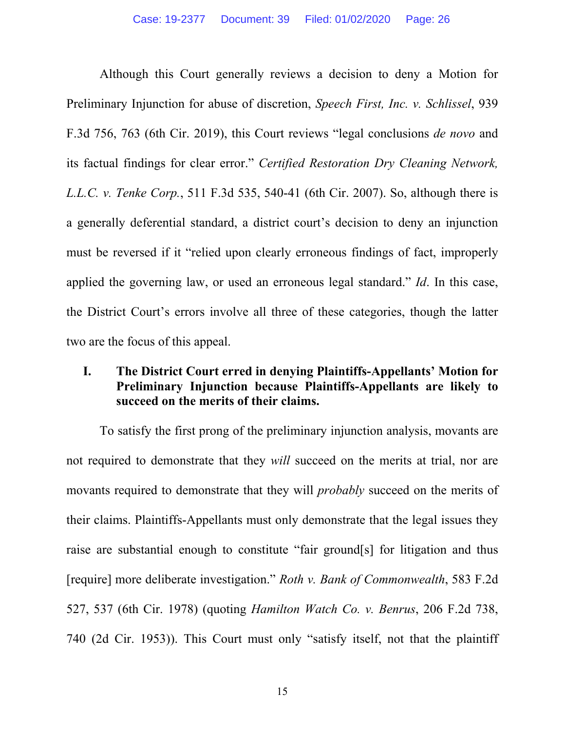Although this Court generally reviews a decision to deny a Motion for Preliminary Injunction for abuse of discretion, *Speech First, Inc. v. Schlissel*, 939 F.3d 756, 763 (6th Cir. 2019), this Court reviews "legal conclusions *de novo* and its factual findings for clear error." *Certified Restoration Dry Cleaning Network, L.L.C. v. Tenke Corp.*, 511 F.3d 535, 540-41 (6th Cir. 2007). So, although there is a generally deferential standard, a district court's decision to deny an injunction must be reversed if it "relied upon clearly erroneous findings of fact, improperly applied the governing law, or used an erroneous legal standard." *Id*. In this case, the District Court's errors involve all three of these categories, though the latter two are the focus of this appeal.

## I. The District Court erred in denying Plaintiffs-Appellants' Motion for Preliminary Injunction because Plaintiffs-Appellants are likely to succeed on the merits of their claims.

To satisfy the first prong of the preliminary injunction analysis, movants are not required to demonstrate that they *will* succeed on the merits at trial, nor are movants required to demonstrate that they will *probably* succeed on the merits of their claims. Plaintiffs-Appellants must only demonstrate that the legal issues they raise are substantial enough to constitute "fair ground[s] for litigation and thus [require] more deliberate investigation." *Roth v. Bank of Commonwealth*, 583 F.2d 527, 537 (6th Cir. 1978) (quoting *Hamilton Watch Co. v. Benrus*, 206 F.2d 738, 740 (2d Cir. 1953)). This Court must only "satisfy itself, not that the plaintiff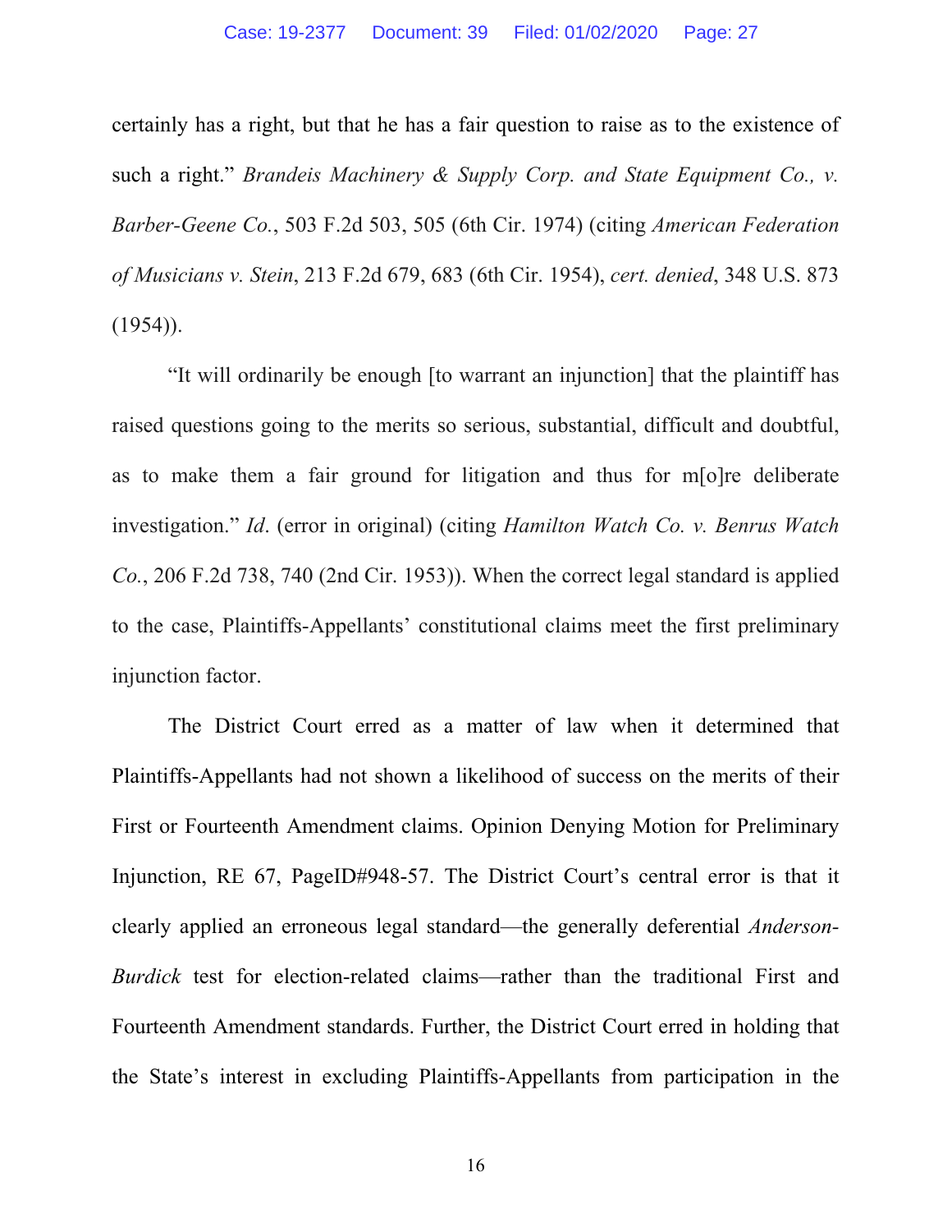certainly has a right, but that he has a fair question to raise as to the existence of such a right." *Brandeis Machinery & Supply Corp. and State Equipment Co., v. Barber-Geene Co.*, 503 F.2d 503, 505 (6th Cir. 1974) (citing *American Federation of Musicians v. Stein*, 213 F.2d 679, 683 (6th Cir. 1954), *cert. denied*, 348 U.S. 873 (1954)).

"It will ordinarily be enough [to warrant an injunction] that the plaintiff has raised questions going to the merits so serious, substantial, difficult and doubtful, as to make them a fair ground for litigation and thus for m[o]re deliberate investigation." *Id*. (error in original) (citing *Hamilton Watch Co. v. Benrus Watch Co.*, 206 F.2d 738, 740 (2nd Cir. 1953)). When the correct legal standard is applied to the case, Plaintiffs-Appellants' constitutional claims meet the first preliminary injunction factor.

The District Court erred as a matter of law when it determined that Plaintiffs-Appellants had not shown a likelihood of success on the merits of their First or Fourteenth Amendment claims. Opinion Denying Motion for Preliminary Injunction, RE 67, PageID#948-57. The District Court's central error is that it clearly applied an erroneous legal standard—the generally deferential *Anderson-Burdick* test for election-related claims—rather than the traditional First and Fourteenth Amendment standards. Further, the District Court erred in holding that the State's interest in excluding Plaintiffs-Appellants from participation in the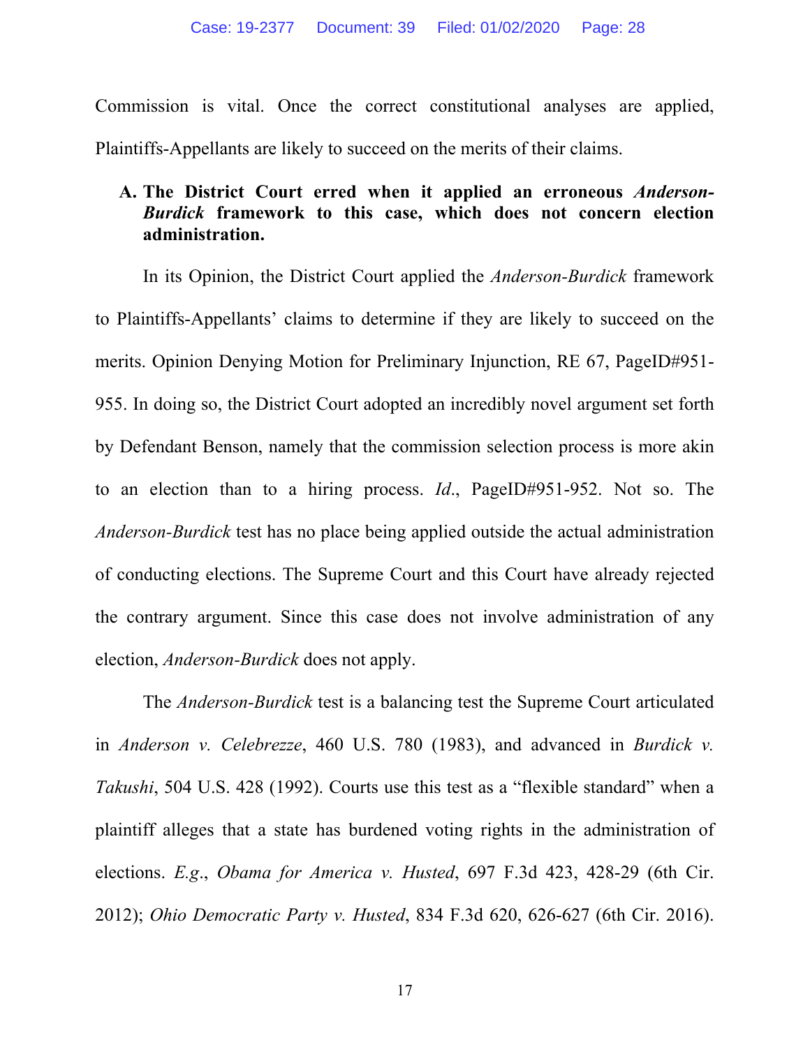Commission is vital. Once the correct constitutional analyses are applied, Plaintiffs-Appellants are likely to succeed on the merits of their claims.

### A. The District Court erred when it applied an erroneous *Anderson-Burdick* framework to this case, which does not concern election administration.

In its Opinion, the District Court applied the *Anderson-Burdick* framework to Plaintiffs-Appellants' claims to determine if they are likely to succeed on the merits. Opinion Denying Motion for Preliminary Injunction, RE 67, PageID#951-955. In doing so, the District Court adopted an incredibly novel argument set forth by Defendant Benson, namely that the commission selection process is more akin to an election than to a hiring process. *Id*., PageID#951-952. Not so. The *Anderson-Burdick* test has no place being applied outside the actual administration of conducting elections. The Supreme Court and this Court have already rejected the contrary argument. Since this case does not involve administration of any election, *Anderson-Burdick* does not apply.

The *Anderson-Burdick* test is a balancing test the Supreme Court articulated in *Anderson v. Celebrezze*, 460 U.S. 780 (1983), and advanced in *Burdick v. Takushi*, 504 U.S. 428 (1992). Courts use this test as a "flexible standard" when a plaintiff alleges that a state has burdened voting rights in the administration of elections. *E.g*., *Obama for America v. Husted*, 697 F.3d 423, 428-29 (6th Cir. 2012); *Ohio Democratic Party v. Husted*, 834 F.3d 620, 626-627 (6th Cir. 2016).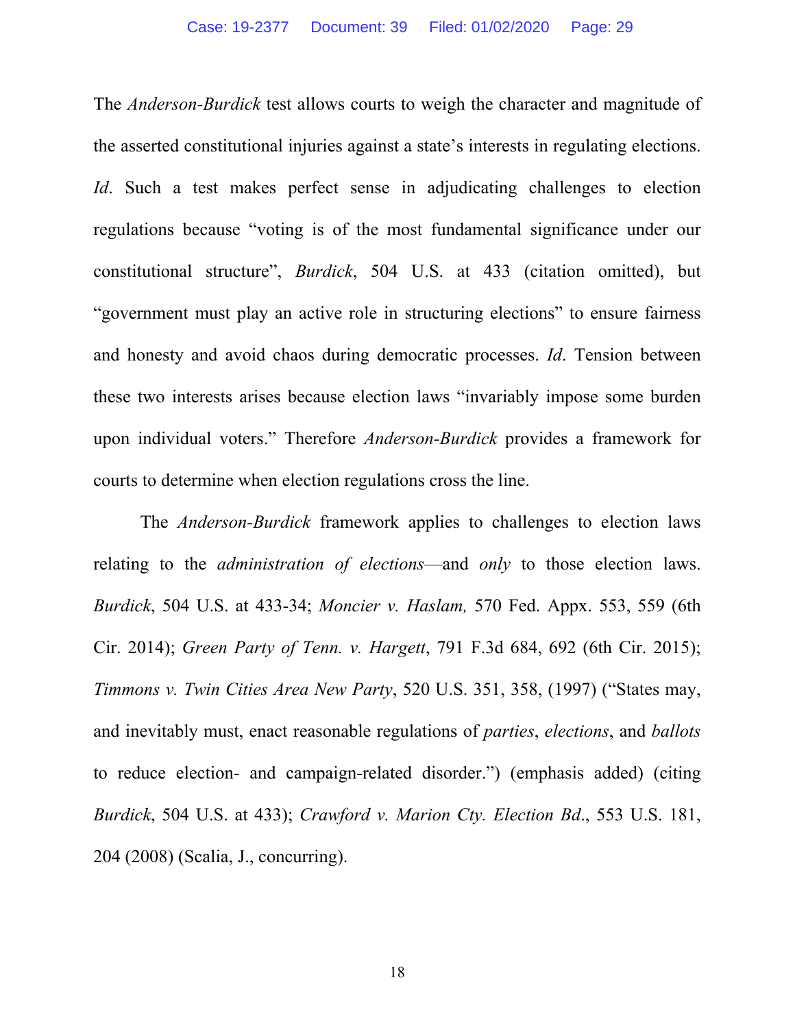The *Anderson-Burdick* test allows courts to weigh the character and magnitude of the asserted constitutional injuries against a state's interests in regulating elections. *Id*. Such a test makes perfect sense in adjudicating challenges to election regulations because "voting is of the most fundamental significance under our constitutional structure", *Burdick*, 504 U.S. at 433 (citation omitted), but "government must play an active role in structuring elections" to ensure fairness and honesty and avoid chaos during democratic processes. *Id*. Tension between these two interests arises because election laws "invariably impose some burden upon individual voters." Therefore *Anderson-Burdick* provides a framework for courts to determine when election regulations cross the line.

The *Anderson-Burdick* framework applies to challenges to election laws relating to the *administration of elections*—and *only* to those election laws. *Burdick*, 504 U.S. at 433-34; *Moncier v. Haslam,* 570 Fed. Appx. 553, 559 (6th Cir. 2014); *Green Party of Tenn. v. Hargett*, 791 F.3d 684, 692 (6th Cir. 2015); *Timmons v. Twin Cities Area New Party*, 520 U.S. 351, 358, (1997) ("States may, and inevitably must, enact reasonable regulations of *parties*, *elections*, and *ballots* to reduce election- and campaign-related disorder.") (emphasis added) (citing *Burdick*, 504 U.S. at 433); *Crawford v. Marion Cty. Election Bd*., 553 U.S. 181, 204 (2008) (Scalia, J., concurring).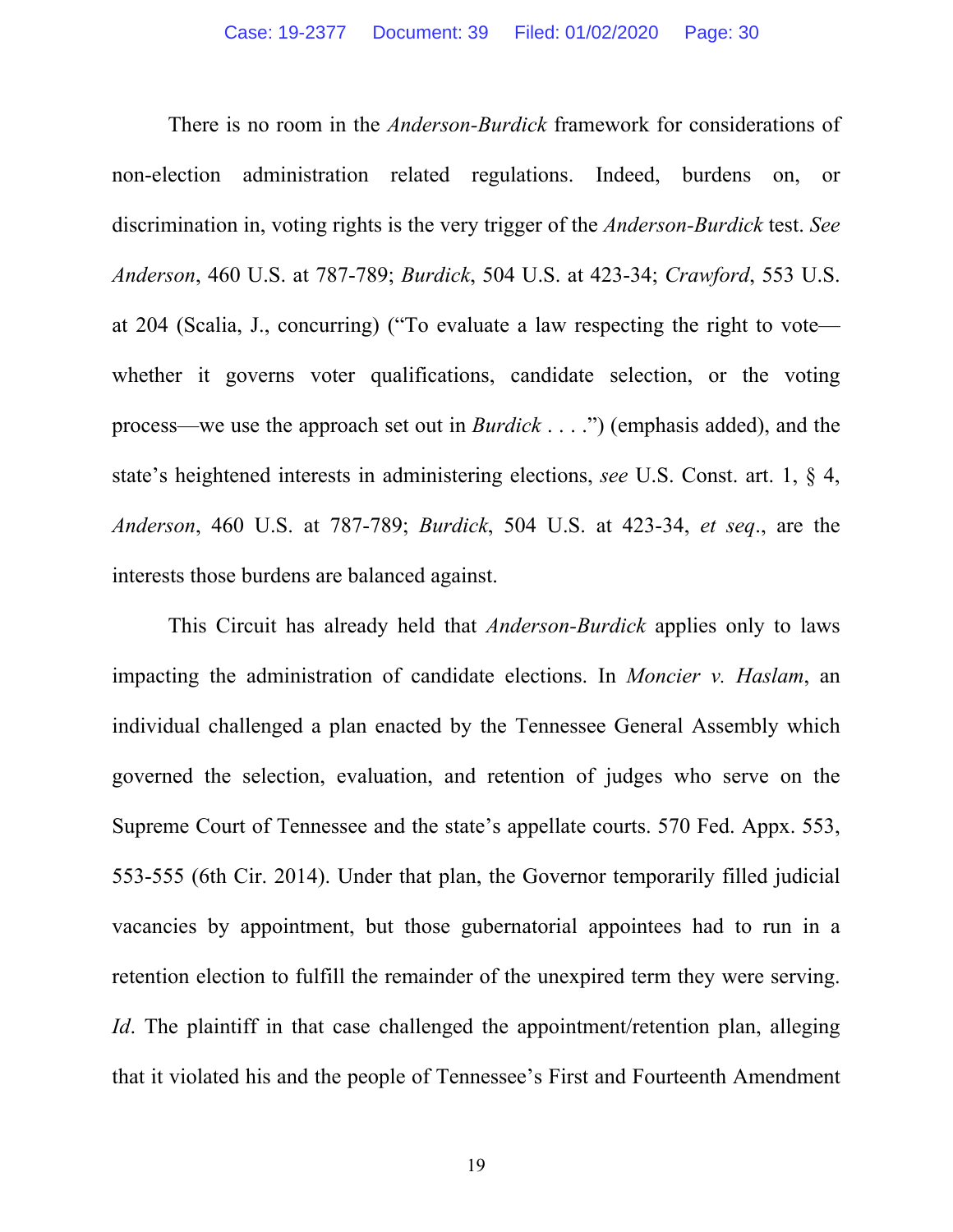There is no room in the *Anderson-Burdick* framework for considerations of non-election administration related regulations. Indeed, burdens on, or discrimination in, voting rights is the very trigger of the *Anderson-Burdick* test. *See Anderson*, 460 U.S. at 787-789; *Burdick*, 504 U.S. at 423-34; *Crawford*, 553 U.S. at 204 (Scalia, J., concurring) ("To evaluate a law respecting the right to vote—whether it governs voter qualifications, candidate selection, or the voting process—we use the approach set out in *Burdick* . . . .") (emphasis added), and the state's heightened interests in administering elections, *see* U.S. Const. art. 1, § 4, *Anderson*, 460 U.S. at 787-789; *Burdick*, 504 U.S. at 423-34, *et seq*., are the interests those burdens are balanced against.

This Circuit has already held that *Anderson-Burdick* applies only to laws impacting the administration of candidate elections. In *Moncier v. Haslam*, an individual challenged a plan enacted by the Tennessee General Assembly which governed the selection, evaluation, and retention of judges who serve on the Supreme Court of Tennessee and the state's appellate courts. 570 Fed. Appx. 553, 553-555 (6th Cir. 2014). Under that plan, the Governor temporarily filled judicial vacancies by appointment, but those gubernatorial appointees had to run in a retention election to fulfill the remainder of the unexpired term they were serving. *Id*. The plaintiff in that case challenged the appointment/retention plan, alleging that it violated his and the people of Tennessee's First and Fourteenth Amendment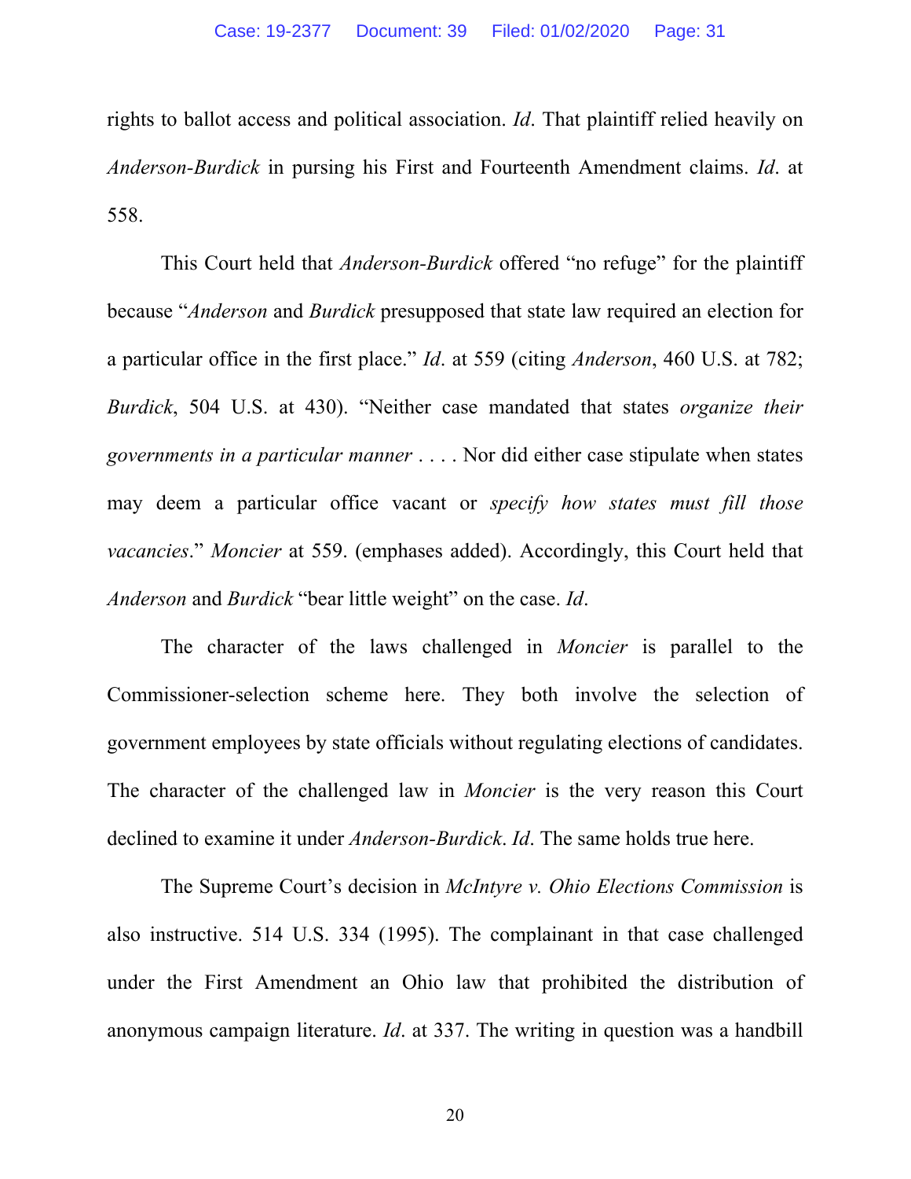rights to ballot access and political association. *Id*. That plaintiff relied heavily on *Anderson-Burdick* in pursing his First and Fourteenth Amendment claims. *Id*. at 558.

This Court held that *Anderson-Burdick* offered "no refuge" for the plaintiff because "*Anderson* and *Burdick* presupposed that state law required an election for a particular office in the first place." *Id*. at 559 (citing *Anderson*, 460 U.S. at 782; *Burdick*, 504 U.S. at 430). "Neither case mandated that states *organize their governments in a particular manner* . . . . Nor did either case stipulate when states may deem a particular office vacant or *specify how states must fill those vacancies*." *Moncier* at 559. (emphases added). Accordingly, this Court held that *Anderson* and *Burdick* "bear little weight" on the case. *Id*.

The character of the laws challenged in *Moncier* is parallel to the Commissioner-selection scheme here. They both involve the selection of government employees by state officials without regulating elections of candidates. The character of the challenged law in *Moncier* is the very reason this Court declined to examine it under *Anderson-Burdick*. *Id*. The same holds true here.

The Supreme Court's decision in *McIntyre v. Ohio Elections Commission* is also instructive. 514 U.S. 334 (1995). The complainant in that case challenged under the First Amendment an Ohio law that prohibited the distribution of anonymous campaign literature. *Id*. at 337. The writing in question was a handbill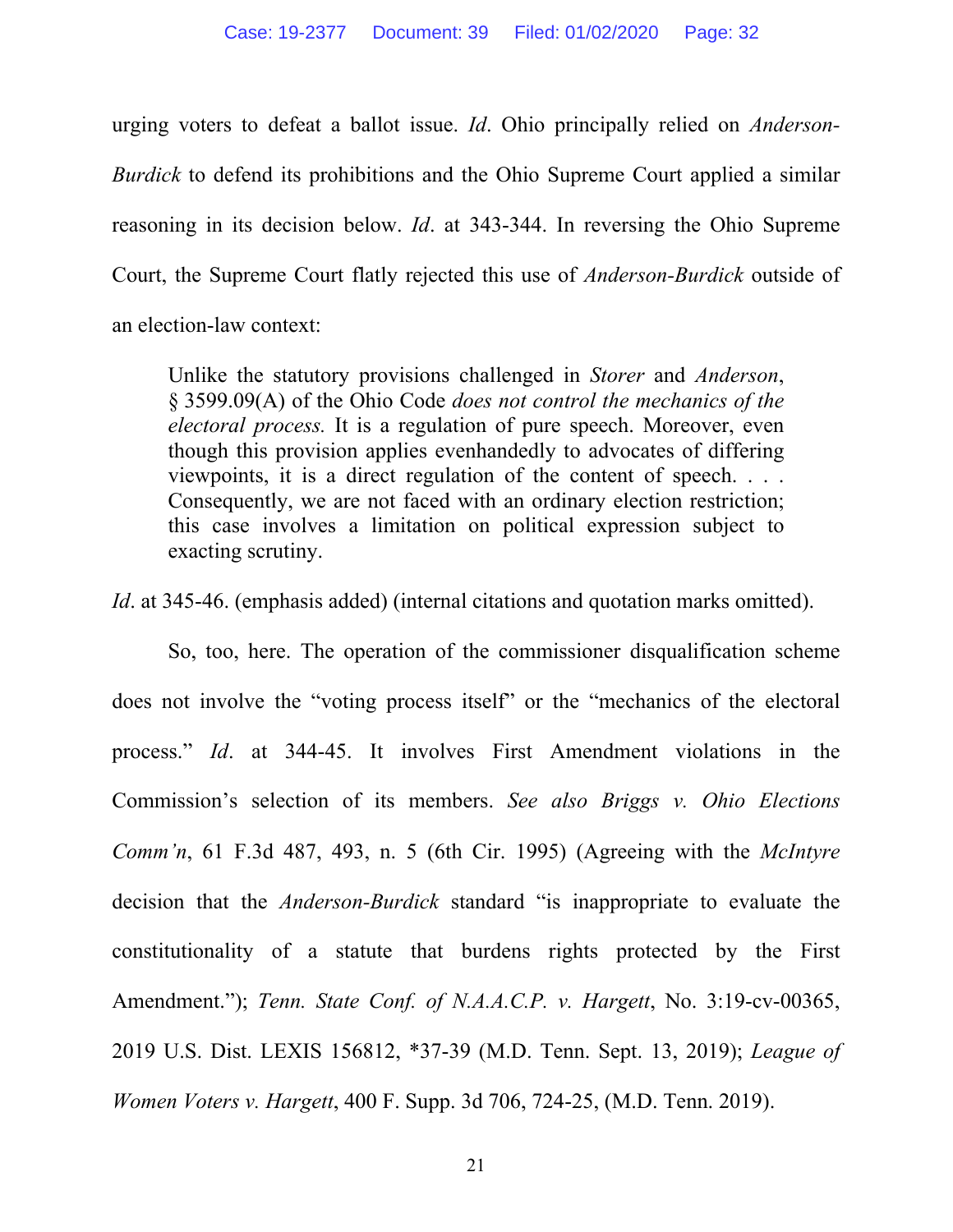urging voters to defeat a ballot issue. *Id*. Ohio principally relied on *Anderson-Burdick* to defend its prohibitions and the Ohio Supreme Court applied a similar reasoning in its decision below. *Id*. at 343-344. In reversing the Ohio Supreme Court, the Supreme Court flatly rejected this use of *Anderson-Burdick* outside of an election-law context:

> Unlike the statutory provisions challenged in *Storer* and *Anderson*, § 3599.09(A) of the Ohio Code *does not control the mechanics of the electoral process.* It is a regulation of pure speech. Moreover, even though this provision applies evenhandedly to advocates of differing viewpoints, it is a direct regulation of the content of speech. . . . Consequently, we are not faced with an ordinary election restriction; this case involves a limitation on political expression subject to exacting scrutiny.

*Id*. at 345-46. (emphasis added) (internal citations and quotation marks omitted).

So, too, here. The operation of the commissioner disqualification scheme does not involve the "voting process itself" or the "mechanics of the electoral process." *Id*. at 344-45. It involves First Amendment violations in the Commission's selection of its members. *See also Briggs v. Ohio Elections Comm'n*, 61 F.3d 487, 493, n. 5 (6th Cir. 1995) (Agreeing with the *McIntyre* decision that the *Anderson-Burdick* standard "is inappropriate to evaluate the constitutionality of a statute that burdens rights protected by the First Amendment."); *Tenn. State Conf. of N.A.A.C.P. v. Hargett*, No. 3:19-cv-00365, 2019 U.S. Dist. LEXIS 156812, *37-39 (M.D. Tenn. Sept. 13, 2019); *League of Women Voters v. Hargett*, 400 F. Supp. 3d 706, 724-25, (M.D. Tenn. 2019).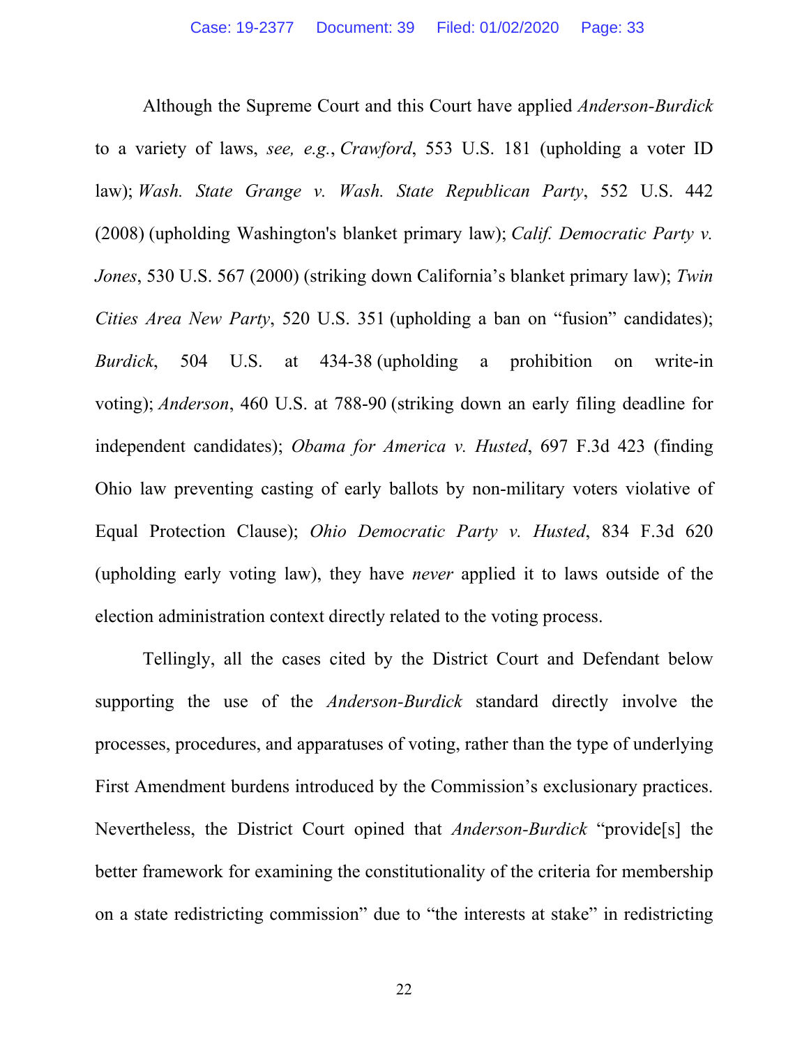Although the Supreme Court and this Court have applied *Anderson-Burdick* to a variety of laws, *see, e.g.*, *Crawford*, 553 U.S. 181 (upholding a voter ID law); *Wash. State Grange v. Wash. State Republican Party*, 552 U.S. 442 (2008) (upholding Washington's blanket primary law); *Calif. Democratic Party v. Jones*, 530 U.S. 567 (2000) (striking down California's blanket primary law); *Twin Cities Area New Party*, 520 U.S. 351 (upholding a ban on "fusion" candidates); *Burdick*, 504 U.S. at 434-38 (upholding a prohibition on write-in voting); *Anderson*, 460 U.S. at 788-90 (striking down an early filing deadline for independent candidates); *Obama for America v. Husted*, 697 F.3d 423 (finding Ohio law preventing casting of early ballots by non-military voters violative of Equal Protection Clause); *Ohio Democratic Party v. Husted*, 834 F.3d 620 (upholding early voting law), they have *never* applied it to laws outside of the election administration context directly related to the voting process.

Tellingly, all the cases cited by the District Court and Defendant below supporting the use of the *Anderson-Burdick* standard directly involve the processes, procedures, and apparatuses of voting, rather than the type of underlying First Amendment burdens introduced by the Commission's exclusionary practices. Nevertheless, the District Court opined that *Anderson-Burdick* "provide[s] the better framework for examining the constitutionality of the criteria for membership on a state redistricting commission" due to "the interests at stake" in redistricting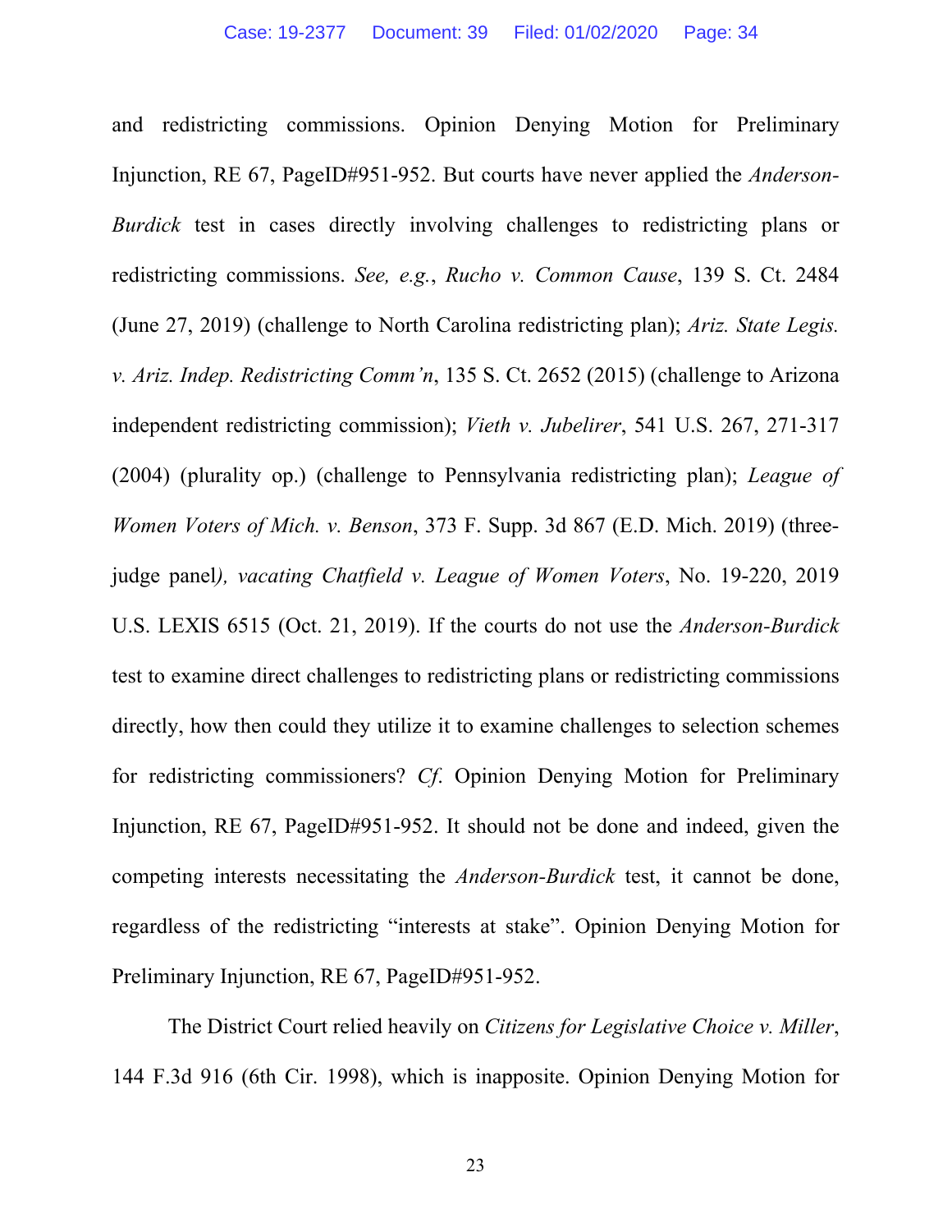and redistricting commissions. Opinion Denying Motion for Preliminary Injunction, RE 67, PageID#951-952. But courts have never applied the *Anderson-Burdick* test in cases directly involving challenges to redistricting plans or redistricting commissions. *See, e.g.*, *Rucho v. Common Cause*, 139 S. Ct. 2484 (June 27, 2019) (challenge to North Carolina redistricting plan); *Ariz. State Legis. v. Ariz. Indep. Redistricting Comm'n*, 135 S. Ct. 2652 (2015) (challenge to Arizona independent redistricting commission); *Vieth v. Jubelirer*, 541 U.S. 267, 271-317 (2004) (plurality op.) (challenge to Pennsylvania redistricting plan); *League of Women Voters of Mich. v. Benson*, 373 F. Supp. 3d 867 (E.D. Mich. 2019) (three-judge panel*), vacating Chatfield v. League of Women Voters*, No. 19-220, 2019 U.S. LEXIS 6515 (Oct. 21, 2019). If the courts do not use the *Anderson-Burdick* test to examine direct challenges to redistricting plans or redistricting commissions directly, how then could they utilize it to examine challenges to selection schemes for redistricting commissioners? *Cf*. Opinion Denying Motion for Preliminary Injunction, RE 67, PageID#951-952. It should not be done and indeed, given the competing interests necessitating the *Anderson-Burdick* test, it cannot be done, regardless of the redistricting "interests at stake". Opinion Denying Motion for Preliminary Injunction, RE 67, PageID#951-952.

The District Court relied heavily on *Citizens for Legislative Choice v. Miller*, 144 F.3d 916 (6th Cir. 1998), which is inapposite. Opinion Denying Motion for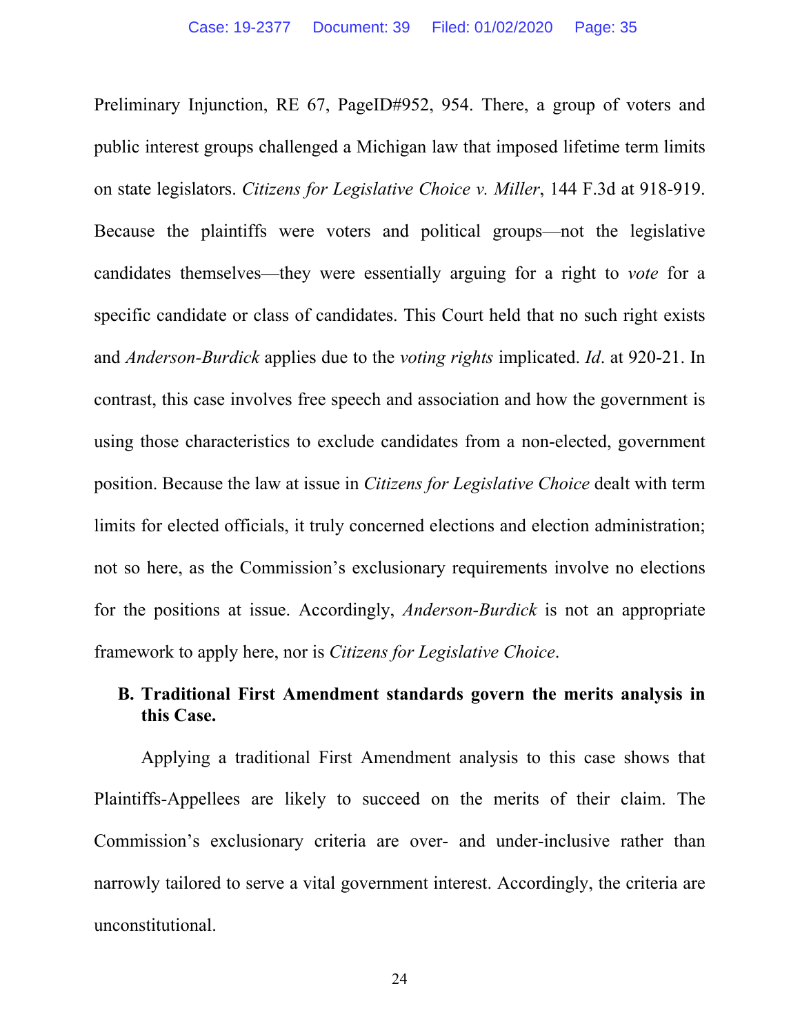Preliminary Injunction, RE 67, PageID#952, 954. There, a group of voters and public interest groups challenged a Michigan law that imposed lifetime term limits on state legislators. *Citizens for Legislative Choice v. Miller*, 144 F.3d at 918-919. Because the plaintiffs were voters and political groups—not the legislative candidates themselves—they were essentially arguing for a right to *vote* for a specific candidate or class of candidates. This Court held that no such right exists and *Anderson-Burdick* applies due to the *voting rights* implicated. *Id*. at 920-21. In contrast, this case involves free speech and association and how the government is using those characteristics to exclude candidates from a non-elected, government position. Because the law at issue in *Citizens for Legislative Choice* dealt with term limits for elected officials, it truly concerned elections and election administration; not so here, as the Commission's exclusionary requirements involve no elections for the positions at issue. Accordingly, *Anderson-Burdick* is not an appropriate framework to apply here, nor is *Citizens for Legislative Choice*.

### B. Traditional First Amendment standards govern the merits analysis in this Case.

Applying a traditional First Amendment analysis to this case shows that Plaintiffs-Appellees are likely to succeed on the merits of their claim. The Commission's exclusionary criteria are over- and under-inclusive rather than narrowly tailored to serve a vital government interest. Accordingly, the criteria are unconstitutional.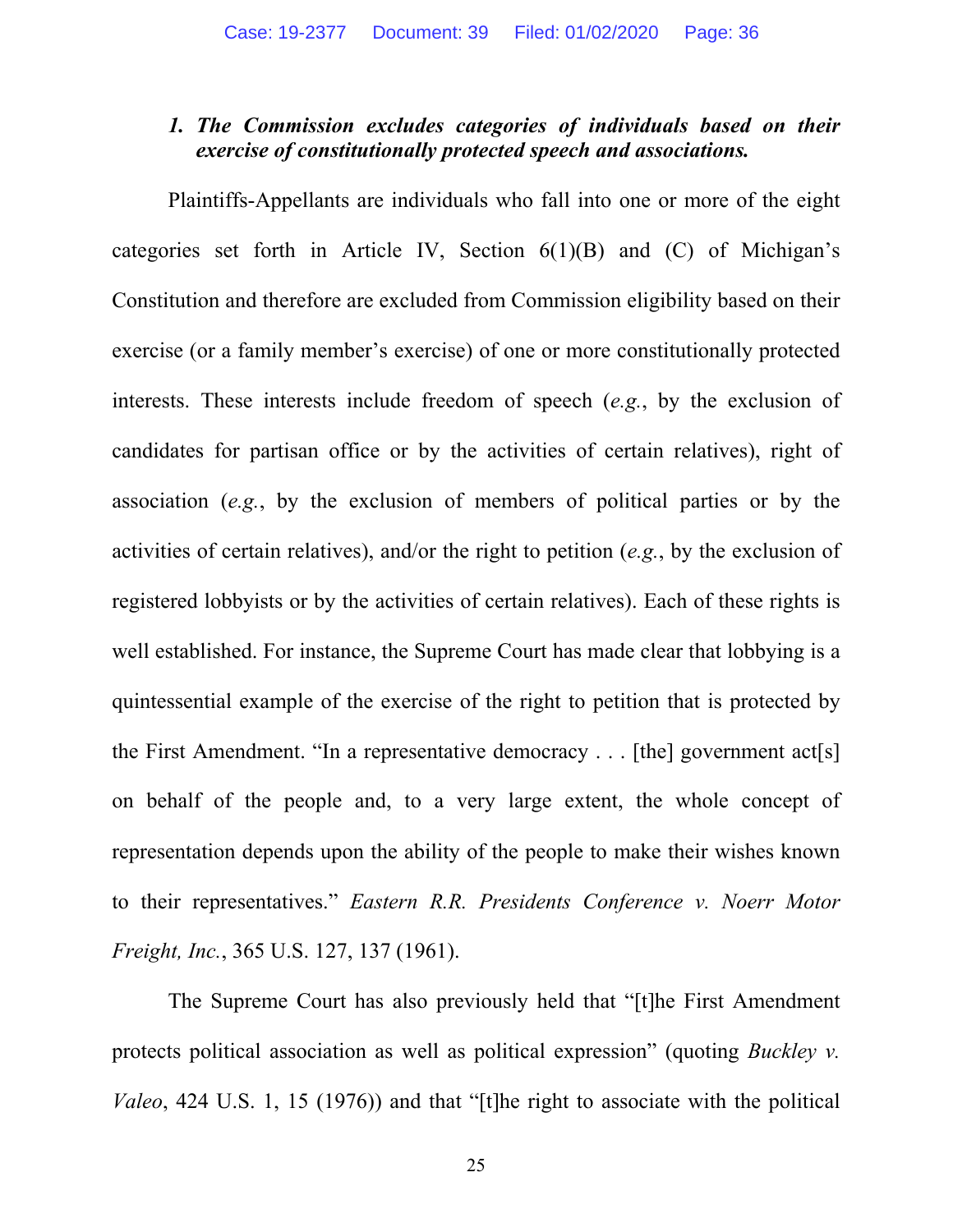### *1. The Commission excludes categories of individuals based on their exercise of constitutionally protected speech and associations.*

Plaintiffs-Appellants are individuals who fall into one or more of the eight categories set forth in Article IV, Section 6(1)(B) and (C) of Michigan's Constitution and therefore are excluded from Commission eligibility based on their exercise (or a family member's exercise) of one or more constitutionally protected interests. These interests include freedom of speech (*e.g.*, by the exclusion of candidates for partisan office or by the activities of certain relatives), right of association (*e.g.*, by the exclusion of members of political parties or by the activities of certain relatives), and/or the right to petition (*e.g.*, by the exclusion of registered lobbyists or by the activities of certain relatives). Each of these rights is well established. For instance, the Supreme Court has made clear that lobbying is a quintessential example of the exercise of the right to petition that is protected by the First Amendment. "In a representative democracy . . . [the] government act[s] on behalf of the people and, to a very large extent, the whole concept of representation depends upon the ability of the people to make their wishes known to their representatives." *Eastern R.R. Presidents Conference v. Noerr Motor Freight, Inc.*, 365 U.S. 127, 137 (1961).

The Supreme Court has also previously held that "[t]he First Amendment protects political association as well as political expression" (quoting *Buckley v. Valeo*, 424 U.S. 1, 15 (1976)) and that "[t]he right to associate with the political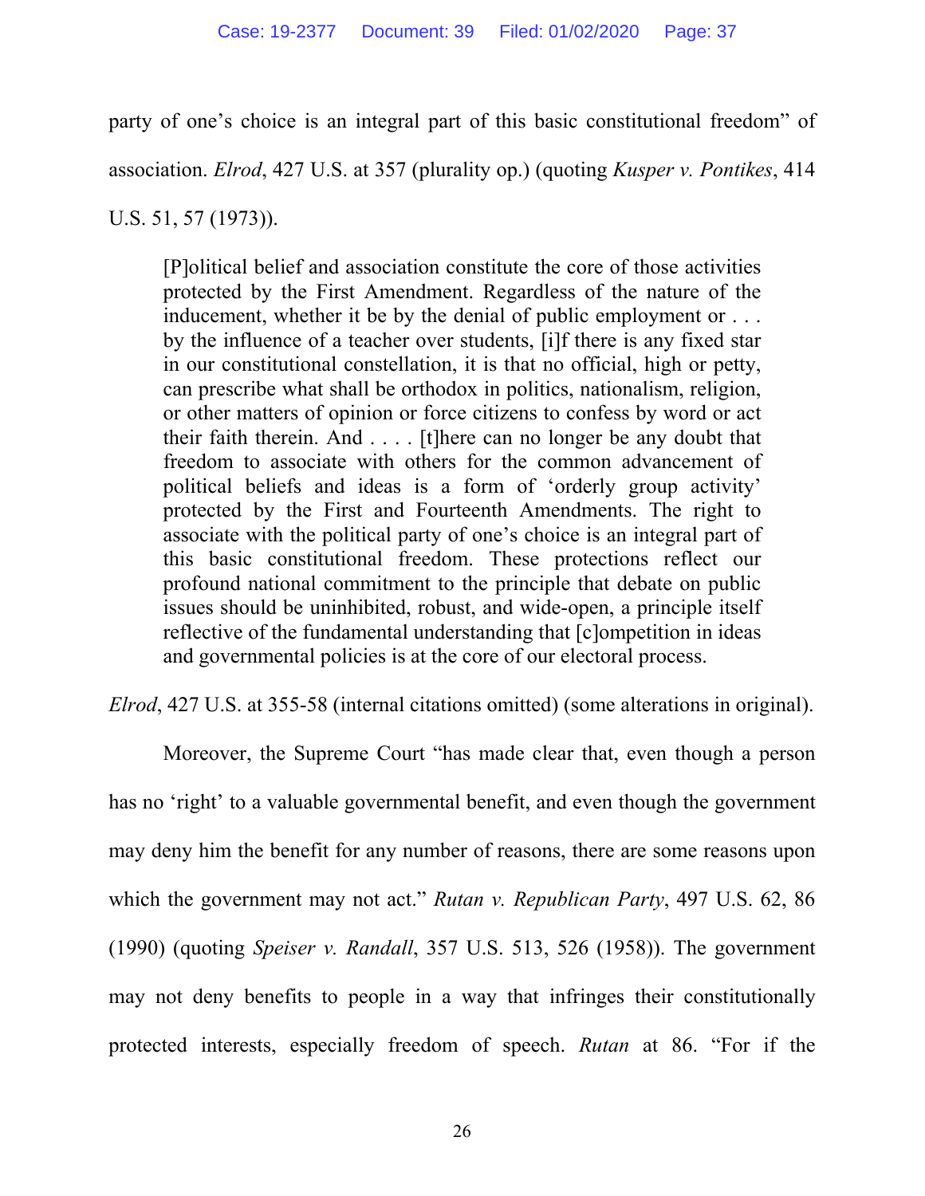party of one's choice is an integral part of this basic constitutional freedom" of association. *Elrod*, 427 U.S. at 357 (plurality op.) (quoting *Kusper v. Pontikes*, 414 U.S. 51, 57 (1973)).

> [P]olitical belief and association constitute the core of those activities protected by the First Amendment. Regardless of the nature of the inducement, whether it be by the denial of public employment or . . . by the influence of a teacher over students, [i]f there is any fixed star in our constitutional constellation, it is that no official, high or petty, can prescribe what shall be orthodox in politics, nationalism, religion, or other matters of opinion or force citizens to confess by word or act their faith therein. And . . . . [t]here can no longer be any doubt that freedom to associate with others for the common advancement of political beliefs and ideas is a form of 'orderly group activity' protected by the First and Fourteenth Amendments. The right to associate with the political party of one's choice is an integral part of this basic constitutional freedom. These protections reflect our profound national commitment to the principle that debate on public issues should be uninhibited, robust, and wide-open, a principle itself reflective of the fundamental understanding that [c]ompetition in ideas and governmental policies is at the core of our electoral process.

*Elrod*, 427 U.S. at 355-58 (internal citations omitted) (some alterations in original).

Moreover, the Supreme Court "has made clear that, even though a person has no 'right' to a valuable governmental benefit, and even though the government may deny him the benefit for any number of reasons, there are some reasons upon which the government may not act." *Rutan v. Republican Party*, 497 U.S. 62, 86 (1990) (quoting *Speiser v. Randall*, 357 U.S. 513, 526 (1958)). The government may not deny benefits to people in a way that infringes their constitutionally protected interests, especially freedom of speech. *Rutan* at 86. "For if the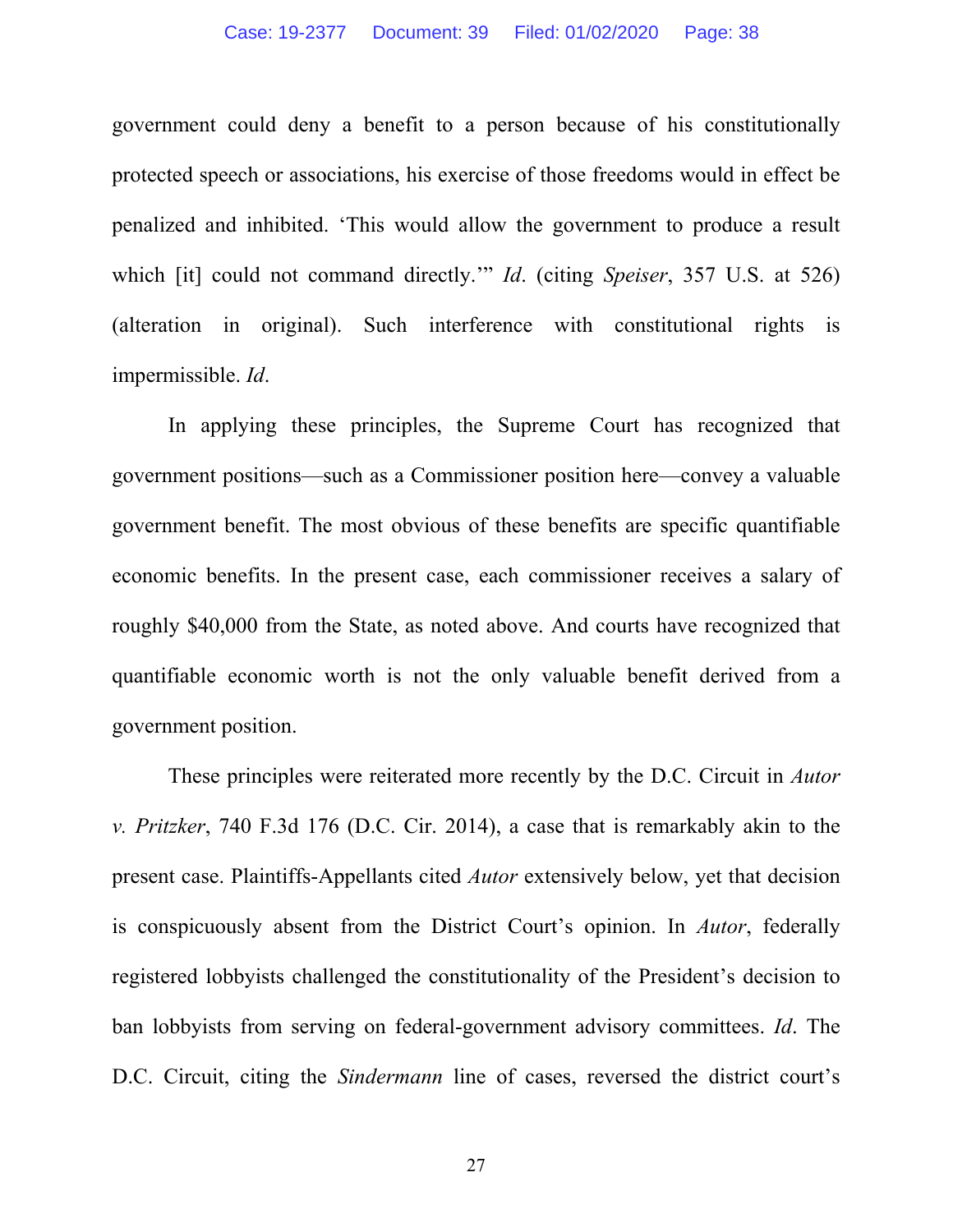government could deny a benefit to a person because of his constitutionally protected speech or associations, his exercise of those freedoms would in effect be penalized and inhibited. 'This would allow the government to produce a result which [it] could not command directly.'" *Id*. (citing *Speiser*, 357 U.S. at 526) (alteration in original). Such interference with constitutional rights is impermissible. *Id*.

In applying these principles, the Supreme Court has recognized that government positions—such as a Commissioner position here—convey a valuable government benefit. The most obvious of these benefits are specific quantifiable economic benefits. In the present case, each commissioner receives a salary of roughly $40,000 from the State, as noted above. And courts have recognized that quantifiable economic worth is not the only valuable benefit derived from a government position.

These principles were reiterated more recently by the D.C. Circuit in *Autor v. Pritzker*, 740 F.3d 176 (D.C. Cir. 2014), a case that is remarkably akin to the present case. Plaintiffs-Appellants cited *Autor* extensively below, yet that decision is conspicuously absent from the District Court's opinion. In *Autor*, federally registered lobbyists challenged the constitutionality of the President's decision to ban lobbyists from serving on federal-government advisory committees. *Id*. The D.C. Circuit, citing the *Sindermann* line of cases, reversed the district court's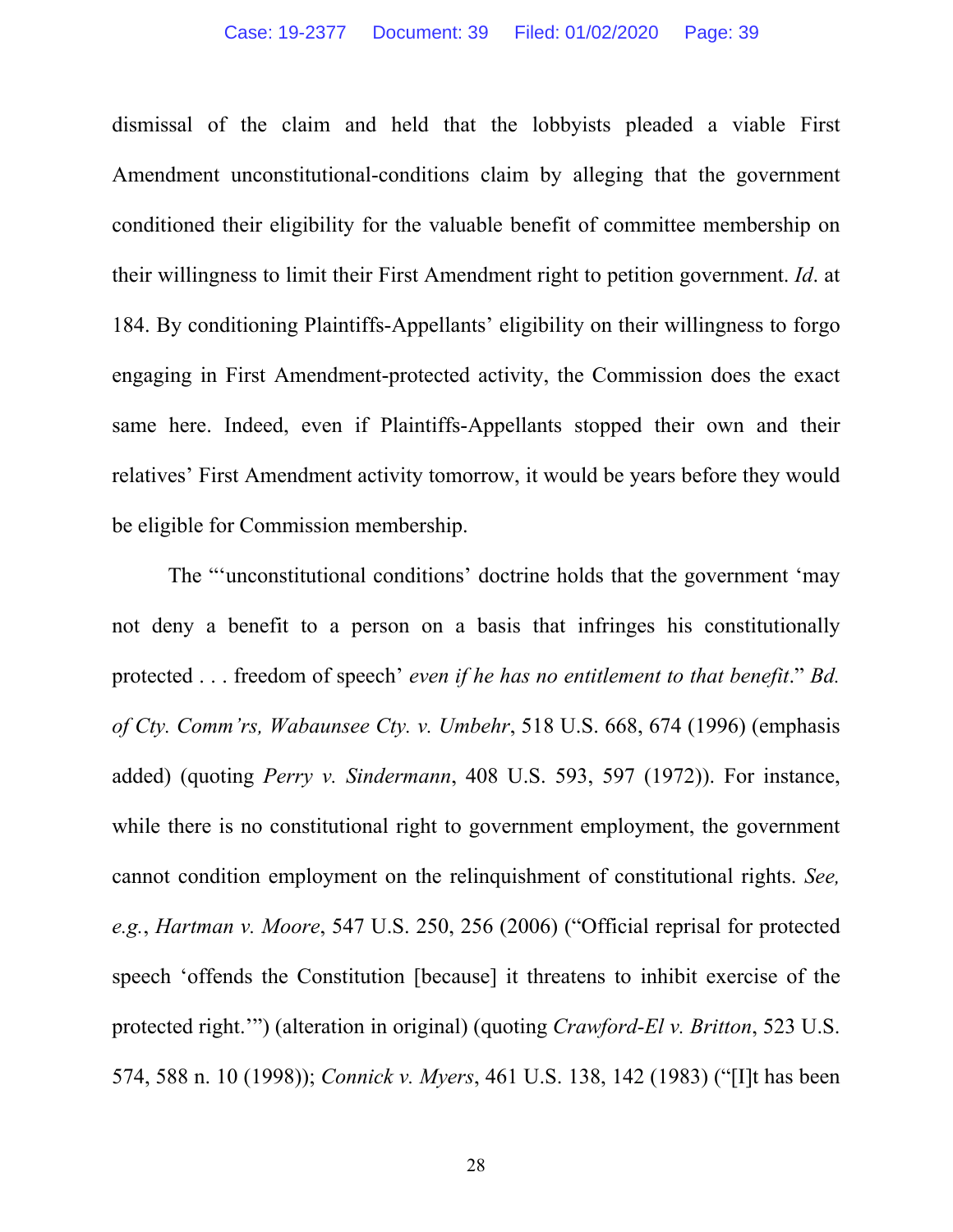dismissal of the claim and held that the lobbyists pleaded a viable First Amendment unconstitutional-conditions claim by alleging that the government conditioned their eligibility for the valuable benefit of committee membership on their willingness to limit their First Amendment right to petition government. *Id*. at 184. By conditioning Plaintiffs-Appellants' eligibility on their willingness to forgo engaging in First Amendment-protected activity, the Commission does the exact same here. Indeed, even if Plaintiffs-Appellants stopped their own and their relatives' First Amendment activity tomorrow, it would be years before they would be eligible for Commission membership.

The "'unconstitutional conditions' doctrine holds that the government 'may not deny a benefit to a person on a basis that infringes his constitutionally protected . . . freedom of speech' *even if he has no entitlement to that benefit*." *Bd. of Cty. Comm'rs, Wabaunsee Cty. v. Umbehr*, 518 U.S. 668, 674 (1996) (emphasis added) (quoting *Perry v. Sindermann*, 408 U.S. 593, 597 (1972)). For instance, while there is no constitutional right to government employment, the government cannot condition employment on the relinquishment of constitutional rights. *See, e.g.*, *Hartman v. Moore*, 547 U.S. 250, 256 (2006) ("Official reprisal for protected speech 'offends the Constitution [because] it threatens to inhibit exercise of the protected right.'") (alteration in original) (quoting *Crawford-El v. Britton*, 523 U.S. 574, 588 n. 10 (1998)); *Connick v. Myers*, 461 U.S. 138, 142 (1983) ("[I]t has been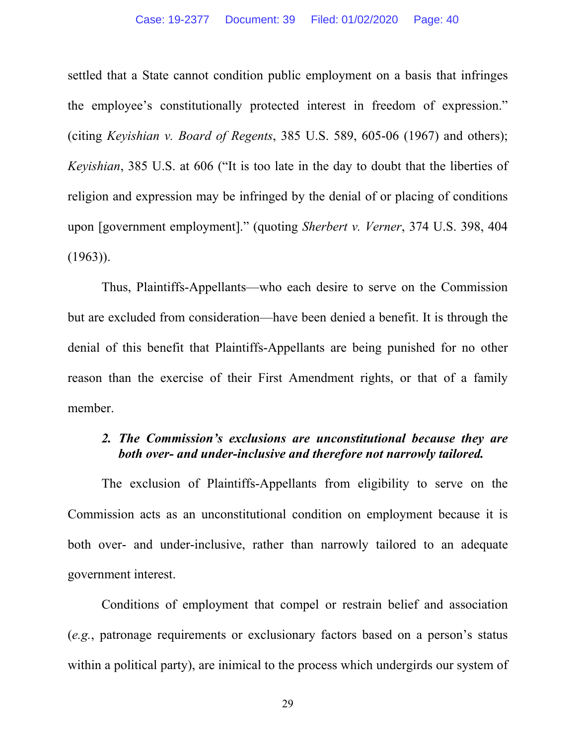settled that a State cannot condition public employment on a basis that infringes the employee's constitutionally protected interest in freedom of expression." (citing *Keyishian v. Board of Regents*, 385 U.S. 589, 605-06 (1967) and others); *Keyishian*, 385 U.S. at 606 ("It is too late in the day to doubt that the liberties of religion and expression may be infringed by the denial of or placing of conditions upon [government employment]." (quoting *Sherbert v. Verner*, 374 U.S. 398, 404 (1963)).

Thus, Plaintiffs-Appellants—who each desire to serve on the Commission but are excluded from consideration—have been denied a benefit. It is through the denial of this benefit that Plaintiffs-Appellants are being punished for no other reason than the exercise of their First Amendment rights, or that of a family member.

#### 2. *The Commission's exclusions are unconstitutional because they are both over- and under-inclusive and therefore not narrowly tailored.*

The exclusion of Plaintiffs-Appellants from eligibility to serve on the Commission acts as an unconstitutional condition on employment because it is both over- and under-inclusive, rather than narrowly tailored to an adequate government interest.

Conditions of employment that compel or restrain belief and association (*e.g.*, patronage requirements or exclusionary factors based on a person's status within a political party), are inimical to the process which undergirds our system of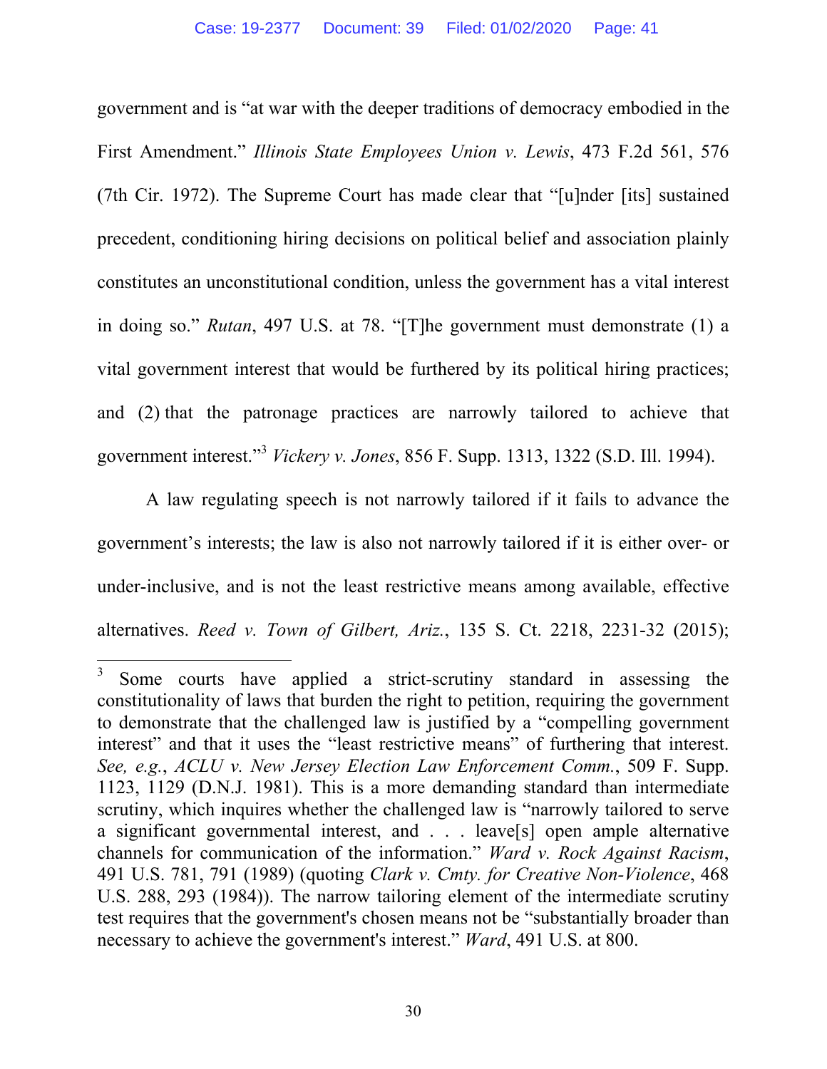government and is "at war with the deeper traditions of democracy embodied in the First Amendment." *Illinois State Employees Union v. Lewis*, 473 F.2d 561, 576 (7th Cir. 1972). The Supreme Court has made clear that "[u]nder [its] sustained precedent, conditioning hiring decisions on political belief and association plainly constitutes an unconstitutional condition, unless the government has a vital interest in doing so." *Rutan*, 497 U.S. at 78. "[T]he government must demonstrate (1) a vital government interest that would be furthered by its political hiring practices; and (2) that the patronage practices are narrowly tailored to achieve that government interest."[3] *Vickery v. Jones*, 856 F. Supp. 1313, 1322 (S.D. Ill. 1994).

A law regulating speech is not narrowly tailored if it fails to advance the government's interests; the law is also not narrowly tailored if it is either over- or under-inclusive, and is not the least restrictive means among available, effective alternatives. *Reed v. Town of Gilbert, Ariz.*, 135 S. Ct. 2218, 2231-32 (2015);

---

[3] Some courts have applied a strict-scrutiny standard in assessing the constitutionality of laws that burden the right to petition, requiring the government to demonstrate that the challenged law is justified by a "compelling government interest" and that it uses the "least restrictive means" of furthering that interest. *See, e.g.*, *ACLU v. New Jersey Election Law Enforcement Comm.*, 509 F. Supp. 1123, 1129 (D.N.J. 1981). This is a more demanding standard than intermediate scrutiny, which inquires whether the challenged law is "narrowly tailored to serve a significant governmental interest, and . . . leave[s] open ample alternative channels for communication of the information." *Ward v. Rock Against Racism*, 491 U.S. 781, 791 (1989) (quoting *Clark v. Cmty. for Creative Non-Violence*, 468 U.S. 288, 293 (1984)). The narrow tailoring element of the intermediate scrutiny test requires that the government's chosen means not be "substantially broader than necessary to achieve the government's interest." *Ward*, 491 U.S. at 800.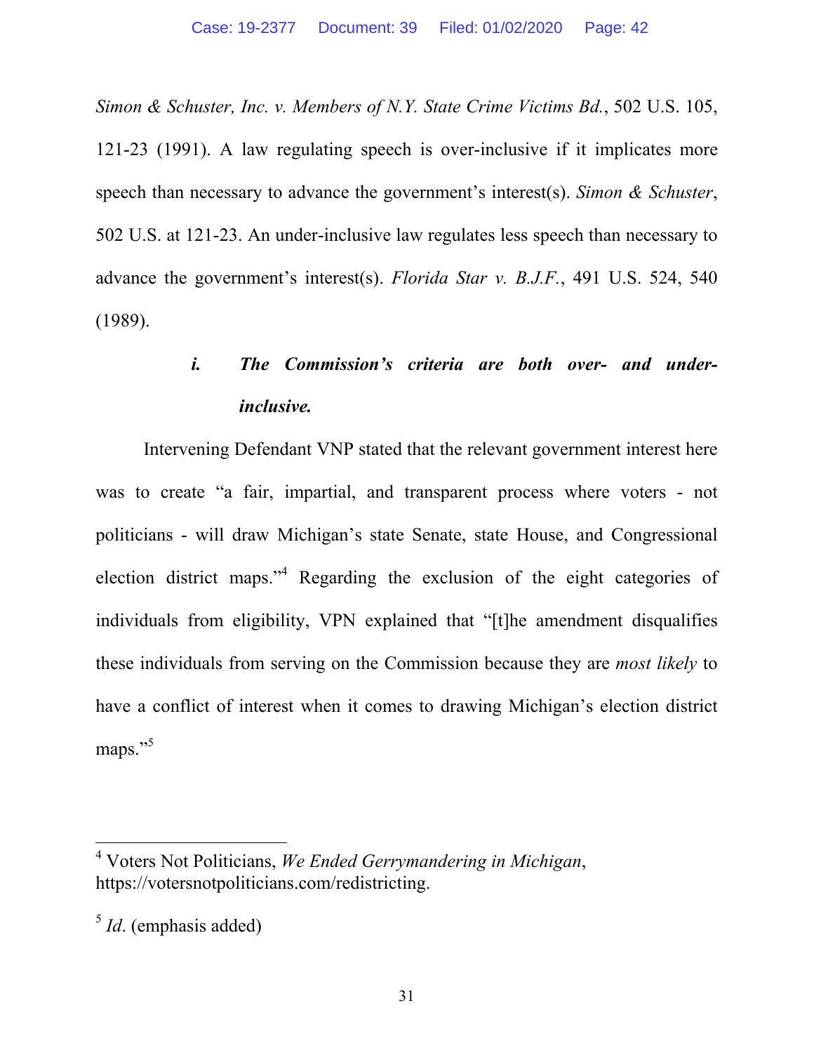*Simon & Schuster, Inc. v. Members of N.Y. State Crime Victims Bd.*, 502 U.S. 105, 121-23 (1991). A law regulating speech is over-inclusive if it implicates more speech than necessary to advance the government's interest(s). *Simon & Schuster*, 502 U.S. at 121-23. An under-inclusive law regulates less speech than necessary to advance the government's interest(s). *Florida Star v. B.J.F.*, 491 U.S. 524, 540 (1989).

#### *i. The Commission's criteria are both over- and under-inclusive.*

Intervening Defendant VNP stated that the relevant government interest here was to create "a fair, impartial, and transparent process where voters - not politicians - will draw Michigan's state Senate, state House, and Congressional election district maps."[4] Regarding the exclusion of the eight categories of individuals from eligibility, VPN explained that "[t]he amendment disqualifies these individuals from serving on the Commission because they are *most likely* to have a conflict of interest when it comes to drawing Michigan's election district maps."[5]

---

[4] Voters Not Politicians, *We Ended Gerrymandering in Michigan*, https://votersnotpoliticians.com/redistricting.

[5] *Id*. (emphasis added)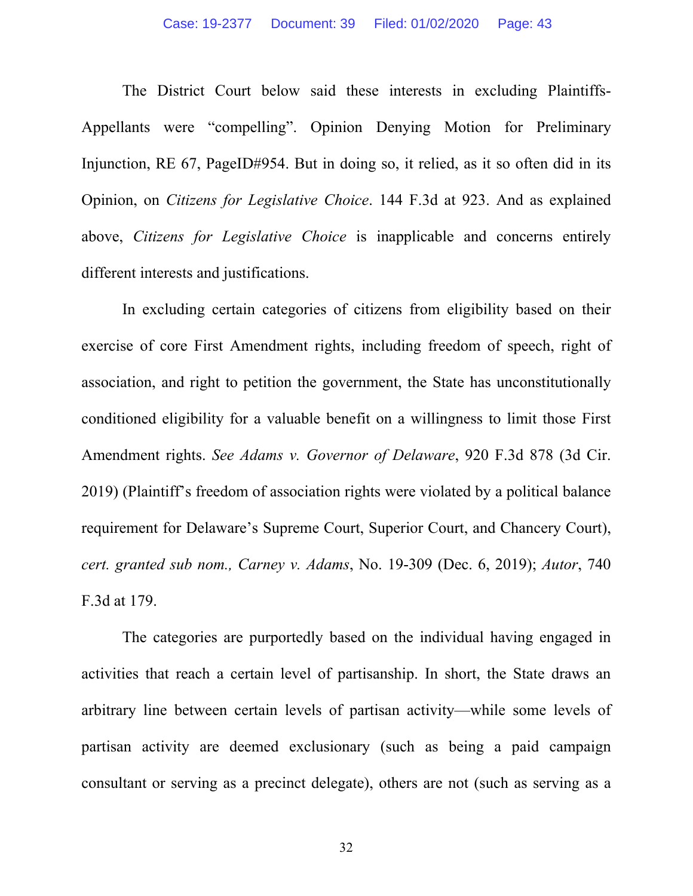The District Court below said these interests in excluding Plaintiffs-Appellants were "compelling". Opinion Denying Motion for Preliminary Injunction, RE 67, PageID#954. But in doing so, it relied, as it so often did in its Opinion, on *Citizens for Legislative Choice*. 144 F.3d at 923. And as explained above, *Citizens for Legislative Choice* is inapplicable and concerns entirely different interests and justifications.

In excluding certain categories of citizens from eligibility based on their exercise of core First Amendment rights, including freedom of speech, right of association, and right to petition the government, the State has unconstitutionally conditioned eligibility for a valuable benefit on a willingness to limit those First Amendment rights. *See Adams v. Governor of Delaware*, 920 F.3d 878 (3d Cir. 2019) (Plaintiff's freedom of association rights were violated by a political balance requirement for Delaware's Supreme Court, Superior Court, and Chancery Court), *cert. granted sub nom., Carney v. Adams*, No. 19-309 (Dec. 6, 2019); *Autor*, 740 F.3d at 179.

The categories are purportedly based on the individual having engaged in activities that reach a certain level of partisanship. In short, the State draws an arbitrary line between certain levels of partisan activity—while some levels of partisan activity are deemed exclusionary (such as being a paid campaign consultant or serving as a precinct delegate), others are not (such as serving as a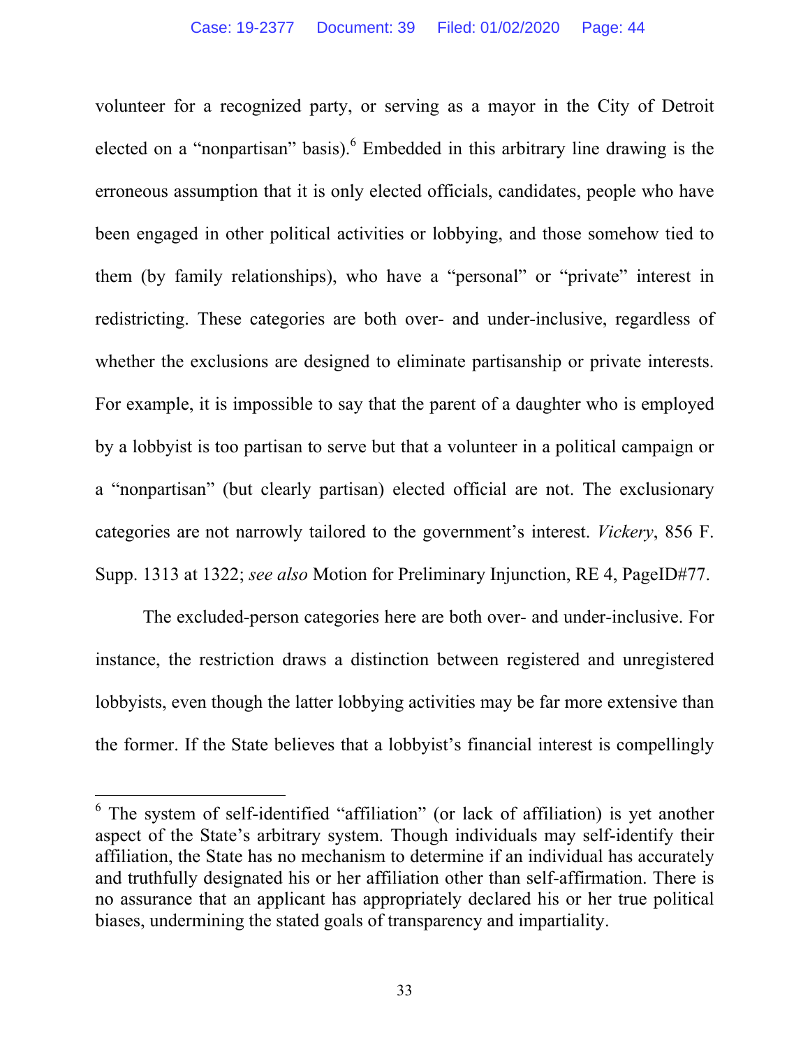volunteer for a recognized party, or serving as a mayor in the City of Detroit elected on a "nonpartisan" basis).[6] Embedded in this arbitrary line drawing is the erroneous assumption that it is only elected officials, candidates, people who have been engaged in other political activities or lobbying, and those somehow tied to them (by family relationships), who have a "personal" or "private" interest in redistricting. These categories are both over- and under-inclusive, regardless of whether the exclusions are designed to eliminate partisanship or private interests. For example, it is impossible to say that the parent of a daughter who is employed by a lobbyist is too partisan to serve but that a volunteer in a political campaign or a "nonpartisan" (but clearly partisan) elected official are not. The exclusionary categories are not narrowly tailored to the government's interest. *Vickery*, 856 F. Supp. 1313 at 1322; *see also* Motion for Preliminary Injunction, RE 4, PageID#77.

The excluded-person categories here are both over- and under-inclusive. For instance, the restriction draws a distinction between registered and unregistered lobbyists, even though the latter lobbying activities may be far more extensive than the former. If the State believes that a lobbyist's financial interest is compellingly

---

[6] The system of self-identified "affiliation" (or lack of affiliation) is yet another aspect of the State's arbitrary system. Though individuals may self-identify their affiliation, the State has no mechanism to determine if an individual has accurately and truthfully designated his or her affiliation other than self-affirmation. There is no assurance that an applicant has appropriately declared his or her true political biases, undermining the stated goals of transparency and impartiality.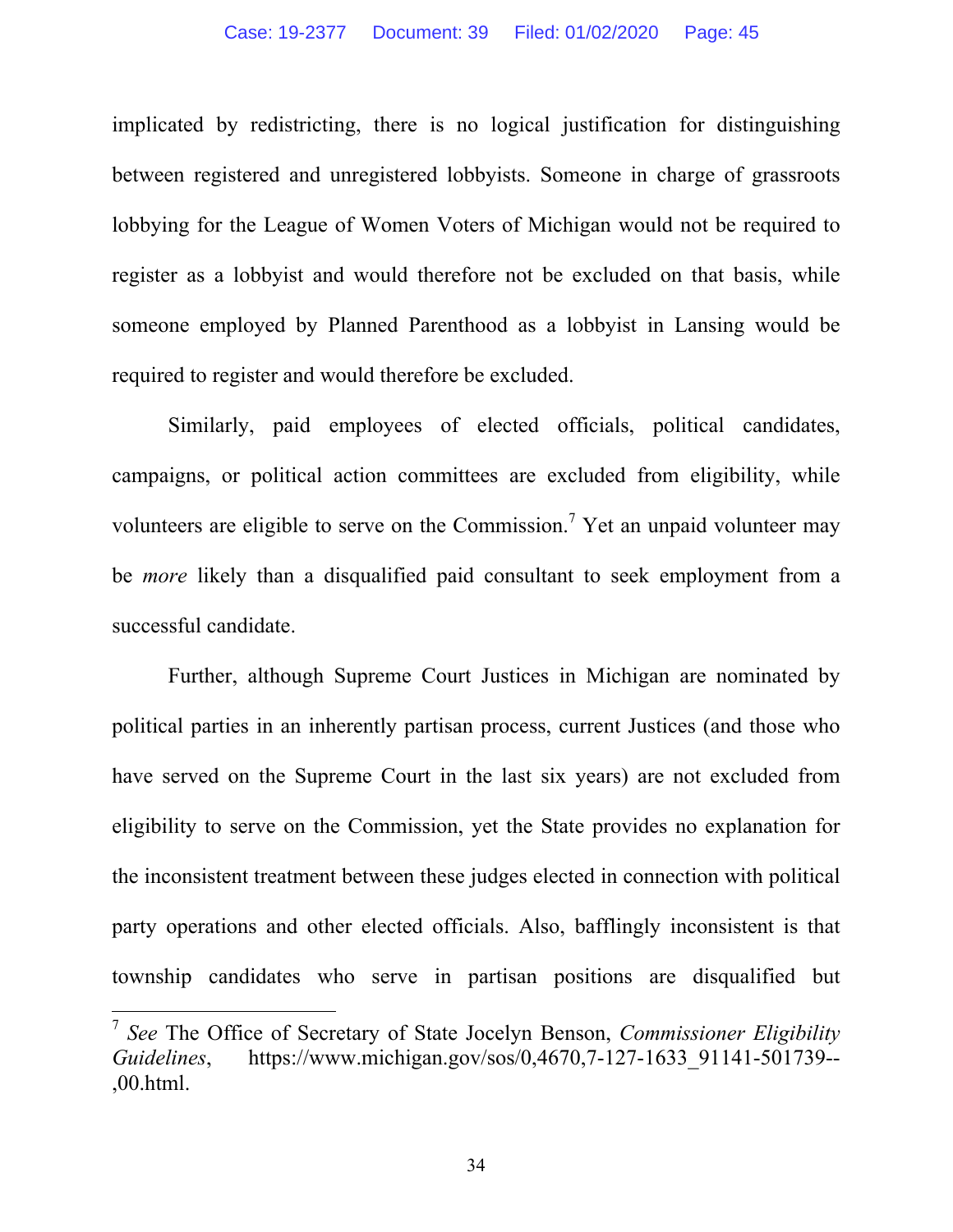implicated by redistricting, there is no logical justification for distinguishing between registered and unregistered lobbyists. Someone in charge of grassroots lobbying for the League of Women Voters of Michigan would not be required to register as a lobbyist and would therefore not be excluded on that basis, while someone employed by Planned Parenthood as a lobbyist in Lansing would be required to register and would therefore be excluded.

Similarly, paid employees of elected officials, political candidates, campaigns, or political action committees are excluded from eligibility, while volunteers are eligible to serve on the Commission.[7] Yet an unpaid volunteer may be *more* likely than a disqualified paid consultant to seek employment from a successful candidate.

Further, although Supreme Court Justices in Michigan are nominated by political parties in an inherently partisan process, current Justices (and those who have served on the Supreme Court in the last six years) are not excluded from eligibility to serve on the Commission, yet the State provides no explanation for the inconsistent treatment between these judges elected in connection with political party operations and other elected officials. Also, bafflingly inconsistent is that township candidates who serve in partisan positions are disqualified but

---

[7] *See* The Office of Secretary of State Jocelyn Benson, *Commissioner Eligibility Guidelines*, https://www.michigan.gov/sos/0,4670,7-127-1633_91141-501739--,00.html.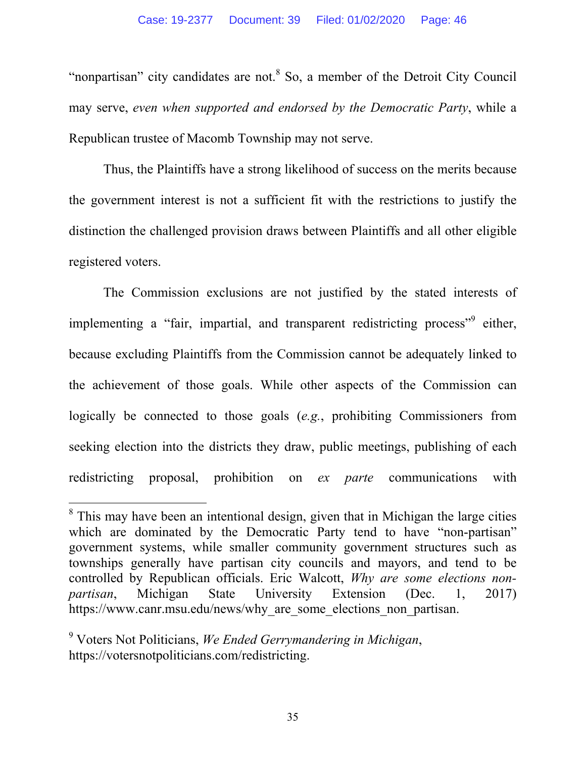"nonpartisan" city candidates are not.[8] So, a member of the Detroit City Council may serve, *even when supported and endorsed by the Democratic Party*, while a Republican trustee of Macomb Township may not serve.

Thus, the Plaintiffs have a strong likelihood of success on the merits because the government interest is not a sufficient fit with the restrictions to justify the distinction the challenged provision draws between Plaintiffs and all other eligible registered voters.

The Commission exclusions are not justified by the stated interests of implementing a "fair, impartial, and transparent redistricting process"[9] either, because excluding Plaintiffs from the Commission cannot be adequately linked to the achievement of those goals. While other aspects of the Commission can logically be connected to those goals (*e.g.*, prohibiting Commissioners from seeking election into the districts they draw, public meetings, publishing of each redistricting proposal, prohibition on *ex parte* communications with

---

[8] This may have been an intentional design, given that in Michigan the large cities which are dominated by the Democratic Party tend to have "non-partisan" government systems, while smaller community government structures such as townships generally have partisan city councils and mayors, and tend to be controlled by Republican officials. Eric Walcott, *Why are some elections non-partisan*, Michigan State University Extension (Dec. 1, 2017) https://www.canr.msu.edu/news/why_are_some_elections_non_partisan.

[9] Voters Not Politicians, *We Ended Gerrymandering in Michigan*, https://votersnotpoliticians.com/redistricting.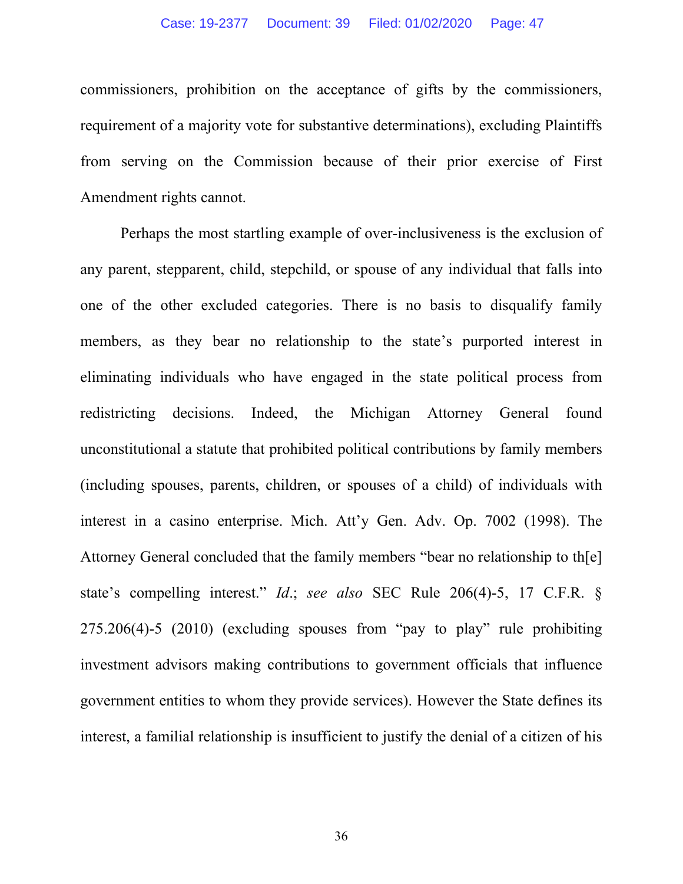commissioners, prohibition on the acceptance of gifts by the commissioners, requirement of a majority vote for substantive determinations), excluding Plaintiffs from serving on the Commission because of their prior exercise of First Amendment rights cannot.

Perhaps the most startling example of over-inclusiveness is the exclusion of any parent, stepparent, child, stepchild, or spouse of any individual that falls into one of the other excluded categories. There is no basis to disqualify family members, as they bear no relationship to the state's purported interest in eliminating individuals who have engaged in the state political process from redistricting decisions. Indeed, the Michigan Attorney General found unconstitutional a statute that prohibited political contributions by family members (including spouses, parents, children, or spouses of a child) of individuals with interest in a casino enterprise. Mich. Att'y Gen. Adv. Op. 7002 (1998). The Attorney General concluded that the family members "bear no relationship to th[e] state's compelling interest." *Id*.; *see also* SEC Rule 206(4)-5, 17 C.F.R. § 275.206(4)-5 (2010) (excluding spouses from "pay to play" rule prohibiting investment advisors making contributions to government officials that influence government entities to whom they provide services). However the State defines its interest, a familial relationship is insufficient to justify the denial of a citizen of his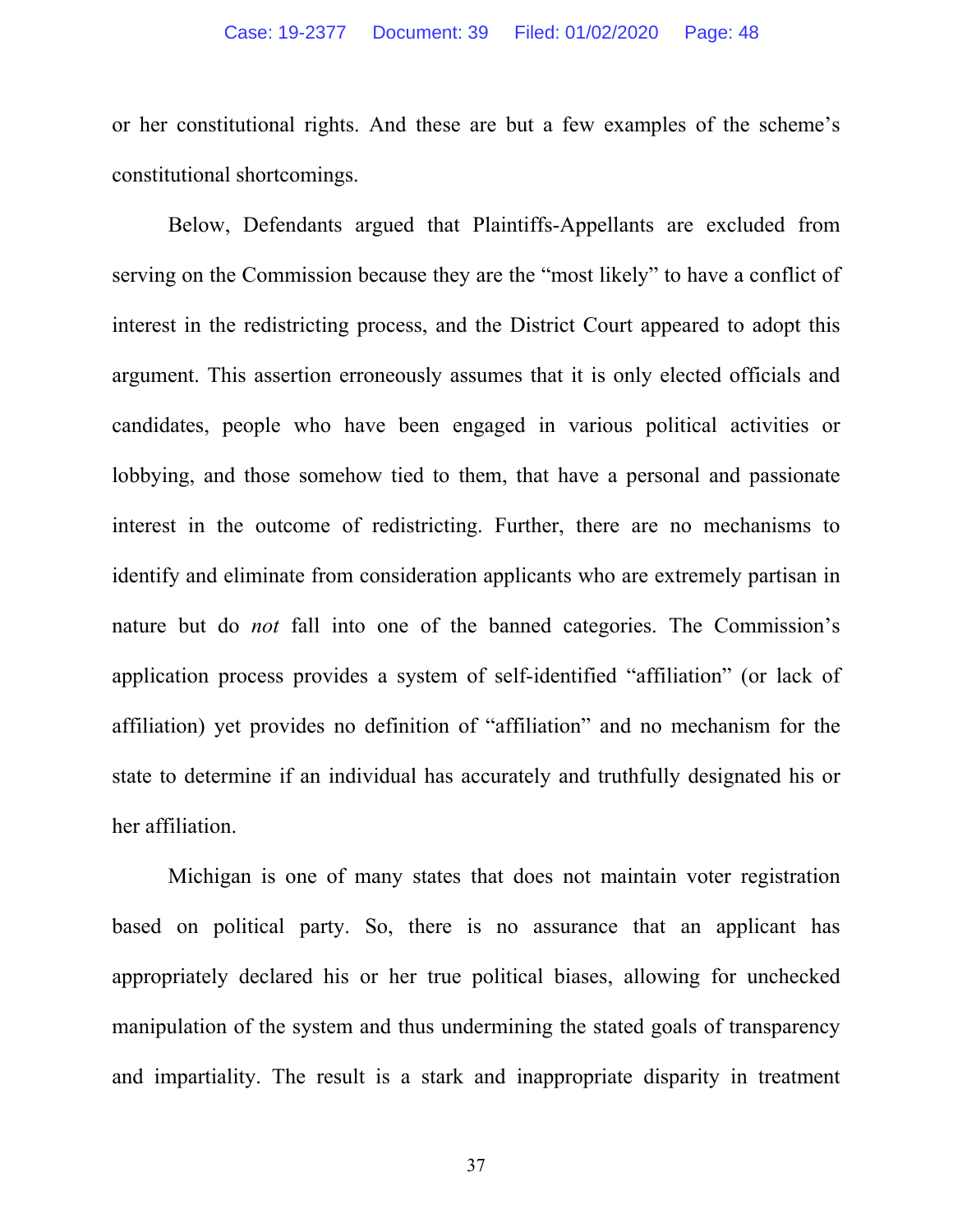or her constitutional rights. And these are but a few examples of the scheme's constitutional shortcomings.

Below, Defendants argued that Plaintiffs-Appellants are excluded from serving on the Commission because they are the "most likely" to have a conflict of interest in the redistricting process, and the District Court appeared to adopt this argument. This assertion erroneously assumes that it is only elected officials and candidates, people who have been engaged in various political activities or lobbying, and those somehow tied to them, that have a personal and passionate interest in the outcome of redistricting. Further, there are no mechanisms to identify and eliminate from consideration applicants who are extremely partisan in nature but do *not* fall into one of the banned categories. The Commission's application process provides a system of self-identified "affiliation" (or lack of affiliation) yet provides no definition of "affiliation" and no mechanism for the state to determine if an individual has accurately and truthfully designated his or her affiliation.

Michigan is one of many states that does not maintain voter registration based on political party. So, there is no assurance that an applicant has appropriately declared his or her true political biases, allowing for unchecked manipulation of the system and thus undermining the stated goals of transparency and impartiality. The result is a stark and inappropriate disparity in treatment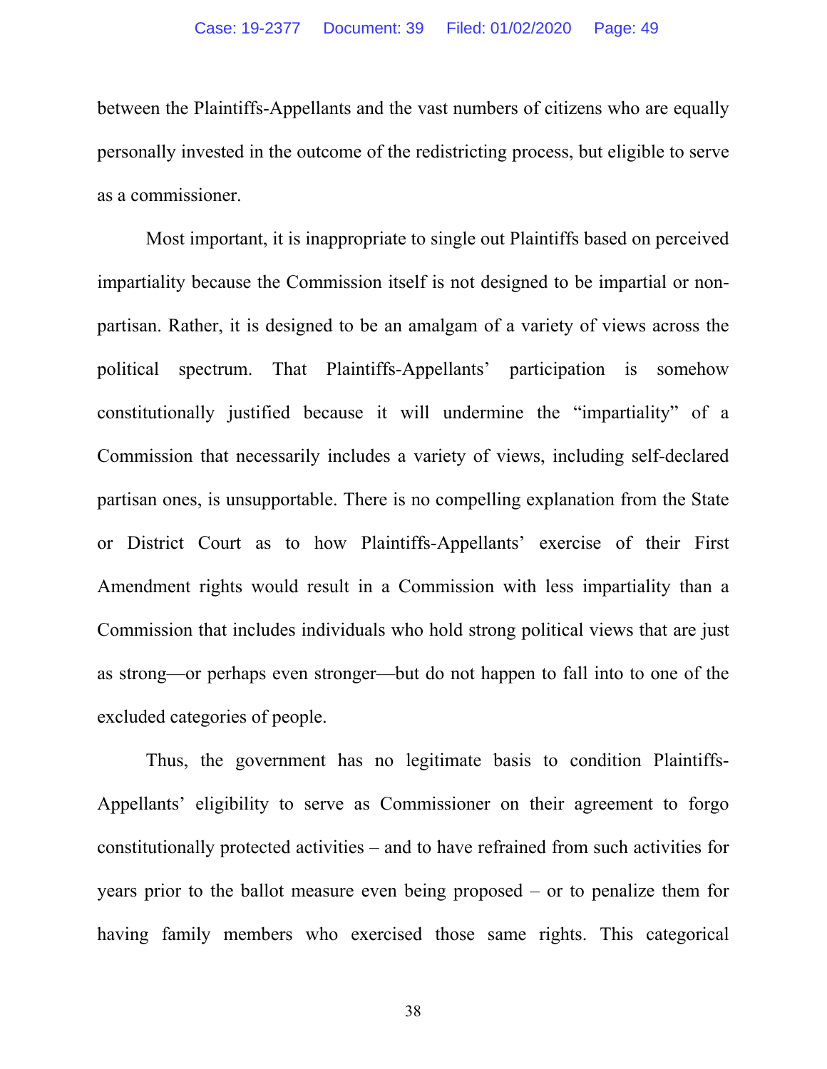between the Plaintiffs-Appellants and the vast numbers of citizens who are equally personally invested in the outcome of the redistricting process, but eligible to serve as a commissioner.

Most important, it is inappropriate to single out Plaintiffs based on perceived impartiality because the Commission itself is not designed to be impartial or non-partisan. Rather, it is designed to be an amalgam of a variety of views across the political spectrum. That Plaintiffs-Appellants' participation is somehow constitutionally justified because it will undermine the "impartiality" of a Commission that necessarily includes a variety of views, including self-declared partisan ones, is unsupportable. There is no compelling explanation from the State or District Court as to how Plaintiffs-Appellants' exercise of their First Amendment rights would result in a Commission with less impartiality than a Commission that includes individuals who hold strong political views that are just as strong—or perhaps even stronger—but do not happen to fall into to one of the excluded categories of people.

Thus, the government has no legitimate basis to condition Plaintiffs-Appellants' eligibility to serve as Commissioner on their agreement to forgo constitutionally protected activities – and to have refrained from such activities for years prior to the ballot measure even being proposed – or to penalize them for having family members who exercised those same rights. This categorical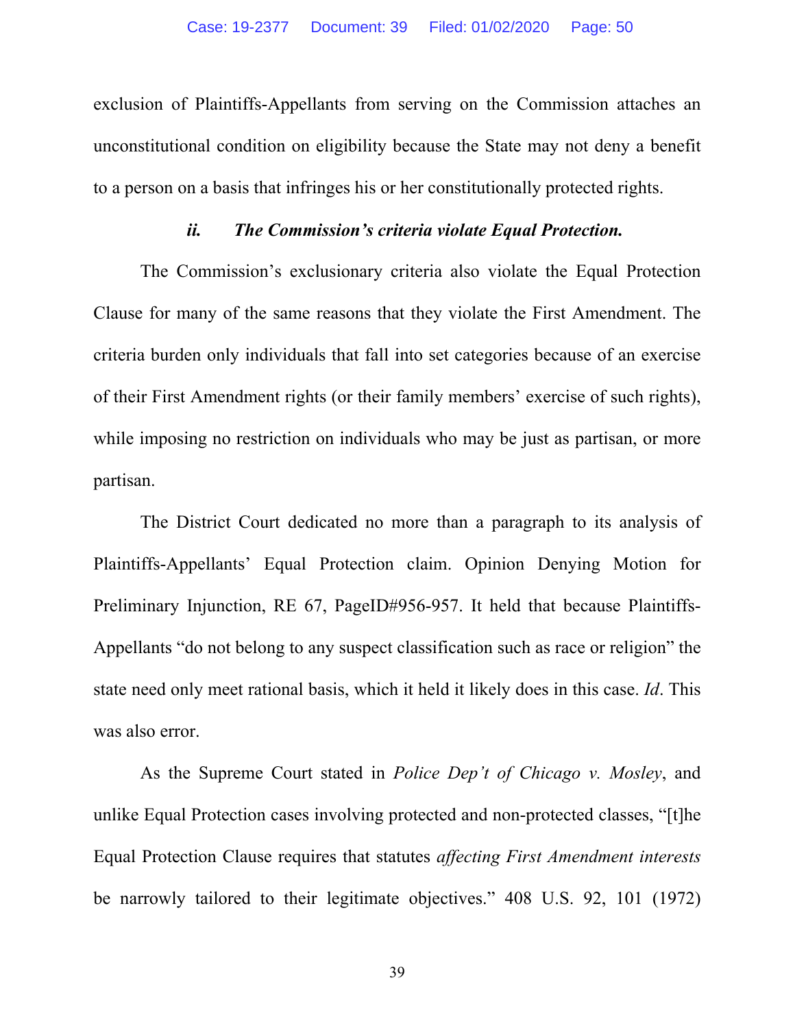exclusion of Plaintiffs-Appellants from serving on the Commission attaches an unconstitutional condition on eligibility because the State may not deny a benefit to a person on a basis that infringes his or her constitutionally protected rights.

#### *ii. The Commission's criteria violate Equal Protection.*

The Commission's exclusionary criteria also violate the Equal Protection Clause for many of the same reasons that they violate the First Amendment. The criteria burden only individuals that fall into set categories because of an exercise of their First Amendment rights (or their family members' exercise of such rights), while imposing no restriction on individuals who may be just as partisan, or more partisan.

The District Court dedicated no more than a paragraph to its analysis of Plaintiffs-Appellants' Equal Protection claim. Opinion Denying Motion for Preliminary Injunction, RE 67, PageID#956-957. It held that because Plaintiffs-Appellants "do not belong to any suspect classification such as race or religion" the state need only meet rational basis, which it held it likely does in this case. *Id*. This was also error.

As the Supreme Court stated in *Police Dep't of Chicago v. Mosley*, and unlike Equal Protection cases involving protected and non-protected classes, "[t]he Equal Protection Clause requires that statutes *affecting First Amendment interests* be narrowly tailored to their legitimate objectives." 408 U.S. 92, 101 (1972)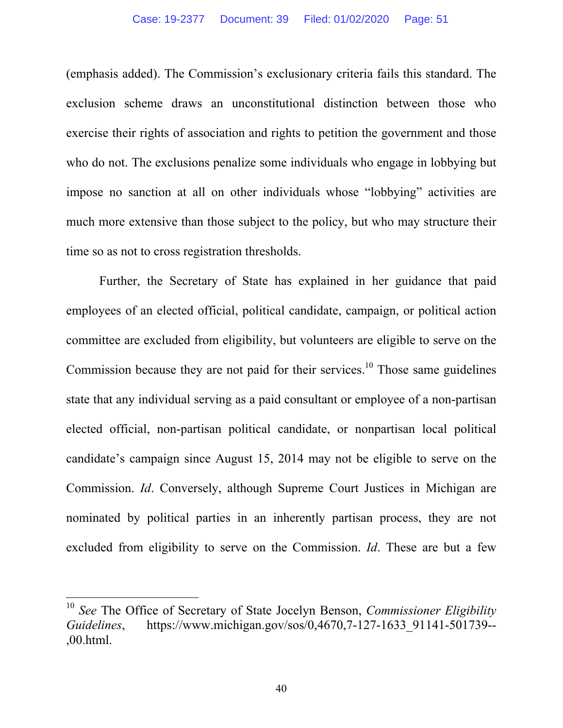(emphasis added). The Commission's exclusionary criteria fails this standard. The exclusion scheme draws an unconstitutional distinction between those who exercise their rights of association and rights to petition the government and those who do not. The exclusions penalize some individuals who engage in lobbying but impose no sanction at all on other individuals whose "lobbying" activities are much more extensive than those subject to the policy, but who may structure their time so as not to cross registration thresholds.

Further, the Secretary of State has explained in her guidance that paid employees of an elected official, political candidate, campaign, or political action committee are excluded from eligibility, but volunteers are eligible to serve on the Commission because they are not paid for their services.[10] Those same guidelines state that any individual serving as a paid consultant or employee of a non-partisan elected official, non-partisan political candidate, or nonpartisan local political candidate's campaign since August 15, 2014 may not be eligible to serve on the Commission. *Id*. Conversely, although Supreme Court Justices in Michigan are nominated by political parties in an inherently partisan process, they are not excluded from eligibility to serve on the Commission. *Id*. These are but a few

---

[10] *See* The Office of Secretary of State Jocelyn Benson, *Commissioner Eligibility Guidelines*, https://www.michigan.gov/sos/0,4670,7-127-1633_91141-501739--,00.html.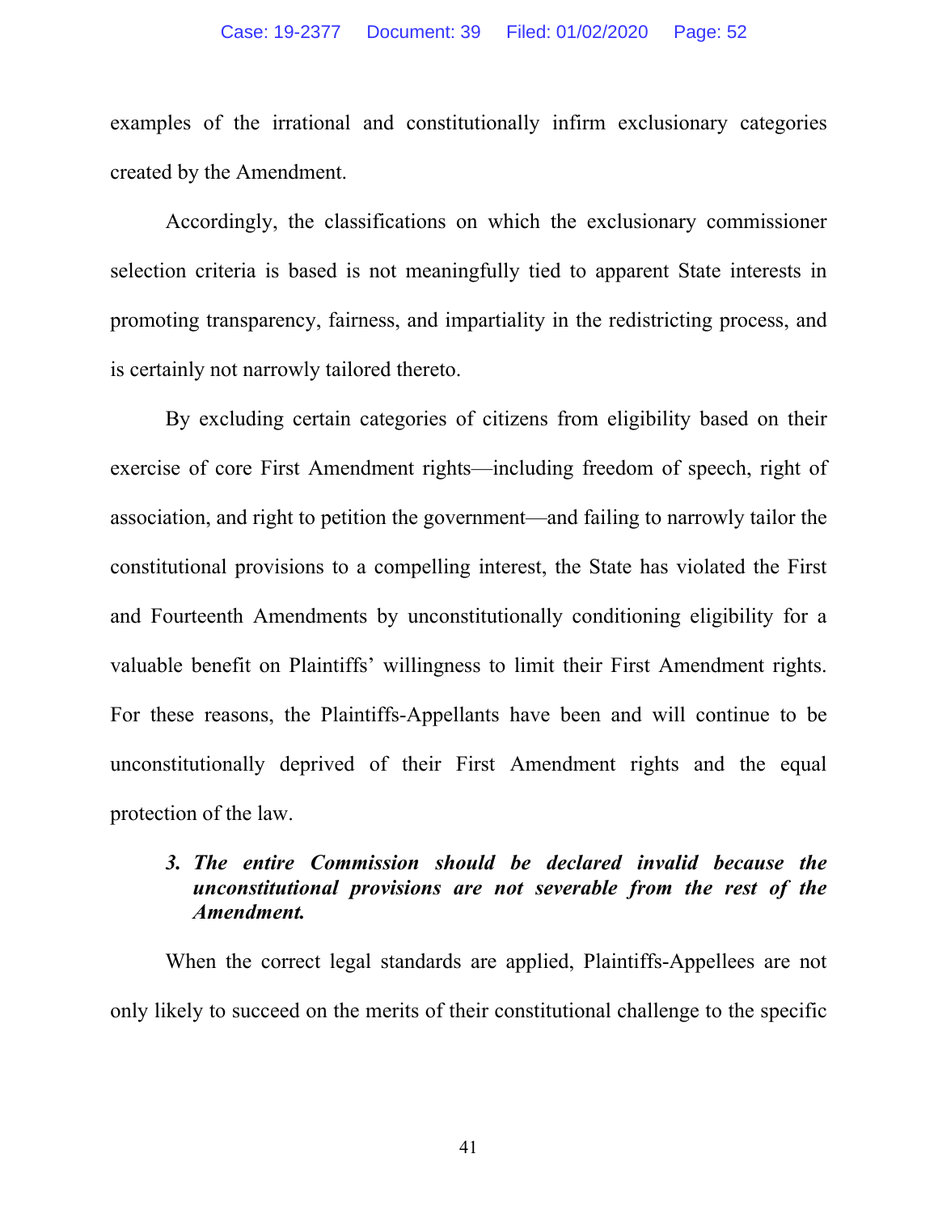examples of the irrational and constitutionally infirm exclusionary categories created by the Amendment.

Accordingly, the classifications on which the exclusionary commissioner selection criteria is based is not meaningfully tied to apparent State interests in promoting transparency, fairness, and impartiality in the redistricting process, and is certainly not narrowly tailored thereto.

By excluding certain categories of citizens from eligibility based on their exercise of core First Amendment rights—including freedom of speech, right of association, and right to petition the government—and failing to narrowly tailor the constitutional provisions to a compelling interest, the State has violated the First and Fourteenth Amendments by unconstitutionally conditioning eligibility for a valuable benefit on Plaintiffs' willingness to limit their First Amendment rights. For these reasons, the Plaintiffs-Appellants have been and will continue to be unconstitutionally deprived of their First Amendment rights and the equal protection of the law.

#### ***3. The entire Commission should be declared invalid because the unconstitutional provisions are not severable from the rest of the Amendment.***

When the correct legal standards are applied, Plaintiffs-Appellees are not only likely to succeed on the merits of their constitutional challenge to the specific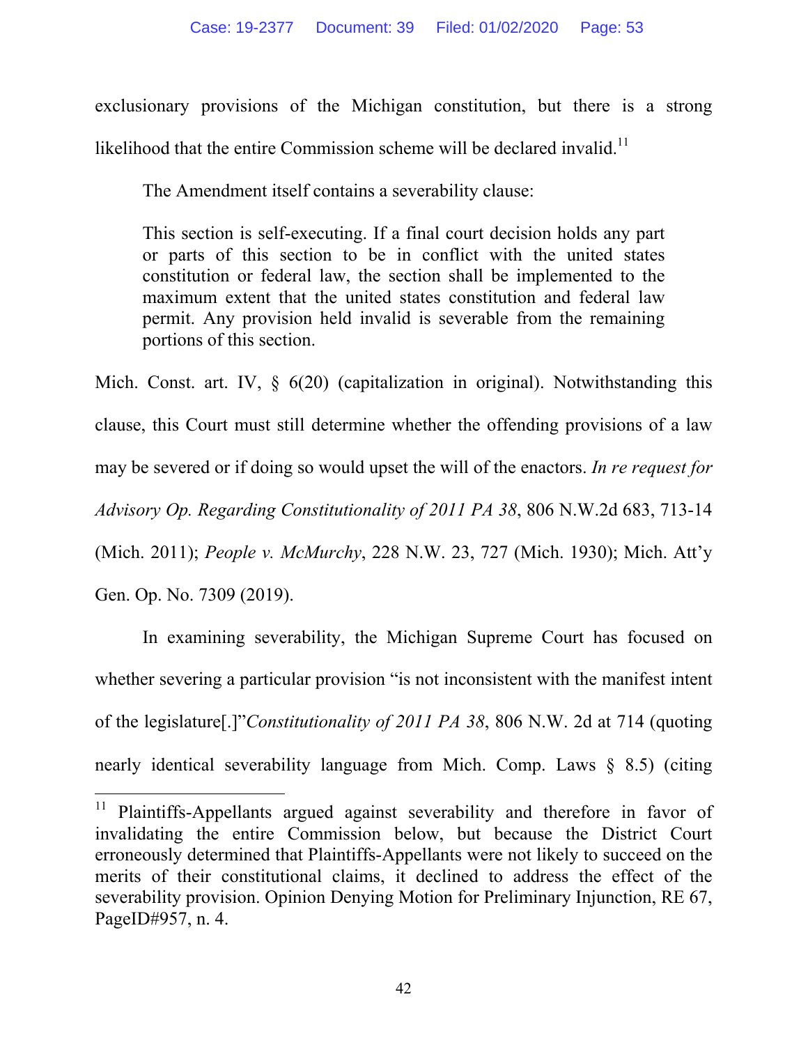exclusionary provisions of the Michigan constitution, but there is a strong likelihood that the entire Commission scheme will be declared invalid.[11]

The Amendment itself contains a severability clause:

> This section is self-executing. If a final court decision holds any part or parts of this section to be in conflict with the united states constitution or federal law, the section shall be implemented to the maximum extent that the united states constitution and federal law permit. Any provision held invalid is severable from the remaining portions of this section.

Mich. Const. art. IV, § 6(20) (capitalization in original). Notwithstanding this clause, this Court must still determine whether the offending provisions of a law may be severed or if doing so would upset the will of the enactors. *In re request for Advisory Op. Regarding Constitutionality of 2011 PA 38*, 806 N.W.2d 683, 713-14 (Mich. 2011); *People v. McMurchy*, 228 N.W. 23, 727 (Mich. 1930); Mich. Att'y Gen. Op. No. 7309 (2019).

In examining severability, the Michigan Supreme Court has focused on whether severing a particular provision "is not inconsistent with the manifest intent of the legislature[.]"*Constitutionality of 2011 PA 38*, 806 N.W. 2d at 714 (quoting nearly identical severability language from Mich. Comp. Laws § 8.5) (citing

---

[11] Plaintiffs-Appellants argued against severability and therefore in favor of invalidating the entire Commission below, but because the District Court erroneously determined that Plaintiffs-Appellants were not likely to succeed on the merits of their constitutional claims, it declined to address the effect of the severability provision. Opinion Denying Motion for Preliminary Injunction, RE 67, PageID#957, n. 4.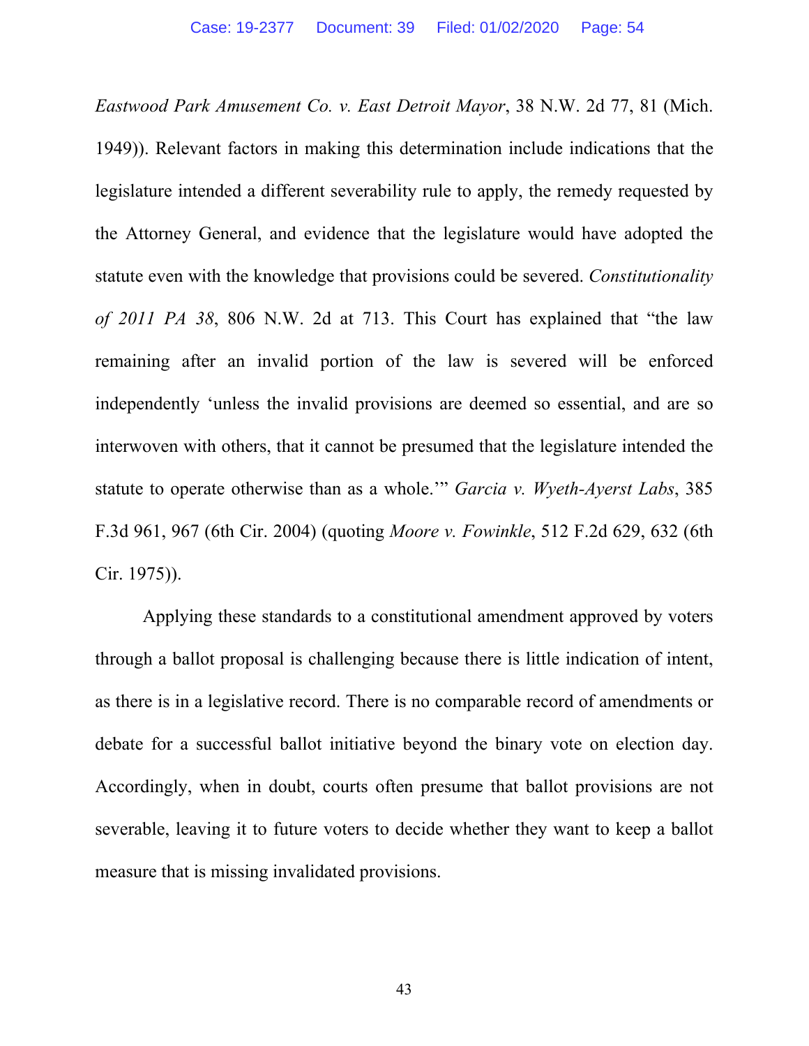*Eastwood Park Amusement Co. v. East Detroit Mayor*, 38 N.W. 2d 77, 81 (Mich. 1949)). Relevant factors in making this determination include indications that the legislature intended a different severability rule to apply, the remedy requested by the Attorney General, and evidence that the legislature would have adopted the statute even with the knowledge that provisions could be severed. *Constitutionality of 2011 PA 38*, 806 N.W. 2d at 713. This Court has explained that "the law remaining after an invalid portion of the law is severed will be enforced independently 'unless the invalid provisions are deemed so essential, and are so interwoven with others, that it cannot be presumed that the legislature intended the statute to operate otherwise than as a whole.'" *Garcia v. Wyeth-Ayerst Labs*, 385 F.3d 961, 967 (6th Cir. 2004) (quoting *Moore v. Fowinkle*, 512 F.2d 629, 632 (6th Cir. 1975)).

Applying these standards to a constitutional amendment approved by voters through a ballot proposal is challenging because there is little indication of intent, as there is in a legislative record. There is no comparable record of amendments or debate for a successful ballot initiative beyond the binary vote on election day. Accordingly, when in doubt, courts often presume that ballot provisions are not severable, leaving it to future voters to decide whether they want to keep a ballot measure that is missing invalidated provisions.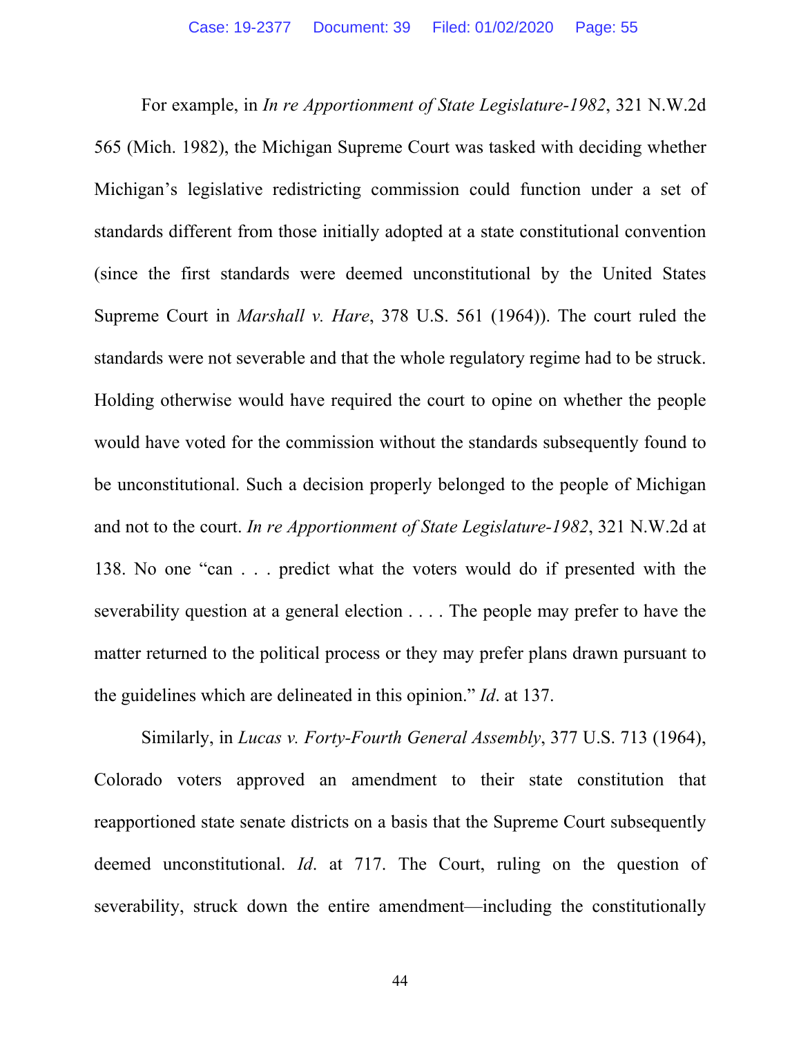For example, in *In re Apportionment of State Legislature-1982*, 321 N.W.2d 565 (Mich. 1982), the Michigan Supreme Court was tasked with deciding whether Michigan's legislative redistricting commission could function under a set of standards different from those initially adopted at a state constitutional convention (since the first standards were deemed unconstitutional by the United States Supreme Court in *Marshall v. Hare*, 378 U.S. 561 (1964)). The court ruled the standards were not severable and that the whole regulatory regime had to be struck. Holding otherwise would have required the court to opine on whether the people would have voted for the commission without the standards subsequently found to be unconstitutional. Such a decision properly belonged to the people of Michigan and not to the court. *In re Apportionment of State Legislature-1982*, 321 N.W.2d at 138. No one "can . . . predict what the voters would do if presented with the severability question at a general election . . . . The people may prefer to have the matter returned to the political process or they may prefer plans drawn pursuant to the guidelines which are delineated in this opinion." *Id*. at 137.

Similarly, in *Lucas v. Forty-Fourth General Assembly*, 377 U.S. 713 (1964), Colorado voters approved an amendment to their state constitution that reapportioned state senate districts on a basis that the Supreme Court subsequently deemed unconstitutional. *Id*. at 717. The Court, ruling on the question of severability, struck down the entire amendment—including the constitutionally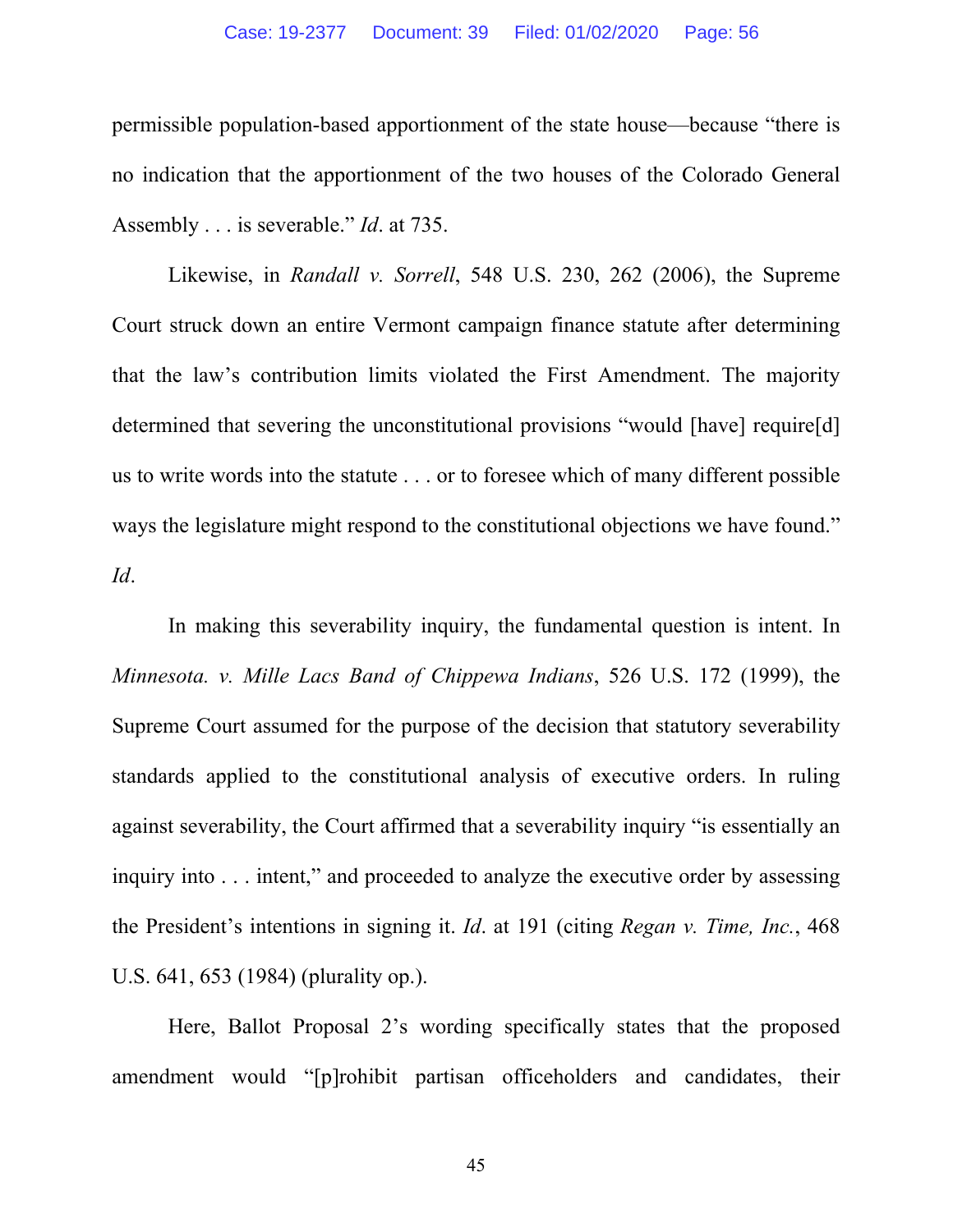permissible population-based apportionment of the state house—because "there is no indication that the apportionment of the two houses of the Colorado General Assembly . . . is severable." *Id*. at 735.

Likewise, in *Randall v. Sorrell*, 548 U.S. 230, 262 (2006), the Supreme Court struck down an entire Vermont campaign finance statute after determining that the law's contribution limits violated the First Amendment. The majority determined that severing the unconstitutional provisions "would [have] require[d] us to write words into the statute . . . or to foresee which of many different possible ways the legislature might respond to the constitutional objections we have found." *Id*.

In making this severability inquiry, the fundamental question is intent. In *Minnesota. v. Mille Lacs Band of Chippewa Indians*, 526 U.S. 172 (1999), the Supreme Court assumed for the purpose of the decision that statutory severability standards applied to the constitutional analysis of executive orders. In ruling against severability, the Court affirmed that a severability inquiry "is essentially an inquiry into . . . intent," and proceeded to analyze the executive order by assessing the President's intentions in signing it. *Id*. at 191 (citing *Regan v. Time, Inc.*, 468 U.S. 641, 653 (1984) (plurality op.).

Here, Ballot Proposal 2's wording specifically states that the proposed amendment would "[p]rohibit partisan officeholders and candidates, their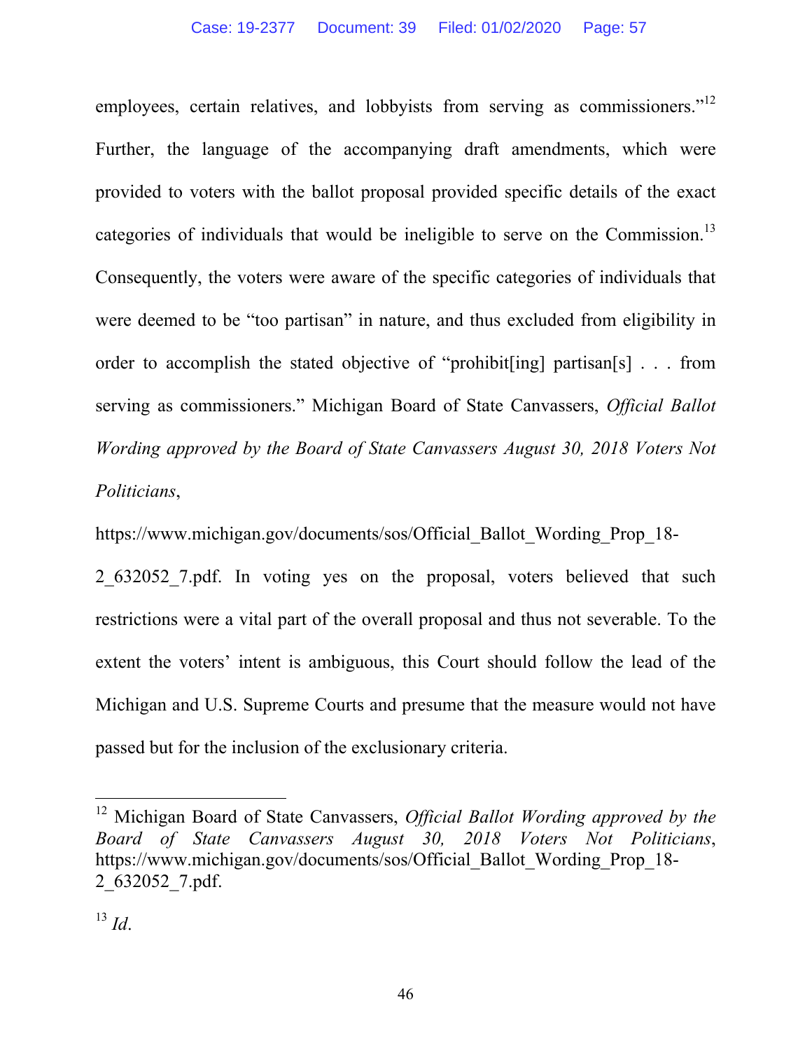employees, certain relatives, and lobbyists from serving as commissioners."[12] Further, the language of the accompanying draft amendments, which were provided to voters with the ballot proposal provided specific details of the exact categories of individuals that would be ineligible to serve on the Commission.[13] Consequently, the voters were aware of the specific categories of individuals that were deemed to be "too partisan" in nature, and thus excluded from eligibility in order to accomplish the stated objective of "prohibit[ing] partisan[s] . . . from serving as commissioners." Michigan Board of State Canvassers, *Official Ballot Wording approved by the Board of State Canvassers August 30, 2018 Voters Not Politicians*, https://www.michigan.gov/documents/sos/Official_Ballot_Wording_Prop_18-2_632052_7.pdf. In voting yes on the proposal, voters believed that such restrictions were a vital part of the overall proposal and thus not severable. To the extent the voters' intent is ambiguous, this Court should follow the lead of the Michigan and U.S. Supreme Courts and presume that the measure would not have passed but for the inclusion of the exclusionary criteria.

---

[12] Michigan Board of State Canvassers, *Official Ballot Wording approved by the Board of State Canvassers August 30, 2018 Voters Not Politicians*, https://www.michigan.gov/documents/sos/Official_Ballot_Wording_Prop_18-2_632052_7.pdf.

[13] *Id*.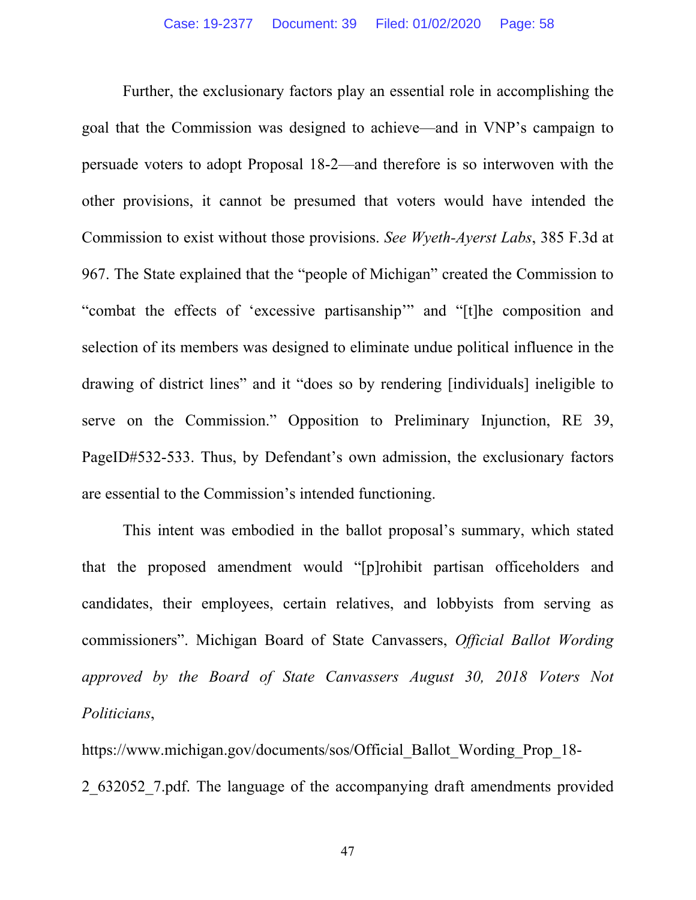Further, the exclusionary factors play an essential role in accomplishing the goal that the Commission was designed to achieve—and in VNP's campaign to persuade voters to adopt Proposal 18-2—and therefore is so interwoven with the other provisions, it cannot be presumed that voters would have intended the Commission to exist without those provisions. *See Wyeth-Ayerst Labs*, 385 F.3d at 967. The State explained that the "people of Michigan" created the Commission to "combat the effects of 'excessive partisanship'" and "[t]he composition and selection of its members was designed to eliminate undue political influence in the drawing of district lines" and it "does so by rendering [individuals] ineligible to serve on the Commission." Opposition to Preliminary Injunction, RE 39, PageID#532-533. Thus, by Defendant's own admission, the exclusionary factors are essential to the Commission's intended functioning.

This intent was embodied in the ballot proposal's summary, which stated that the proposed amendment would "[p]rohibit partisan officeholders and candidates, their employees, certain relatives, and lobbyists from serving as commissioners". Michigan Board of State Canvassers, *Official Ballot Wording approved by the Board of State Canvassers August 30, 2018 Voters Not Politicians*,

https://www.michigan.gov/documents/sos/Official_Ballot_Wording_Prop_18-2_632052_7.pdf. The language of the accompanying draft amendments provided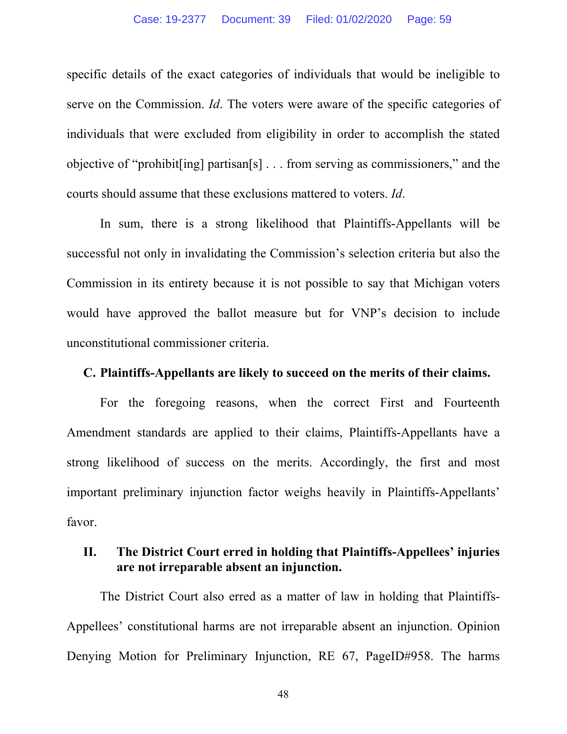specific details of the exact categories of individuals that would be ineligible to serve on the Commission. *Id*. The voters were aware of the specific categories of individuals that were excluded from eligibility in order to accomplish the stated objective of "prohibit[ing] partisan[s] . . . from serving as commissioners," and the courts should assume that these exclusions mattered to voters. *Id*.

In sum, there is a strong likelihood that Plaintiffs-Appellants will be successful not only in invalidating the Commission's selection criteria but also the Commission in its entirety because it is not possible to say that Michigan voters would have approved the ballot measure but for VNP's decision to include unconstitutional commissioner criteria.

### C. Plaintiffs-Appellants are likely to succeed on the merits of their claims.

For the foregoing reasons, when the correct First and Fourteenth Amendment standards are applied to their claims, Plaintiffs-Appellants have a strong likelihood of success on the merits. Accordingly, the first and most important preliminary injunction factor weighs heavily in Plaintiffs-Appellants' favor.

## II. The District Court erred in holding that Plaintiffs-Appellees' injuries are not irreparable absent an injunction.

The District Court also erred as a matter of law in holding that Plaintiffs-Appellees' constitutional harms are not irreparable absent an injunction. Opinion Denying Motion for Preliminary Injunction, RE 67, PageID#958. The harms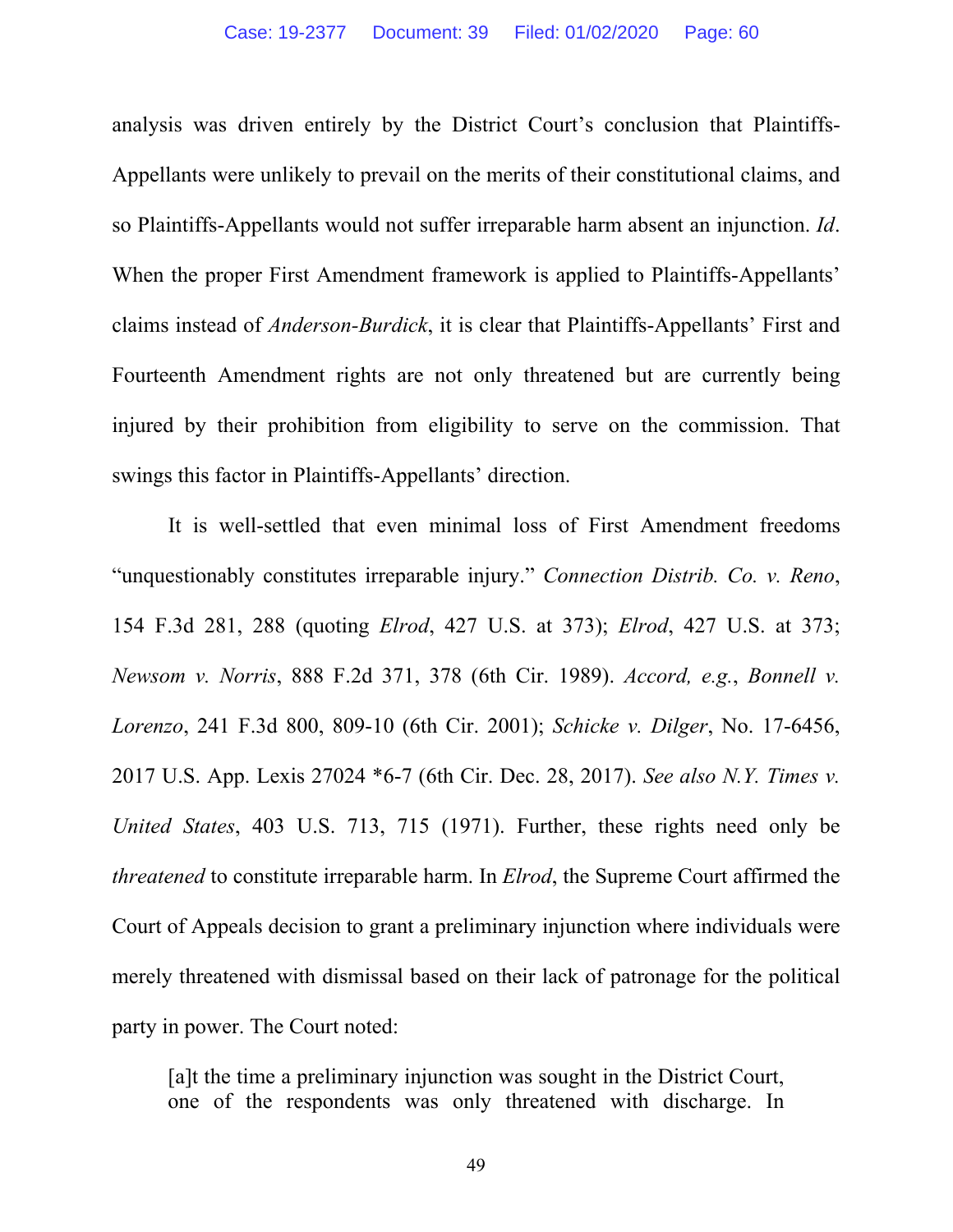analysis was driven entirely by the District Court's conclusion that Plaintiffs-Appellants were unlikely to prevail on the merits of their constitutional claims, and so Plaintiffs-Appellants would not suffer irreparable harm absent an injunction. *Id*. When the proper First Amendment framework is applied to Plaintiffs-Appellants' claims instead of *Anderson-Burdick*, it is clear that Plaintiffs-Appellants' First and Fourteenth Amendment rights are not only threatened but are currently being injured by their prohibition from eligibility to serve on the commission. That swings this factor in Plaintiffs-Appellants' direction.

It is well-settled that even minimal loss of First Amendment freedoms "unquestionably constitutes irreparable injury." *Connection Distrib. Co. v. Reno*, 154 F.3d 281, 288 (quoting *Elrod*, 427 U.S. at 373); *Elrod*, 427 U.S. at 373; *Newsom v. Norris*, 888 F.2d 371, 378 (6th Cir. 1989). *Accord, e.g.*, *Bonnell v. Lorenzo*, 241 F.3d 800, 809-10 (6th Cir. 2001); *Schicke v. Dilger*, No. 17-6456, 2017 U.S. App. Lexis 27024 *6-7 (6th Cir. Dec. 28, 2017). *See also N.Y. Times v. United States*, 403 U.S. 713, 715 (1971). Further, these rights need only be *threatened* to constitute irreparable harm. In *Elrod*, the Supreme Court affirmed the Court of Appeals decision to grant a preliminary injunction where individuals were merely threatened with dismissal based on their lack of patronage for the political party in power. The Court noted:

> [a]t the time a preliminary injunction was sought in the District Court, one of the respondents was only threatened with discharge. In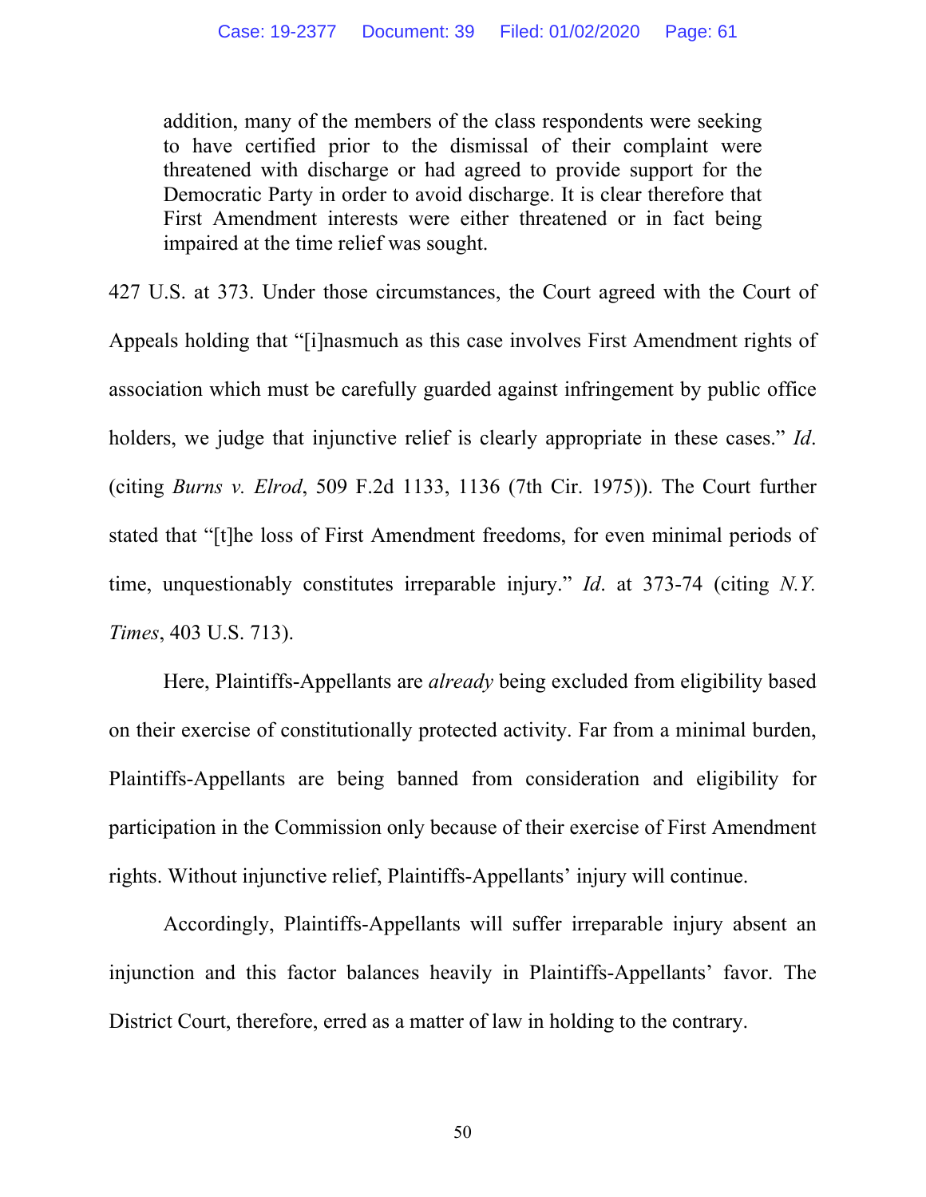> addition, many of the members of the class respondents were seeking to have certified prior to the dismissal of their complaint were threatened with discharge or had agreed to provide support for the Democratic Party in order to avoid discharge. It is clear therefore that First Amendment interests were either threatened or in fact being impaired at the time relief was sought.

427 U.S. at 373. Under those circumstances, the Court agreed with the Court of Appeals holding that "[i]nasmuch as this case involves First Amendment rights of association which must be carefully guarded against infringement by public office holders, we judge that injunctive relief is clearly appropriate in these cases." *Id*. (citing *Burns v. Elrod*, 509 F.2d 1133, 1136 (7th Cir. 1975)). The Court further stated that "[t]he loss of First Amendment freedoms, for even minimal periods of time, unquestionably constitutes irreparable injury." *Id*. at 373-74 (citing *N.Y. Times*, 403 U.S. 713).

Here, Plaintiffs-Appellants are *already* being excluded from eligibility based on their exercise of constitutionally protected activity. Far from a minimal burden, Plaintiffs-Appellants are being banned from consideration and eligibility for participation in the Commission only because of their exercise of First Amendment rights. Without injunctive relief, Plaintiffs-Appellants' injury will continue.

Accordingly, Plaintiffs-Appellants will suffer irreparable injury absent an injunction and this factor balances heavily in Plaintiffs-Appellants' favor. The District Court, therefore, erred as a matter of law in holding to the contrary.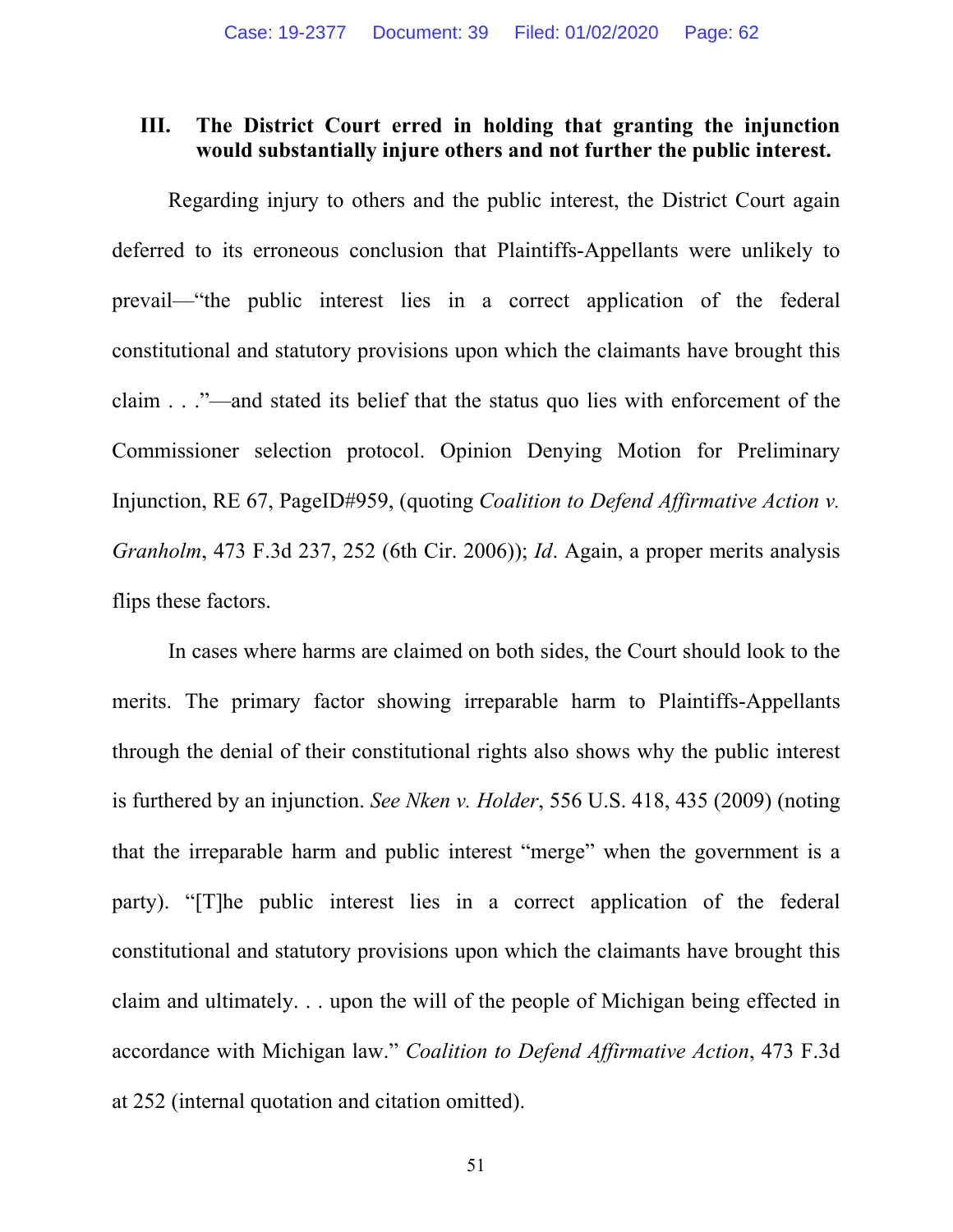### III. The District Court erred in holding that granting the injunction would substantially injure others and not further the public interest.

Regarding injury to others and the public interest, the District Court again deferred to its erroneous conclusion that Plaintiffs-Appellants were unlikely to prevail—"the public interest lies in a correct application of the federal constitutional and statutory provisions upon which the claimants have brought this claim . . ."—and stated its belief that the status quo lies with enforcement of the Commissioner selection protocol. Opinion Denying Motion for Preliminary Injunction, RE 67, PageID#959, (quoting *Coalition to Defend Affirmative Action v. Granholm*, 473 F.3d 237, 252 (6th Cir. 2006)); *Id*. Again, a proper merits analysis flips these factors.

In cases where harms are claimed on both sides, the Court should look to the merits. The primary factor showing irreparable harm to Plaintiffs-Appellants through the denial of their constitutional rights also shows why the public interest is furthered by an injunction. *See Nken v. Holder*, 556 U.S. 418, 435 (2009) (noting that the irreparable harm and public interest "merge" when the government is a party). "[T]he public interest lies in a correct application of the federal constitutional and statutory provisions upon which the claimants have brought this claim and ultimately. . . upon the will of the people of Michigan being effected in accordance with Michigan law." *Coalition to Defend Affirmative Action*, 473 F.3d at 252 (internal quotation and citation omitted).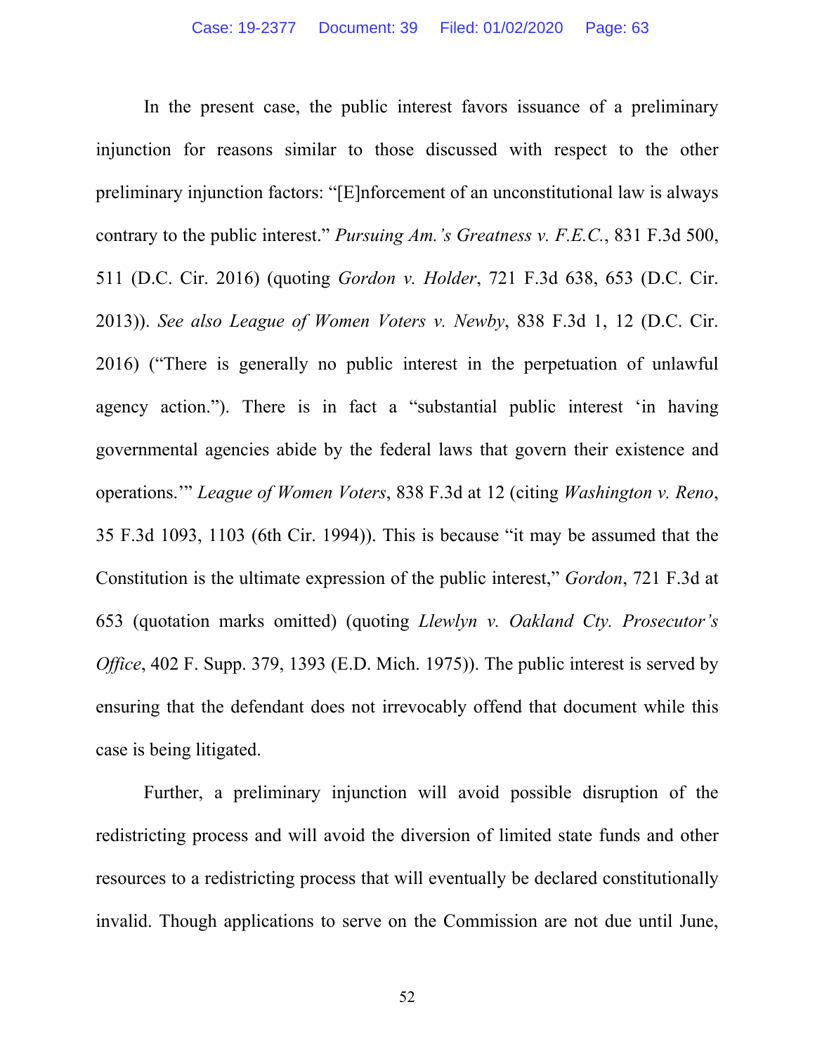In the present case, the public interest favors issuance of a preliminary injunction for reasons similar to those discussed with respect to the other preliminary injunction factors: "[E]nforcement of an unconstitutional law is always contrary to the public interest." *Pursuing Am.'s Greatness v. F.E.C.*, 831 F.3d 500, 511 (D.C. Cir. 2016) (quoting *Gordon v. Holder*, 721 F.3d 638, 653 (D.C. Cir. 2013)). *See also League of Women Voters v. Newby*, 838 F.3d 1, 12 (D.C. Cir. 2016) ("There is generally no public interest in the perpetuation of unlawful agency action."). There is in fact a "substantial public interest 'in having governmental agencies abide by the federal laws that govern their existence and operations.'" *League of Women Voters*, 838 F.3d at 12 (citing *Washington v. Reno*, 35 F.3d 1093, 1103 (6th Cir. 1994)). This is because "it may be assumed that the Constitution is the ultimate expression of the public interest," *Gordon*, 721 F.3d at 653 (quotation marks omitted) (quoting *Llewlyn v. Oakland Cty. Prosecutor's Office*, 402 F. Supp. 379, 1393 (E.D. Mich. 1975)). The public interest is served by ensuring that the defendant does not irrevocably offend that document while this case is being litigated.

Further, a preliminary injunction will avoid possible disruption of the redistricting process and will avoid the diversion of limited state funds and other resources to a redistricting process that will eventually be declared constitutionally invalid. Though applications to serve on the Commission are not due until June,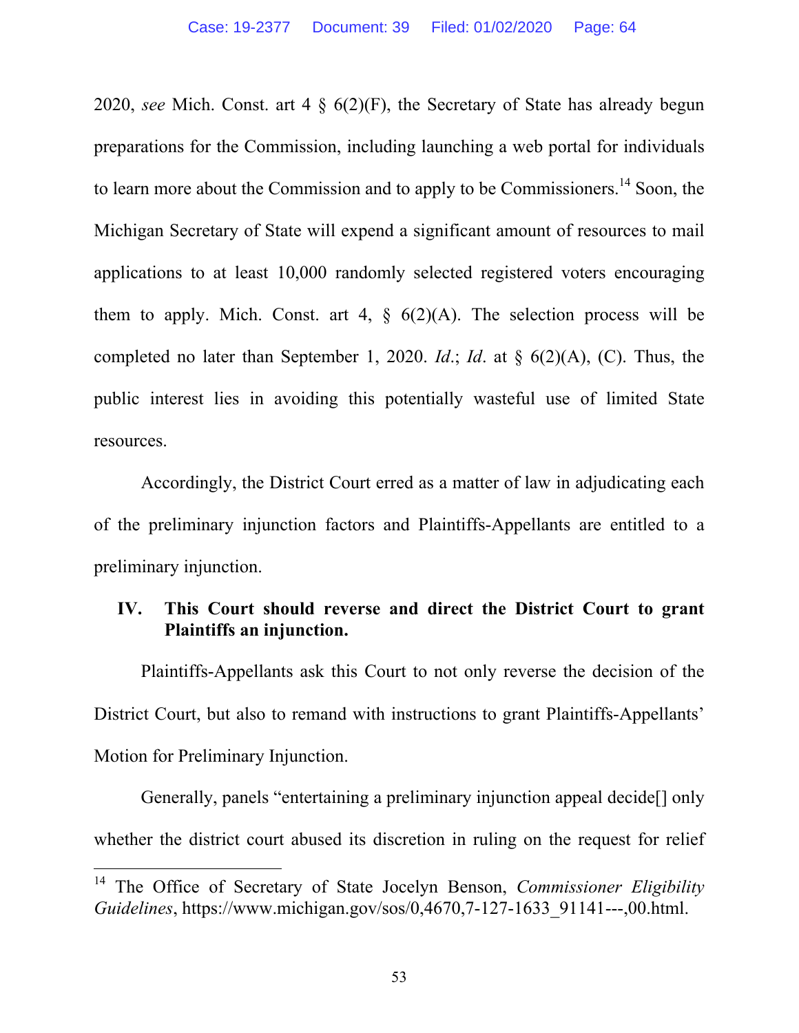2020, *see* Mich. Const. art 4 § 6(2)(F), the Secretary of State has already begun preparations for the Commission, including launching a web portal for individuals to learn more about the Commission and to apply to be Commissioners.[14] Soon, the Michigan Secretary of State will expend a significant amount of resources to mail applications to at least 10,000 randomly selected registered voters encouraging them to apply. Mich. Const. art 4, § 6(2)(A). The selection process will be completed no later than September 1, 2020. *Id*.; *Id*. at § 6(2)(A), (C). Thus, the public interest lies in avoiding this potentially wasteful use of limited State resources.

Accordingly, the District Court erred as a matter of law in adjudicating each of the preliminary injunction factors and Plaintiffs-Appellants are entitled to a preliminary injunction.

## IV. This Court should reverse and direct the District Court to grant Plaintiffs an injunction.

Plaintiffs-Appellants ask this Court to not only reverse the decision of the District Court, but also to remand with instructions to grant Plaintiffs-Appellants' Motion for Preliminary Injunction.

Generally, panels "entertaining a preliminary injunction appeal decide[] only whether the district court abused its discretion in ruling on the request for relief

---

[14] The Office of Secretary of State Jocelyn Benson, *Commissioner Eligibility Guidelines*, https://www.michigan.gov/sos/0,4670,7-127-1633_91141---,00.html.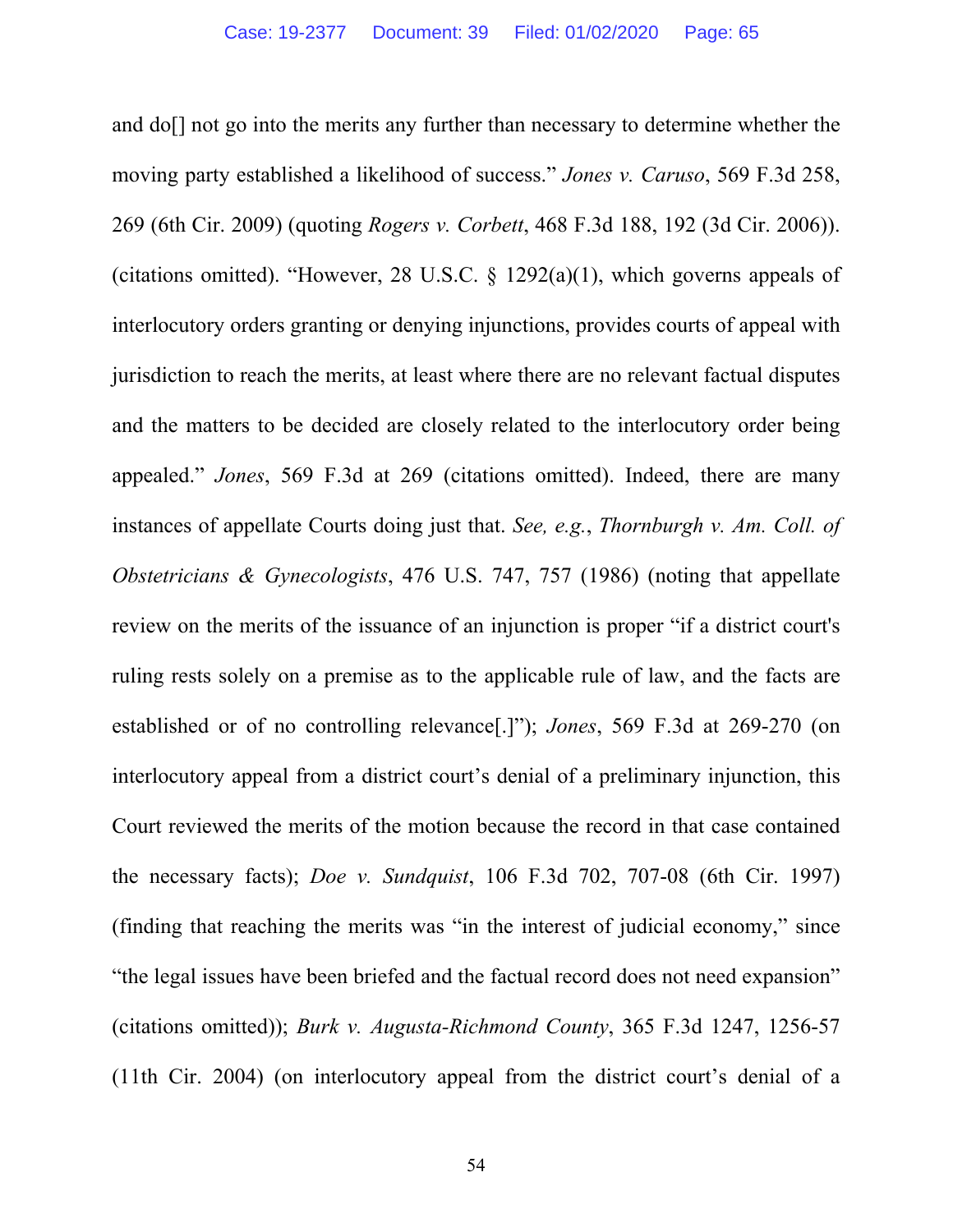and do[] not go into the merits any further than necessary to determine whether the moving party established a likelihood of success." *Jones v. Caruso*, 569 F.3d 258, 269 (6th Cir. 2009) (quoting *Rogers v. Corbett*, 468 F.3d 188, 192 (3d Cir. 2006)). (citations omitted). "However, 28 U.S.C. § 1292(a)(1), which governs appeals of interlocutory orders granting or denying injunctions, provides courts of appeal with jurisdiction to reach the merits, at least where there are no relevant factual disputes and the matters to be decided are closely related to the interlocutory order being appealed." *Jones*, 569 F.3d at 269 (citations omitted). Indeed, there are many instances of appellate Courts doing just that. *See, e.g.*, *Thornburgh v. Am. Coll. of Obstetricians & Gynecologists*, 476 U.S. 747, 757 (1986) (noting that appellate review on the merits of the issuance of an injunction is proper "if a district court's ruling rests solely on a premise as to the applicable rule of law, and the facts are established or of no controlling relevance[.]"); *Jones*, 569 F.3d at 269-270 (on interlocutory appeal from a district court's denial of a preliminary injunction, this Court reviewed the merits of the motion because the record in that case contained the necessary facts); *Doe v. Sundquist*, 106 F.3d 702, 707-08 (6th Cir. 1997) (finding that reaching the merits was "in the interest of judicial economy," since "the legal issues have been briefed and the factual record does not need expansion" (citations omitted)); *Burk v. Augusta-Richmond County*, 365 F.3d 1247, 1256-57 (11th Cir. 2004) (on interlocutory appeal from the district court's denial of a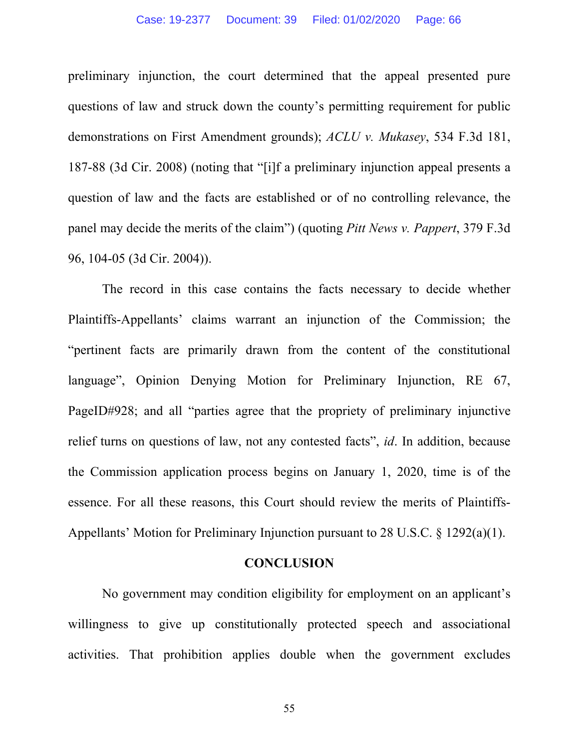preliminary injunction, the court determined that the appeal presented pure questions of law and struck down the county's permitting requirement for public demonstrations on First Amendment grounds); *ACLU v. Mukasey*, 534 F.3d 181, 187-88 (3d Cir. 2008) (noting that "[i]f a preliminary injunction appeal presents a question of law and the facts are established or of no controlling relevance, the panel may decide the merits of the claim") (quoting *Pitt News v. Pappert*, 379 F.3d 96, 104-05 (3d Cir. 2004)).

The record in this case contains the facts necessary to decide whether Plaintiffs-Appellants' claims warrant an injunction of the Commission; the "pertinent facts are primarily drawn from the content of the constitutional language", Opinion Denying Motion for Preliminary Injunction, RE 67, PageID#928; and all "parties agree that the propriety of preliminary injunctive relief turns on questions of law, not any contested facts", *id*. In addition, because the Commission application process begins on January 1, 2020, time is of the essence. For all these reasons, this Court should review the merits of Plaintiffs-Appellants' Motion for Preliminary Injunction pursuant to 28 U.S.C. § 1292(a)(1).

## CONCLUSION

No government may condition eligibility for employment on an applicant's willingness to give up constitutionally protected speech and associational activities. That prohibition applies double when the government excludes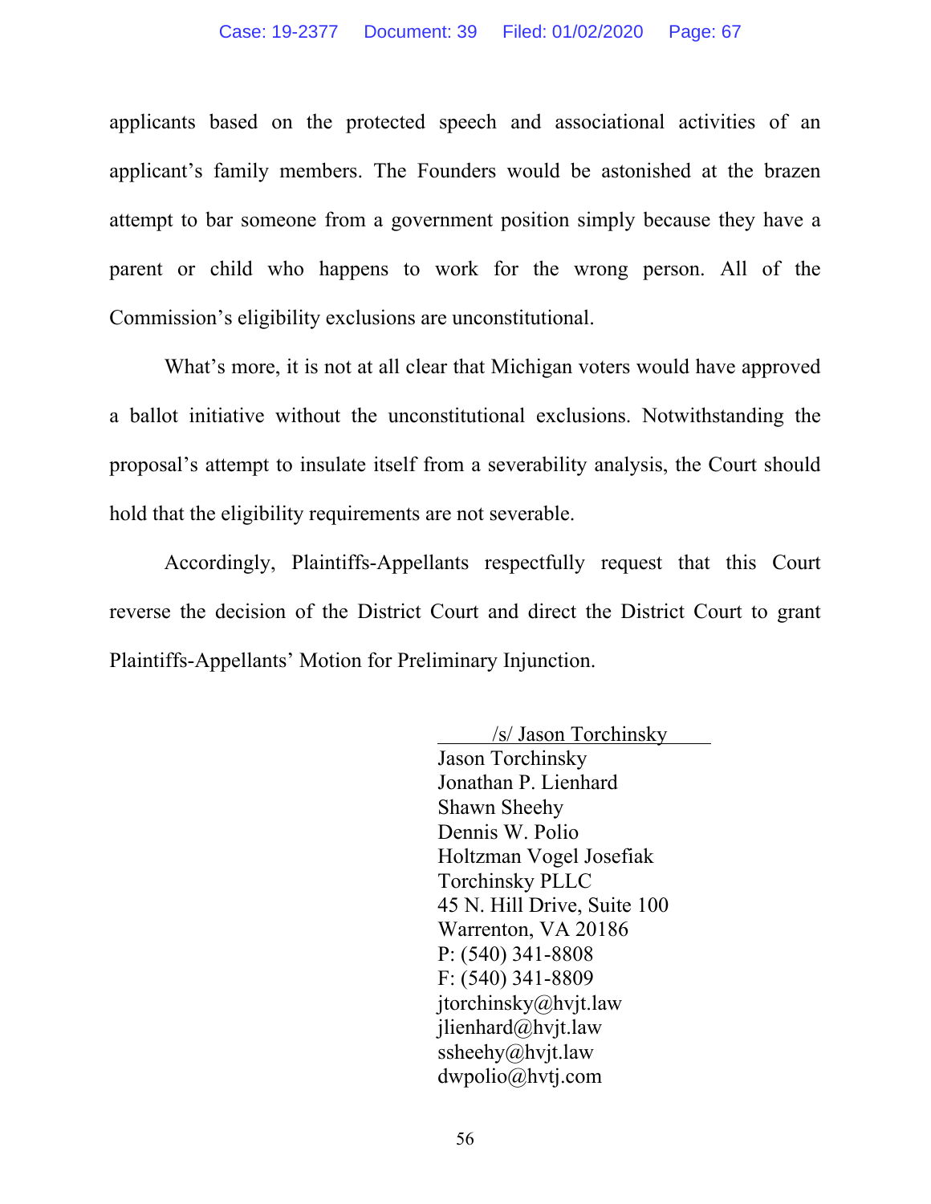applicants based on the protected speech and associational activities of an applicant's family members. The Founders would be astonished at the brazen attempt to bar someone from a government position simply because they have a parent or child who happens to work for the wrong person. All of the Commission's eligibility exclusions are unconstitutional.

What's more, it is not at all clear that Michigan voters would have approved a ballot initiative without the unconstitutional exclusions. Notwithstanding the proposal's attempt to insulate itself from a severability analysis, the Court should hold that the eligibility requirements are not severable.

Accordingly, Plaintiffs-Appellants respectfully request that this Court reverse the decision of the District Court and direct the District Court to grant Plaintiffs-Appellants' Motion for Preliminary Injunction.

/s/ Jason Torchinsky
Jason Torchinsky
Jonathan P. Lienhard
Shawn Sheehy
Dennis W. Polio
Holtzman Vogel Josefiak
Torchinsky PLLC
45 N. Hill Drive, Suite 100
Warrenton, VA 20186
P: (540) 341-8808
F: (540) 341-8809
jtorchinsky@hvjt.law
jlienhard@hvjt.law
ssheehy@hvjt.law
dwpolio@hvtj.com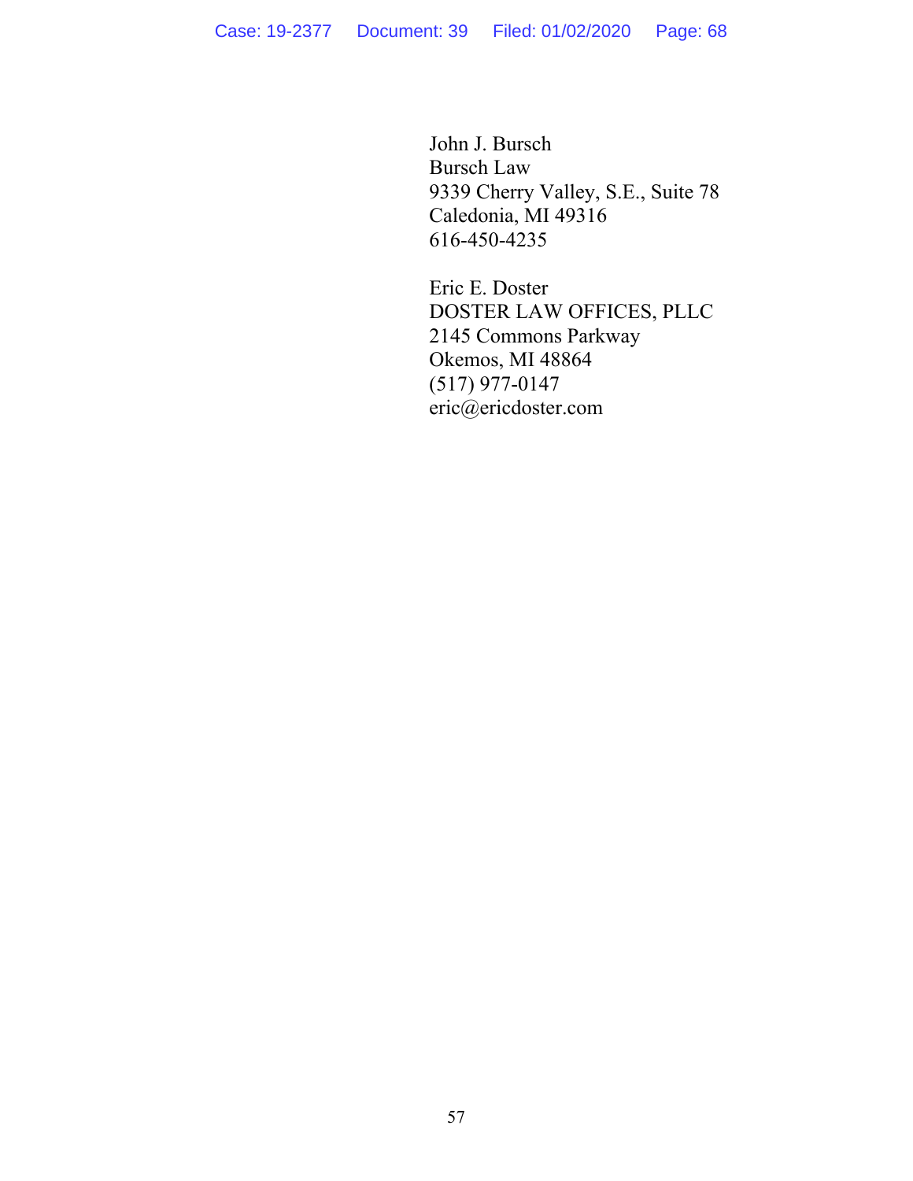John J. Bursch
Bursch Law
9339 Cherry Valley, S.E., Suite 78
Caledonia, MI 49316
616-450-4235

Eric E. Doster
DOSTER LAW OFFICES, PLLC
2145 Commons Parkway
Okemos, MI 48864
(517) 977-0147
eric@ericdoster.com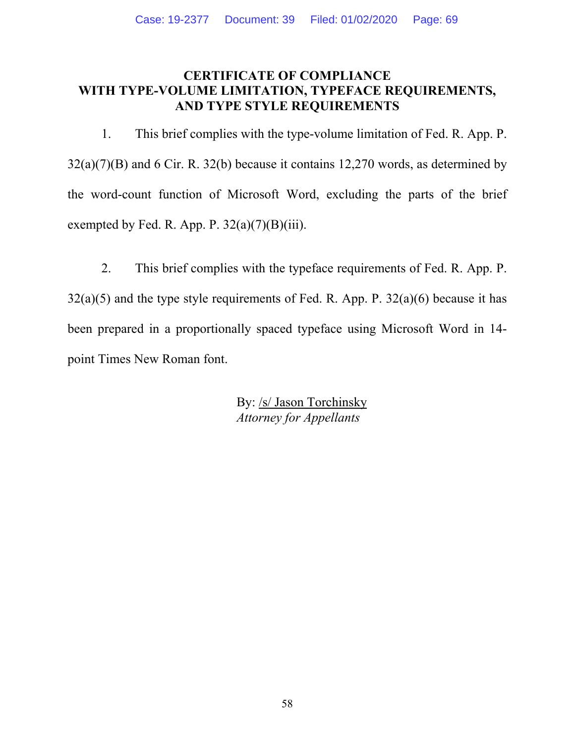## CERTIFICATE OF COMPLIANCE WITH TYPE-VOLUME LIMITATION, TYPEFACE REQUIREMENTS, AND TYPE STYLE REQUIREMENTS

1. This brief complies with the type-volume limitation of Fed. R. App. P. 32(a)(7)(B) and 6 Cir. R. 32(b) because it contains 12,270 words, as determined by the word-count function of Microsoft Word, excluding the parts of the brief exempted by Fed. R. App. P. 32(a)(7)(B)(iii).

2. This brief complies with the typeface requirements of Fed. R. App. P. 32(a)(5) and the type style requirements of Fed. R. App. P. 32(a)(6) because it has been prepared in a proportionally spaced typeface using Microsoft Word in 14-point Times New Roman font.

By: /s/ Jason Torchinsky
*Attorney for Appellants*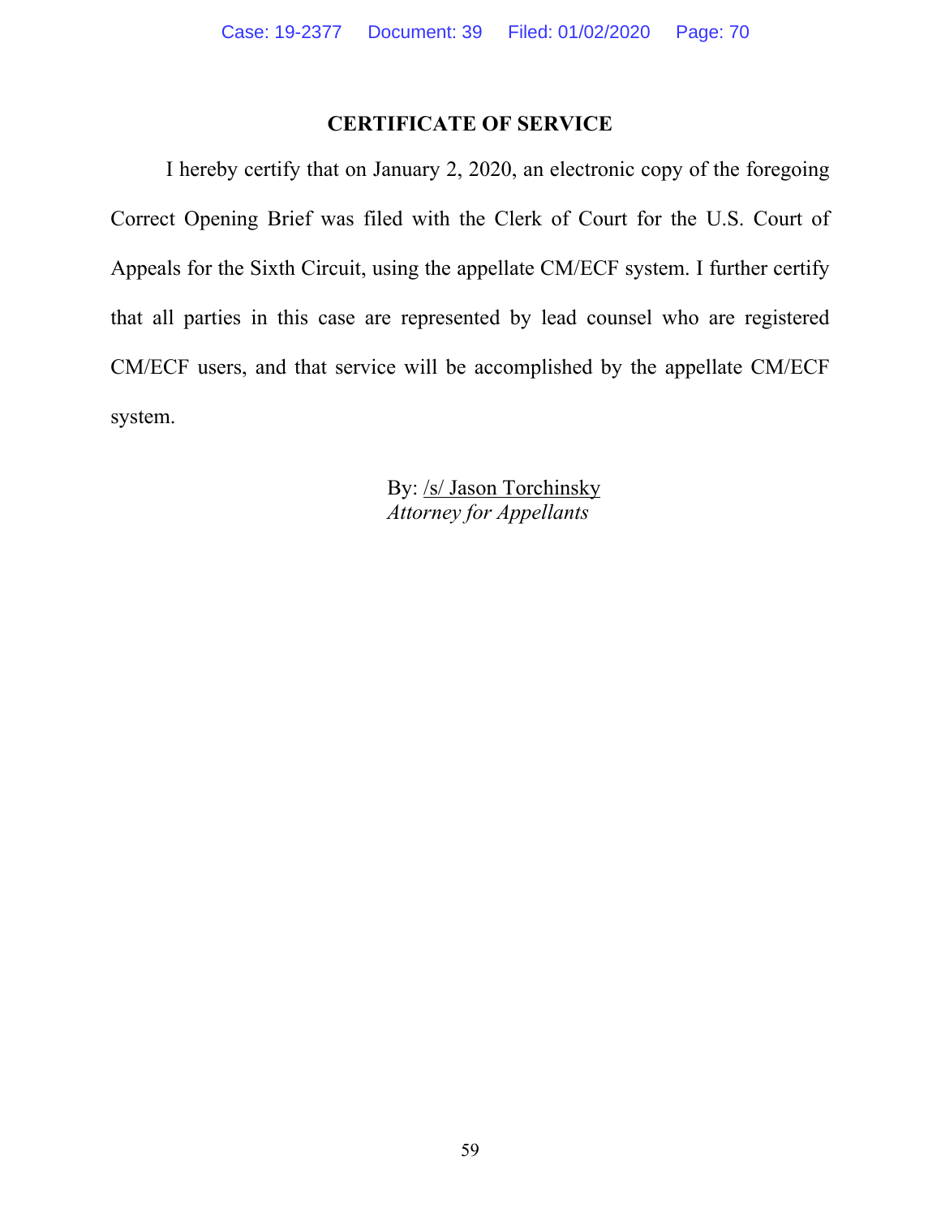## CERTIFICATE OF SERVICE

I hereby certify that on January 2, 2020, an electronic copy of the foregoing Correct Opening Brief was filed with the Clerk of Court for the U.S. Court of Appeals for the Sixth Circuit, using the appellate CM/ECF system. I further certify that all parties in this case are represented by lead counsel who are registered CM/ECF users, and that service will be accomplished by the appellate CM/ECF system.

By: /s/ Jason Torchinsky
*Attorney for Appellants*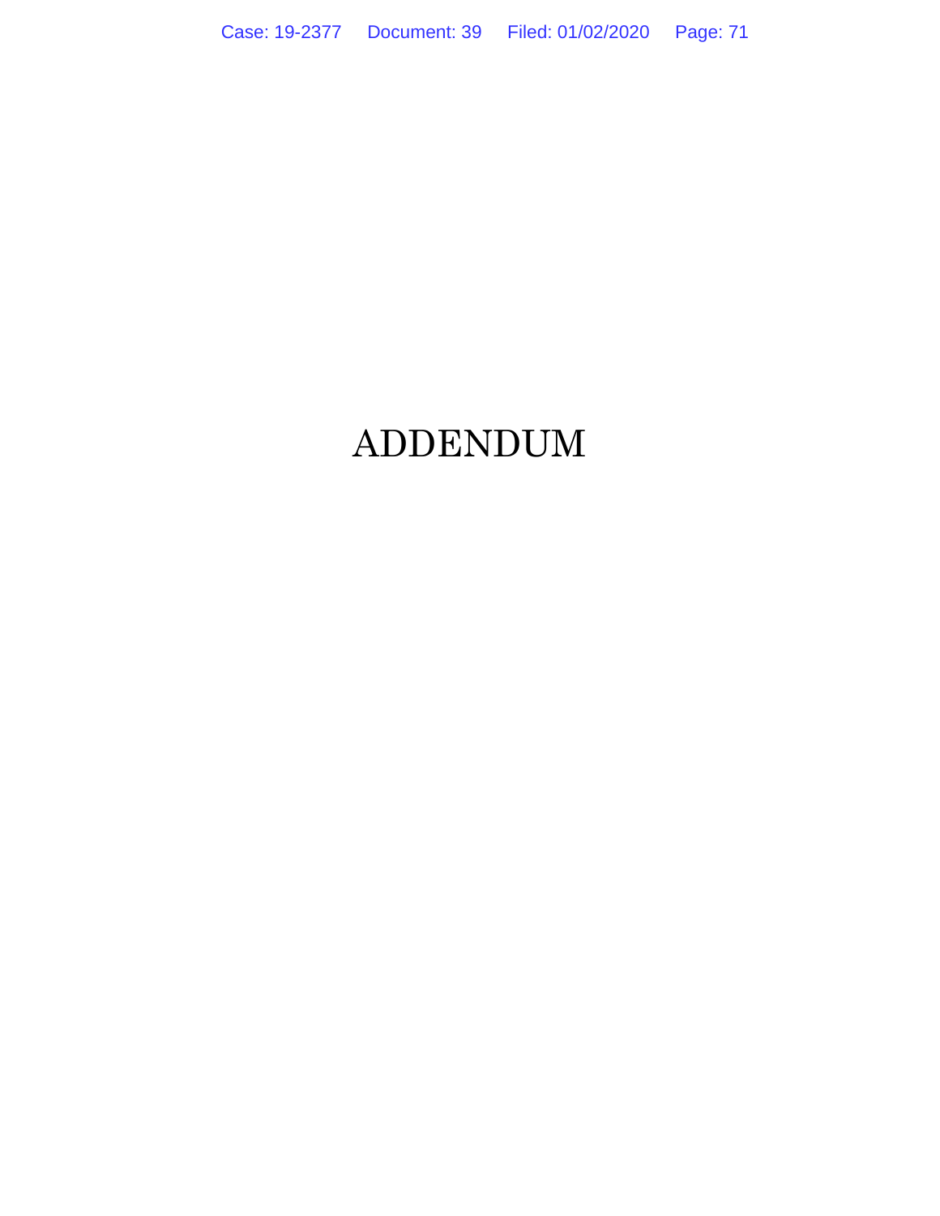# ADDENDUM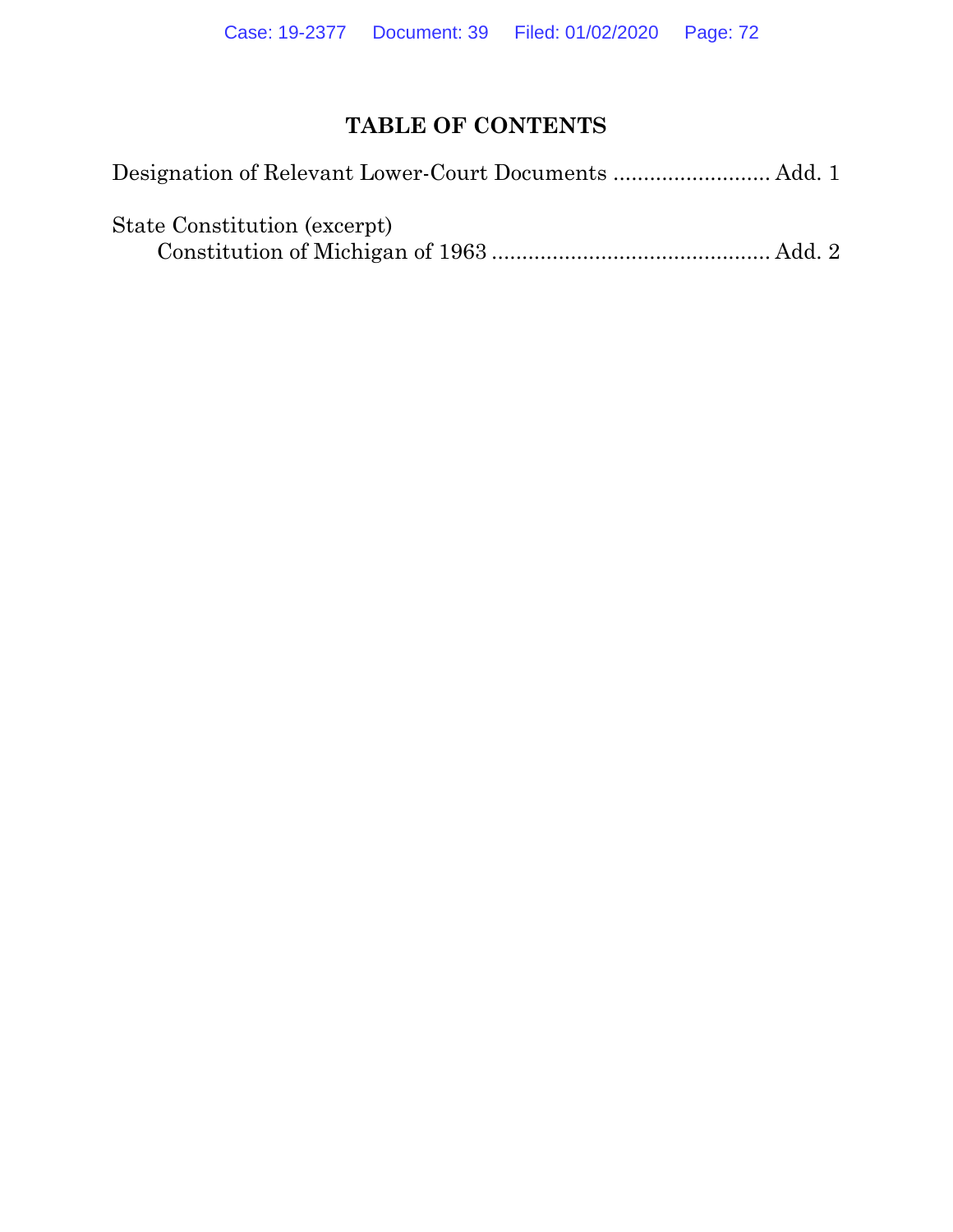# TABLE OF CONTENTS

Designation of Relevant Lower-Court Documents .......................... Add. 1

State Constitution (excerpt)
   Constitution of Michigan of 1963 .............................................. Add. 2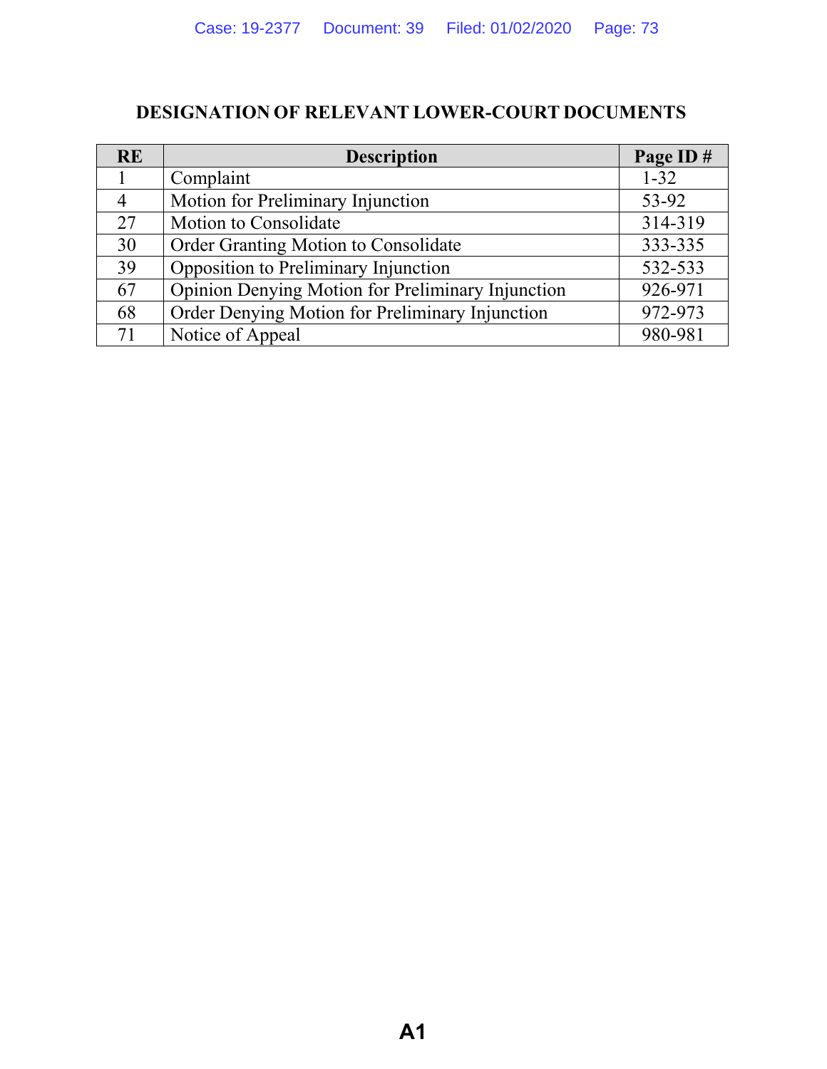## DESIGNATION OF RELEVANT LOWER-COURT DOCUMENTS

| RE | Description | Page ID # |
|---|---|---|
| 1 | Complaint | 1-32 |
| 4 | Motion for Preliminary Injunction | 53-92 |
| 27 | Motion to Consolidate | 314-319 |
| 30 | Order Granting Motion to Consolidate | 333-335 |
| 39 | Opposition to Preliminary Injunction | 532-533 |
| 67 | Opinion Denying Motion for Preliminary Injunction | 926-971 |
| 68 | Order Denying Motion for Preliminary Injunction | 972-973 |
| 71 | Notice of Appeal | 980-981 |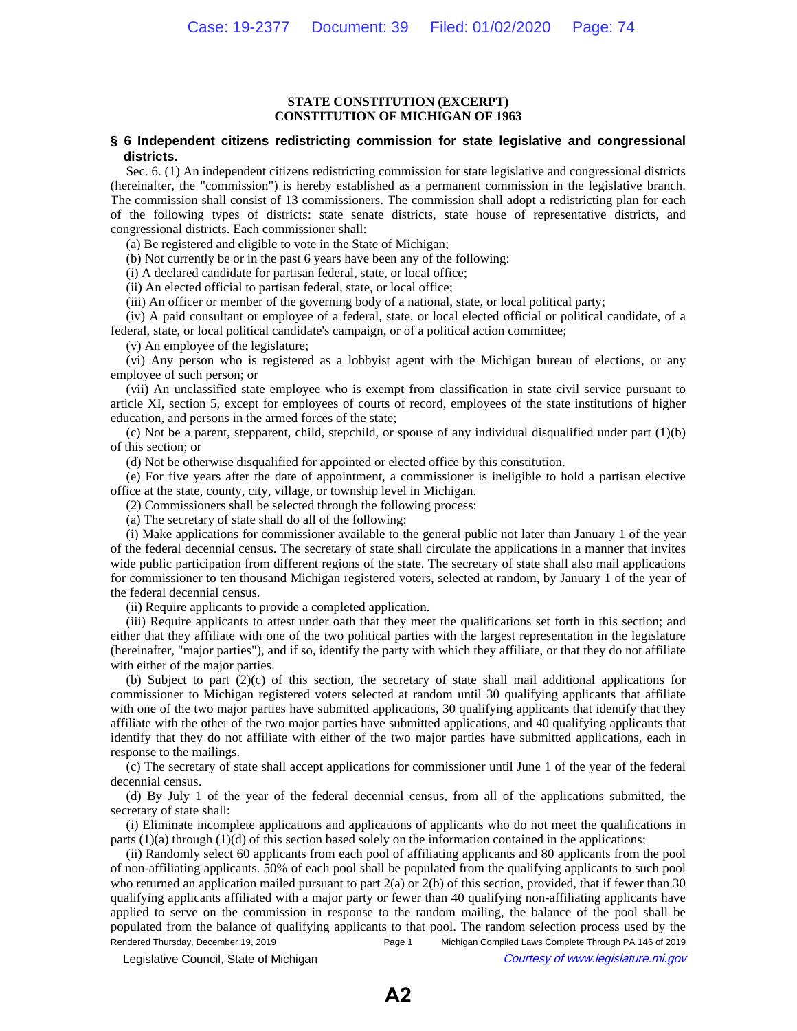**STATE CONSTITUTION (EXCERPT)**
**CONSTITUTION OF MICHIGAN OF 1963**

### § 6 Independent citizens redistricting commission for state legislative and congressional districts.

Sec. 6. (1) An independent citizens redistricting commission for state legislative and congressional districts (hereinafter, the "commission") is hereby established as a permanent commission in the legislative branch. The commission shall consist of 13 commissioners. The commission shall adopt a redistricting plan for each of the following types of districts: state senate districts, state house of representative districts, and congressional districts. Each commissioner shall:

(a) Be registered and eligible to vote in the State of Michigan;

(b) Not currently be or in the past 6 years have been any of the following:

(i) A declared candidate for partisan federal, state, or local office;

(ii) An elected official to partisan federal, state, or local office;

(iii) An officer or member of the governing body of a national, state, or local political party;

(iv) A paid consultant or employee of a federal, state, or local elected official or political candidate, of a federal, state, or local political candidate's campaign, or of a political action committee;

(v) An employee of the legislature;

(vi) Any person who is registered as a lobbyist agent with the Michigan bureau of elections, or any employee of such person; or

(vii) An unclassified state employee who is exempt from classification in state civil service pursuant to article XI, section 5, except for employees of courts of record, employees of the state institutions of higher education, and persons in the armed forces of the state;

(c) Not be a parent, stepparent, child, stepchild, or spouse of any individual disqualified under part (1)(b) of this section; or

(d) Not be otherwise disqualified for appointed or elected office by this constitution.

(e) For five years after the date of appointment, a commissioner is ineligible to hold a partisan elective office at the state, county, city, village, or township level in Michigan.

(2) Commissioners shall be selected through the following process:

(a) The secretary of state shall do all of the following:

(i) Make applications for commissioner available to the general public not later than January 1 of the year of the federal decennial census. The secretary of state shall circulate the applications in a manner that invites wide public participation from different regions of the state. The secretary of state shall also mail applications for commissioner to ten thousand Michigan registered voters, selected at random, by January 1 of the year of the federal decennial census.

(ii) Require applicants to provide a completed application.

(iii) Require applicants to attest under oath that they meet the qualifications set forth in this section; and either that they affiliate with one of the two political parties with the largest representation in the legislature (hereinafter, "major parties"), and if so, identify the party with which they affiliate, or that they do not affiliate with either of the major parties.

(b) Subject to part (2)(c) of this section, the secretary of state shall mail additional applications for commissioner to Michigan registered voters selected at random until 30 qualifying applicants that affiliate with one of the two major parties have submitted applications, 30 qualifying applicants that identify that they affiliate with the other of the two major parties have submitted applications, and 40 qualifying applicants that identify that they do not affiliate with either of the two major parties have submitted applications, each in response to the mailings.

(c) The secretary of state shall accept applications for commissioner until June 1 of the year of the federal decennial census.

(d) By July 1 of the year of the federal decennial census, from all of the applications submitted, the secretary of state shall:

(i) Eliminate incomplete applications and applications of applicants who do not meet the qualifications in parts (1)(a) through (1)(d) of this section based solely on the information contained in the applications;

(ii) Randomly select 60 applicants from each pool of affiliating applicants and 80 applicants from the pool of non-affiliating applicants. 50% of each pool shall be populated from the qualifying applicants to such pool who returned an application mailed pursuant to part 2(a) or 2(b) of this section, provided, that if fewer than 30 qualifying applicants affiliated with a major party or fewer than 40 qualifying non-affiliating applicants have applied to serve on the commission in response to the random mailing, the balance of the pool shall be populated from the balance of qualifying applicants to that pool. The random selection process used by the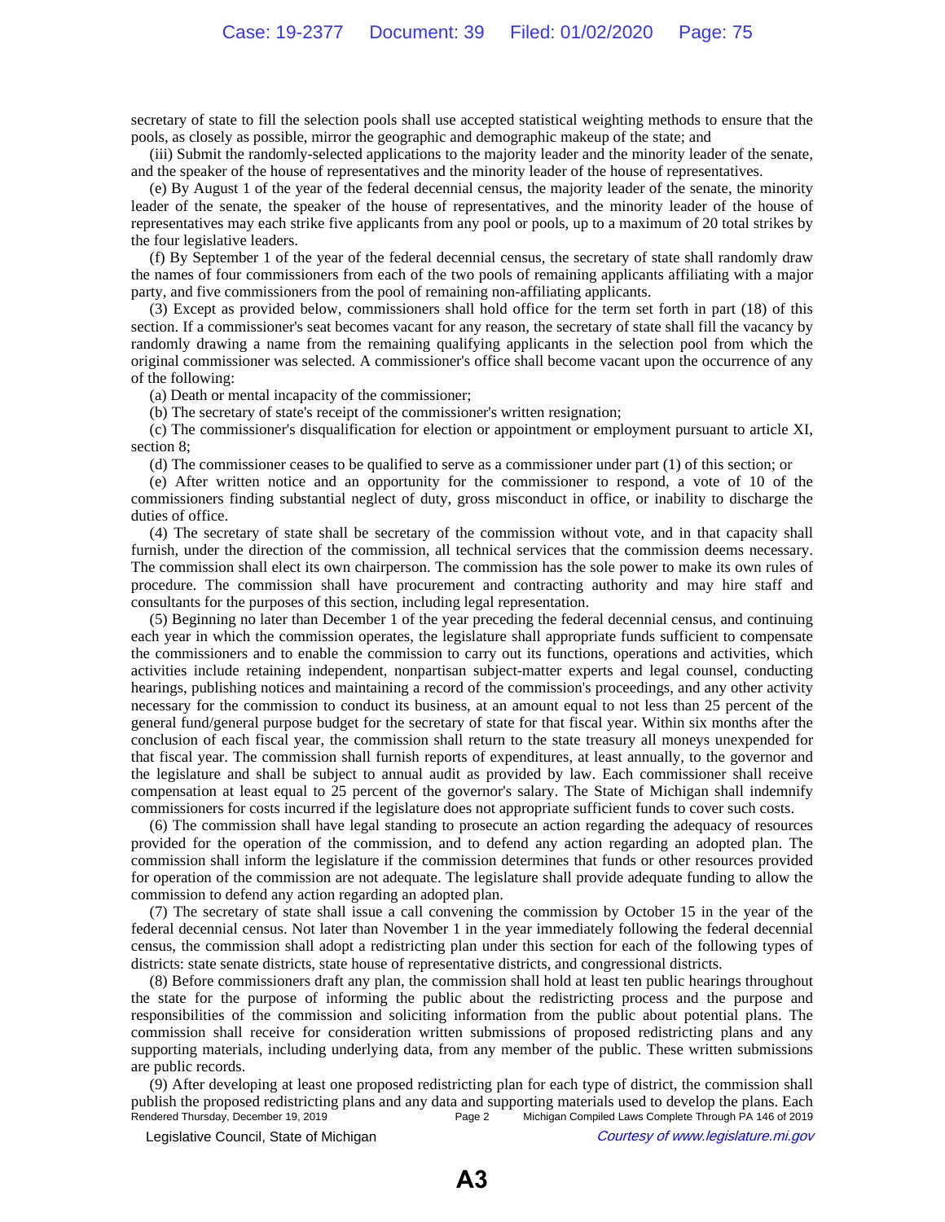secretary of state to fill the selection pools shall use accepted statistical weighting methods to ensure that the pools, as closely as possible, mirror the geographic and demographic makeup of the state; and

(iii) Submit the randomly-selected applications to the majority leader and the minority leader of the senate, and the speaker of the house of representatives and the minority leader of the house of representatives.

(e) By August 1 of the year of the federal decennial census, the majority leader of the senate, the minority leader of the senate, the speaker of the house of representatives, and the minority leader of the house of representatives may each strike five applicants from any pool or pools, up to a maximum of 20 total strikes by the four legislative leaders.

(f) By September 1 of the year of the federal decennial census, the secretary of state shall randomly draw the names of four commissioners from each of the two pools of remaining applicants affiliating with a major party, and five commissioners from the pool of remaining non-affiliating applicants.

(3) Except as provided below, commissioners shall hold office for the term set forth in part (18) of this section. If a commissioner's seat becomes vacant for any reason, the secretary of state shall fill the vacancy by randomly drawing a name from the remaining qualifying applicants in the selection pool from which the original commissioner was selected. A commissioner's office shall become vacant upon the occurrence of any of the following:

(a) Death or mental incapacity of the commissioner;

(b) The secretary of state's receipt of the commissioner's written resignation;

(c) The commissioner's disqualification for election or appointment or employment pursuant to article XI, section 8;

(d) The commissioner ceases to be qualified to serve as a commissioner under part (1) of this section; or

(e) After written notice and an opportunity for the commissioner to respond, a vote of 10 of the commissioners finding substantial neglect of duty, gross misconduct in office, or inability to discharge the duties of office.

(4) The secretary of state shall be secretary of the commission without vote, and in that capacity shall furnish, under the direction of the commission, all technical services that the commission deems necessary. The commission shall elect its own chairperson. The commission has the sole power to make its own rules of procedure. The commission shall have procurement and contracting authority and may hire staff and consultants for the purposes of this section, including legal representation.

(5) Beginning no later than December 1 of the year preceding the federal decennial census, and continuing each year in which the commission operates, the legislature shall appropriate funds sufficient to compensate the commissioners and to enable the commission to carry out its functions, operations and activities, which activities include retaining independent, nonpartisan subject-matter experts and legal counsel, conducting hearings, publishing notices and maintaining a record of the commission's proceedings, and any other activity necessary for the commission to conduct its business, at an amount equal to not less than 25 percent of the general fund/general purpose budget for the secretary of state for that fiscal year. Within six months after the conclusion of each fiscal year, the commission shall return to the state treasury all moneys unexpended for that fiscal year. The commission shall furnish reports of expenditures, at least annually, to the governor and the legislature and shall be subject to annual audit as provided by law. Each commissioner shall receive compensation at least equal to 25 percent of the governor's salary. The State of Michigan shall indemnify commissioners for costs incurred if the legislature does not appropriate sufficient funds to cover such costs.

(6) The commission shall have legal standing to prosecute an action regarding the adequacy of resources provided for the operation of the commission, and to defend any action regarding an adopted plan. The commission shall inform the legislature if the commission determines that funds or other resources provided for operation of the commission are not adequate. The legislature shall provide adequate funding to allow the commission to defend any action regarding an adopted plan.

(7) The secretary of state shall issue a call convening the commission by October 15 in the year of the federal decennial census. Not later than November 1 in the year immediately following the federal decennial census, the commission shall adopt a redistricting plan under this section for each of the following types of districts: state senate districts, state house of representative districts, and congressional districts.

(8) Before commissioners draft any plan, the commission shall hold at least ten public hearings throughout the state for the purpose of informing the public about the redistricting process and the purpose and responsibilities of the commission and soliciting information from the public about potential plans. The commission shall receive for consideration written submissions of proposed redistricting plans and any supporting materials, including underlying data, from any member of the public. These written submissions are public records.

(9) After developing at least one proposed redistricting plan for each type of district, the commission shall publish the proposed redistricting plans and any data and supporting materials used to develop the plans. Each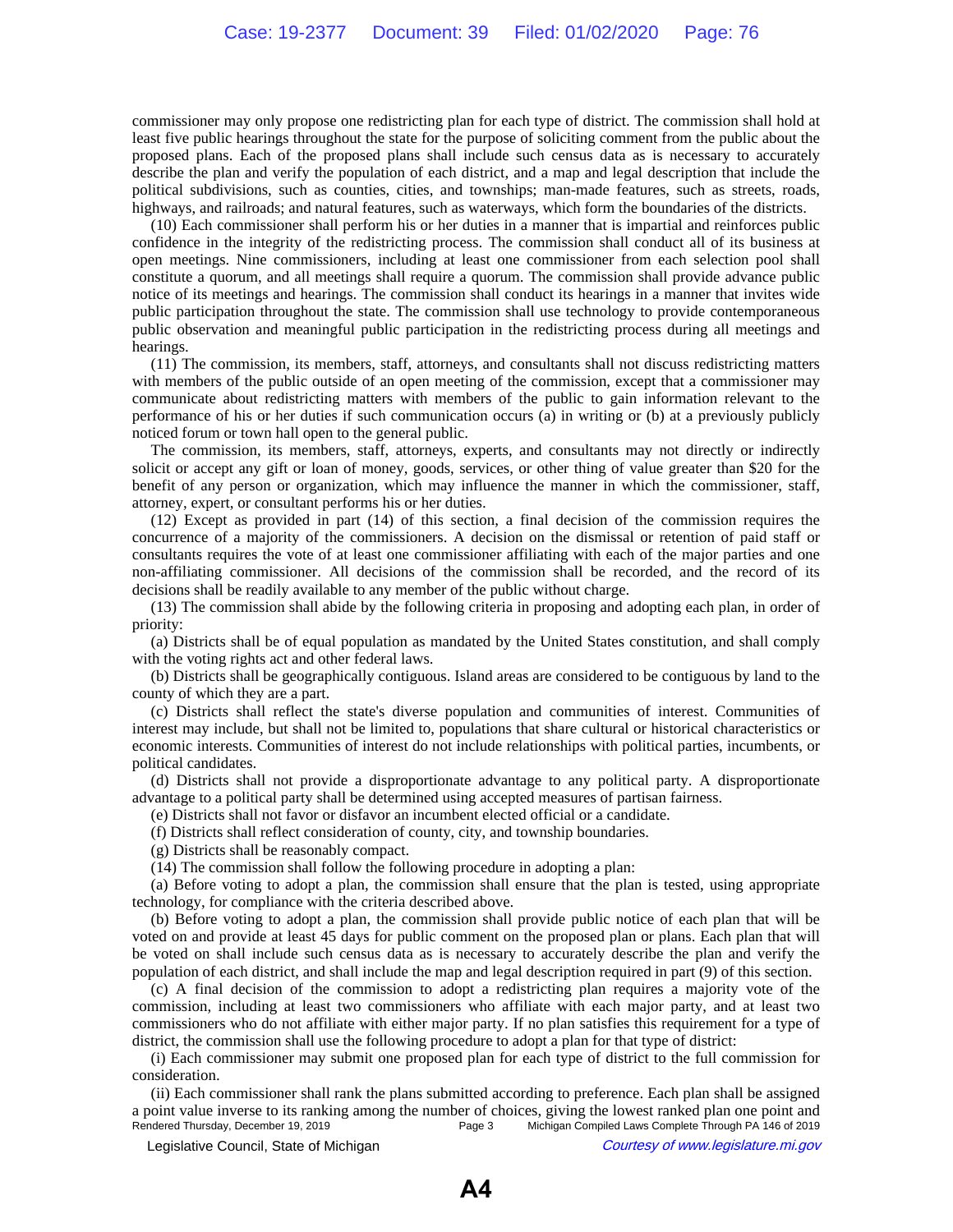commissioner may only propose one redistricting plan for each type of district. The commission shall hold at least five public hearings throughout the state for the purpose of soliciting comment from the public about the proposed plans. Each of the proposed plans shall include such census data as is necessary to accurately describe the plan and verify the population of each district, and a map and legal description that include the political subdivisions, such as counties, cities, and townships; man-made features, such as streets, roads, highways, and railroads; and natural features, such as waterways, which form the boundaries of the districts.

(10) Each commissioner shall perform his or her duties in a manner that is impartial and reinforces public confidence in the integrity of the redistricting process. The commission shall conduct all of its business at open meetings. Nine commissioners, including at least one commissioner from each selection pool shall constitute a quorum, and all meetings shall require a quorum. The commission shall provide advance public notice of its meetings and hearings. The commission shall conduct its hearings in a manner that invites wide public participation throughout the state. The commission shall use technology to provide contemporaneous public observation and meaningful public participation in the redistricting process during all meetings and hearings.

(11) The commission, its members, staff, attorneys, and consultants shall not discuss redistricting matters with members of the public outside of an open meeting of the commission, except that a commissioner may communicate about redistricting matters with members of the public to gain information relevant to the performance of his or her duties if such communication occurs (a) in writing or (b) at a previously publicly noticed forum or town hall open to the general public.

The commission, its members, staff, attorneys, experts, and consultants may not directly or indirectly solicit or accept any gift or loan of money, goods, services, or other thing of value greater than $20 for the benefit of any person or organization, which may influence the manner in which the commissioner, staff, attorney, expert, or consultant performs his or her duties.

(12) Except as provided in part (14) of this section, a final decision of the commission requires the concurrence of a majority of the commissioners. A decision on the dismissal or retention of paid staff or consultants requires the vote of at least one commissioner affiliating with each of the major parties and one non-affiliating commissioner. All decisions of the commission shall be recorded, and the record of its decisions shall be readily available to any member of the public without charge.

(13) The commission shall abide by the following criteria in proposing and adopting each plan, in order of priority:

(a) Districts shall be of equal population as mandated by the United States constitution, and shall comply with the voting rights act and other federal laws.

(b) Districts shall be geographically contiguous. Island areas are considered to be contiguous by land to the county of which they are a part.

(c) Districts shall reflect the state's diverse population and communities of interest. Communities of interest may include, but shall not be limited to, populations that share cultural or historical characteristics or economic interests. Communities of interest do not include relationships with political parties, incumbents, or political candidates.

(d) Districts shall not provide a disproportionate advantage to any political party. A disproportionate advantage to a political party shall be determined using accepted measures of partisan fairness.

(e) Districts shall not favor or disfavor an incumbent elected official or a candidate.

(f) Districts shall reflect consideration of county, city, and township boundaries.

(g) Districts shall be reasonably compact.

(14) The commission shall follow the following procedure in adopting a plan:

(a) Before voting to adopt a plan, the commission shall ensure that the plan is tested, using appropriate technology, for compliance with the criteria described above.

(b) Before voting to adopt a plan, the commission shall provide public notice of each plan that will be voted on and provide at least 45 days for public comment on the proposed plan or plans. Each plan that will be voted on shall include such census data as is necessary to accurately describe the plan and verify the population of each district, and shall include the map and legal description required in part (9) of this section.

(c) A final decision of the commission to adopt a redistricting plan requires a majority vote of the commission, including at least two commissioners who affiliate with each major party, and at least two commissioners who do not affiliate with either major party. If no plan satisfies this requirement for a type of district, the commission shall use the following procedure to adopt a plan for that type of district:

(i) Each commissioner may submit one proposed plan for each type of district to the full commission for consideration.

(ii) Each commissioner shall rank the plans submitted according to preference. Each plan shall be assigned a point value inverse to its ranking among the number of choices, giving the lowest ranked plan one point and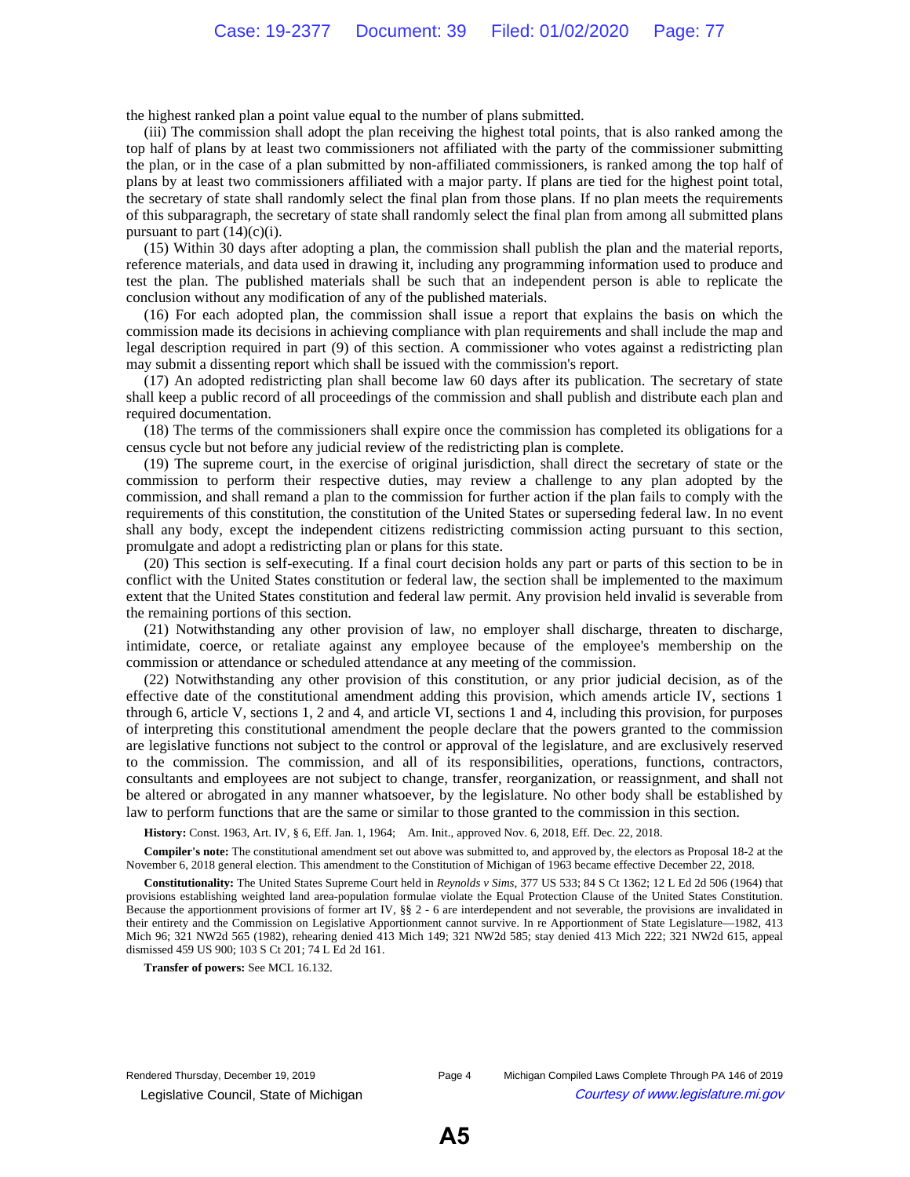the highest ranked plan a point value equal to the number of plans submitted.

(iii) The commission shall adopt the plan receiving the highest total points, that is also ranked among the top half of plans by at least two commissioners not affiliated with the party of the commissioner submitting the plan, or in the case of a plan submitted by non-affiliated commissioners, is ranked among the top half of plans by at least two commissioners affiliated with a major party. If plans are tied for the highest point total, the secretary of state shall randomly select the final plan from those plans. If no plan meets the requirements of this subparagraph, the secretary of state shall randomly select the final plan from among all submitted plans pursuant to part (14)(c)(i).

(15) Within 30 days after adopting a plan, the commission shall publish the plan and the material reports, reference materials, and data used in drawing it, including any programming information used to produce and test the plan. The published materials shall be such that an independent person is able to replicate the conclusion without any modification of any of the published materials.

(16) For each adopted plan, the commission shall issue a report that explains the basis on which the commission made its decisions in achieving compliance with plan requirements and shall include the map and legal description required in part (9) of this section. A commissioner who votes against a redistricting plan may submit a dissenting report which shall be issued with the commission's report.

(17) An adopted redistricting plan shall become law 60 days after its publication. The secretary of state shall keep a public record of all proceedings of the commission and shall publish and distribute each plan and required documentation.

(18) The terms of the commissioners shall expire once the commission has completed its obligations for a census cycle but not before any judicial review of the redistricting plan is complete.

(19) The supreme court, in the exercise of original jurisdiction, shall direct the secretary of state or the commission to perform their respective duties, may review a challenge to any plan adopted by the commission, and shall remand a plan to the commission for further action if the plan fails to comply with the requirements of this constitution, the constitution of the United States or superseding federal law. In no event shall any body, except the independent citizens redistricting commission acting pursuant to this section, promulgate and adopt a redistricting plan or plans for this state.

(20) This section is self-executing. If a final court decision holds any part or parts of this section to be in conflict with the United States constitution or federal law, the section shall be implemented to the maximum extent that the United States constitution and federal law permit. Any provision held invalid is severable from the remaining portions of this section.

(21) Notwithstanding any other provision of law, no employer shall discharge, threaten to discharge, intimidate, coerce, or retaliate against any employee because of the employee's membership on the commission or attendance or scheduled attendance at any meeting of the commission.

(22) Notwithstanding any other provision of this constitution, or any prior judicial decision, as of the effective date of the constitutional amendment adding this provision, which amends article IV, sections 1 through 6, article V, sections 1, 2 and 4, and article VI, sections 1 and 4, including this provision, for purposes of interpreting this constitutional amendment the people declare that the powers granted to the commission are legislative functions not subject to the control or approval of the legislature, and are exclusively reserved to the commission. The commission, and all of its responsibilities, operations, functions, contractors, consultants and employees are not subject to change, transfer, reorganization, or reassignment, and shall not be altered or abrogated in any manner whatsoever, by the legislature. No other body shall be established by law to perform functions that are the same or similar to those granted to the commission in this section.

**History:** Const. 1963, Art. IV, § 6, Eff. Jan. 1, 1964; Am. Init., approved Nov. 6, 2018, Eff. Dec. 22, 2018.

**Compiler's note:** The constitutional amendment set out above was submitted to, and approved by, the electors as Proposal 18-2 at the November 6, 2018 general election. This amendment to the Constitution of Michigan of 1963 became effective December 22, 2018.

**Constitutionality:** The United States Supreme Court held in *Reynolds v Sims*, 377 US 533; 84 S Ct 1362; 12 L Ed 2d 506 (1964) that provisions establishing weighted land area-population formulae violate the Equal Protection Clause of the United States Constitution. Because the apportionment provisions of former art IV, §§ 2 - 6 are interdependent and not severable, the provisions are invalidated in their entirety and the Commission on Legislative Apportionment cannot survive. In re Apportionment of State Legislature—1982, 413 Mich 96; 321 NW2d 565 (1982), rehearing denied 413 Mich 149; 321 NW2d 585; stay denied 413 Mich 222; 321 NW2d 615, appeal dismissed 459 US 900; 103 S Ct 201; 74 L Ed 2d 161.

**Transfer of powers:** See MCL 16.132.

Rendered Thursday, December 19, 2019 — Michigan Compiled Laws Complete Through PA 146 of 2019

Legislative Council, State of Michigan — *Courtesy of www.legislature.mi.gov*

**A5**